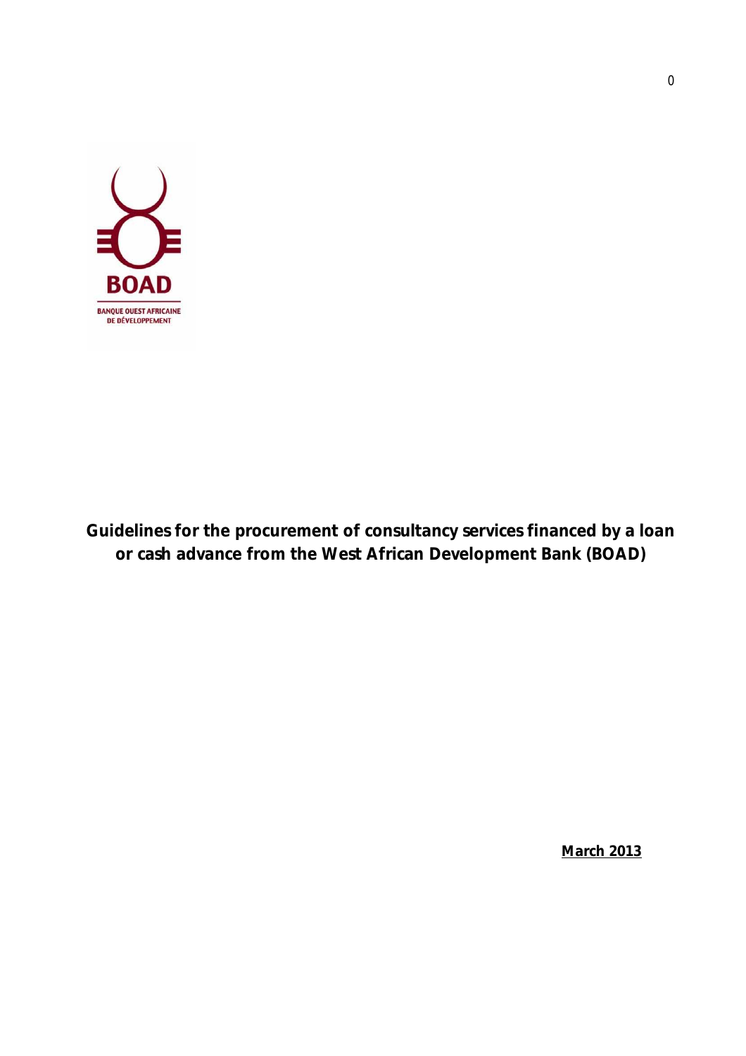BOAD

BANQUE OUEST AFRICAINE DE DÉVELOPPEMENT

# Guidelines for the procurement of consultancy services financed by a loan or cash advance from the West African Development Bank (BOAD)

**March 2013**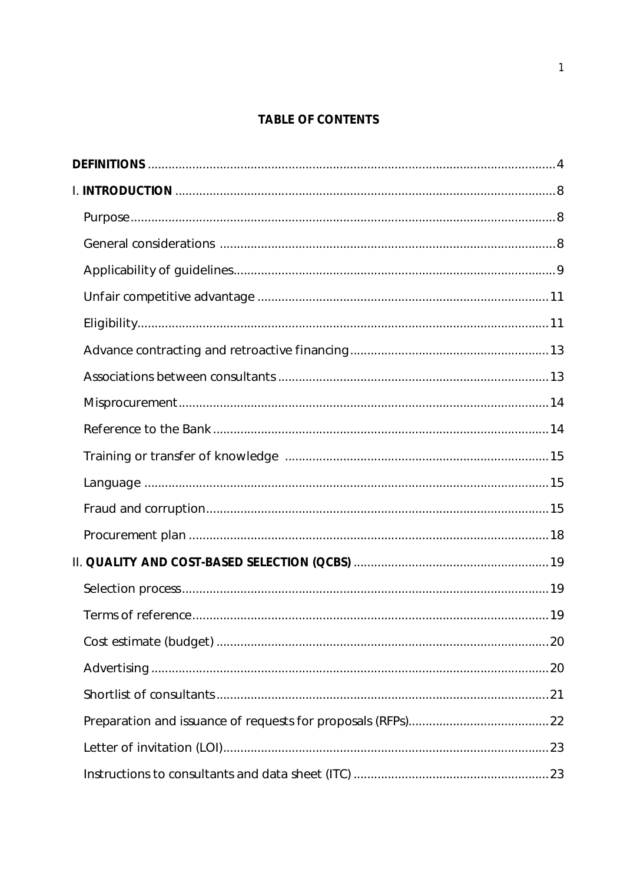## TABLE OF CONTENTS

**DEFINITIONS** .......... 4

I. **INTRODUCTION** .......... 8

- Purpose .......... 8
- General considerations .......... 8
- Applicability of guidelines .......... 9
- Unfair competitive advantage .......... 11
- Eligibility .......... 11
- Advance contracting and retroactive financing .......... 13
- Associations between consultants .......... 13
- Misprocurement .......... 14
- Reference to the Bank .......... 14
- Training or transfer of knowledge .......... 15
- Language .......... 15
- Fraud and corruption .......... 15
- Procurement plan .......... 18

II. **QUALITY AND COST-BASED SELECTION (QCBS)** .......... 19

- Selection process .......... 19
- Terms of reference .......... 19
- Cost estimate (budget) .......... 20
- Advertising .......... 20
- Shortlist of consultants .......... 21
- Preparation and issuance of requests for proposals (RFPs) .......... 22
- Letter of invitation (LOI) .......... 23
- Instructions to consultants and data sheet (ITC) .......... 23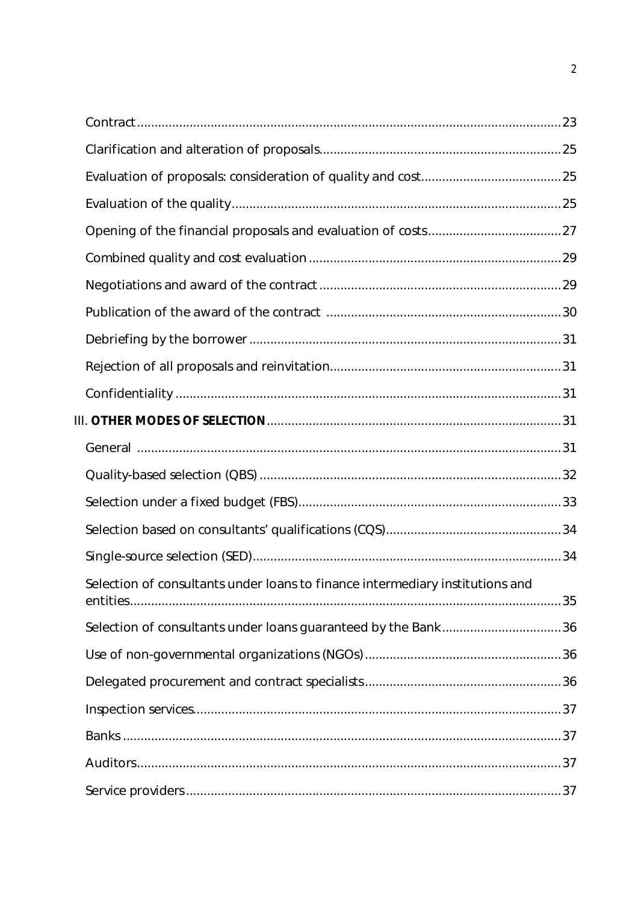Contract ........................................................................................................ 23

Clarification and alteration of proposals .................................................................... 25

Evaluation of proposals: consideration of quality and cost ........................................ 25

Evaluation of the quality ............................................................................................. 25

Opening of the financial proposals and evaluation of costs ...................................... 27

Combined quality and cost evaluation ....................................................................... 29

Negotiations and award of the contract ..................................................................... 29

Publication of the award of the contract ..................................................................... 30

Debriefing by the borrower ......................................................................................... 31

Rejection of all proposals and reinvitation .................................................................. 31

Confidentiality ............................................................................................................. 31

III. **OTHER MODES OF SELECTION** .................................................................................. 31

General ........................................................................................................................ 31

Quality-based selection (QBS) ..................................................................................... 32

Selection under a fixed budget (FBS) .......................................................................... 33

Selection based on consultants' qualifications (CQS) .................................................. 34

Single-source selection (SED) ....................................................................................... 34

Selection of consultants under loans to finance intermediary institutions and entities ......................................................................................................................... 35

Selection of consultants under loans guaranteed by the Bank .................................. 36

Use of non-governmental organizations (NGOs) ........................................................ 36

Delegated procurement and contract specialists ....................................................... 36

Inspection services ....................................................................................................... 37

Banks ............................................................................................................................ 37

Auditors ........................................................................................................................ 37

Service providers .......................................................................................................... 37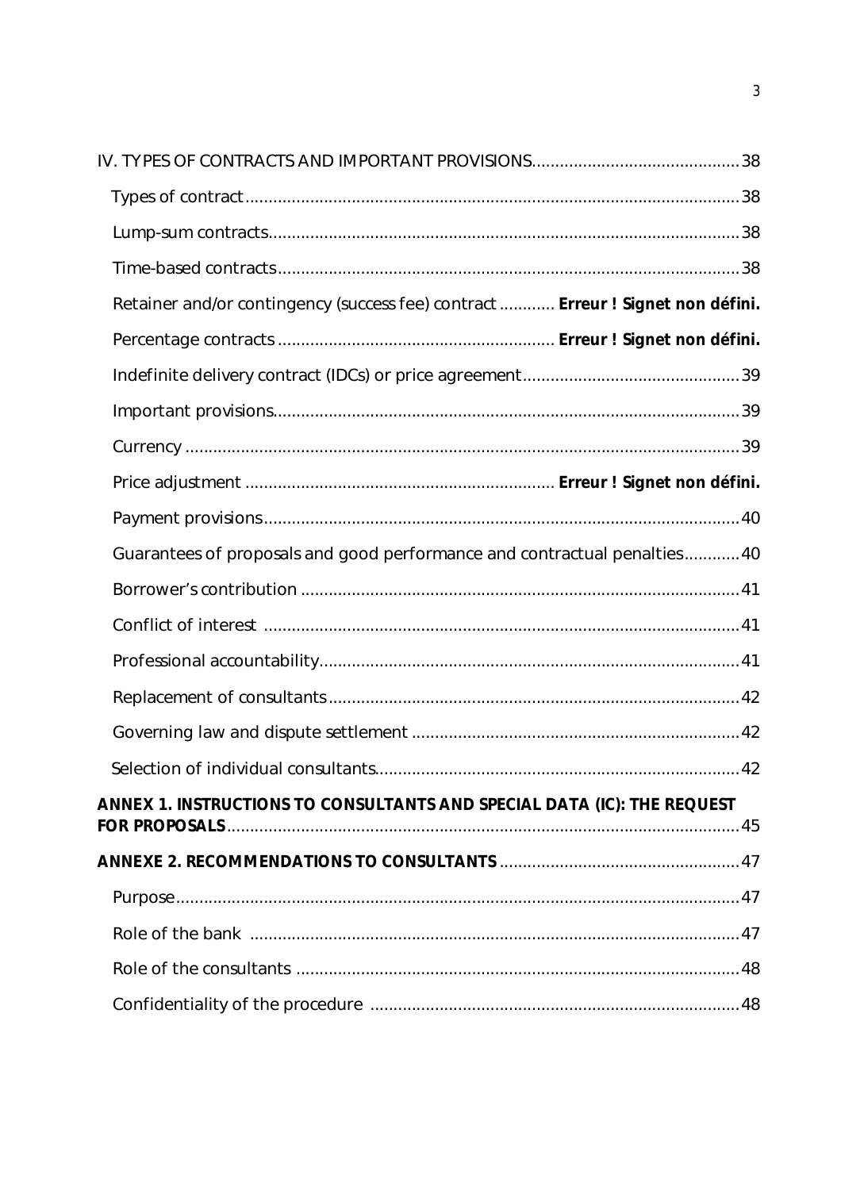IV. TYPES OF CONTRACTS AND IMPORTANT PROVISIONS ..... 38

- Types of contract ..... 38
  - Lump-sum contracts ..... 38
  - Time-based contracts ..... 38
  - Retainer and/or contingency (success fee) contract ..... **Erreur ! Signet non défini.**
  - Percentage contracts ..... **Erreur ! Signet non défini.**
  - Indefinite delivery contract (IDCs) or price agreement ..... 39
  - Important provisions ..... 39
  - Currency ..... 39
  - Price adjustment ..... **Erreur ! Signet non défini.**
  - Payment provisions ..... 40
  - Guarantees of proposals and good performance and contractual penalties ..... 40
  - Borrower's contribution ..... 41
  - Conflict of interest ..... 41
  - Professional accountability ..... 41
  - Replacement of consultants ..... 42
  - Governing law and dispute settlement ..... 42
- Selection of individual consultants ..... 42

**ANNEX 1. INSTRUCTIONS TO CONSULTANTS AND SPECIAL DATA (IC): THE REQUEST FOR PROPOSALS** ..... 45

**ANNEXE 2. RECOMMENDATIONS TO CONSULTANTS** ..... 47

- Purpose ..... 47
- Role of the bank ..... 47
- Role of the consultants ..... 48
- Confidentiality of the procedure ..... 48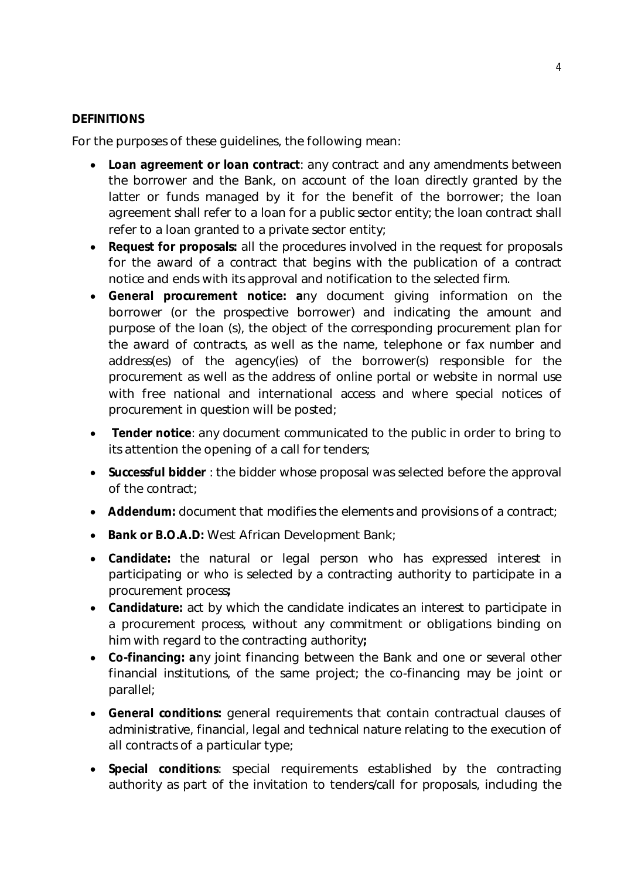**DEFINITIONS**

For the purposes of these guidelines, the following mean:

- **Loan agreement or loan contract**: any contract and any amendments between the borrower and the Bank, on account of the loan directly granted by the latter or funds managed by it for the benefit of the borrower; the loan agreement shall refer to a loan for a public sector entity; the loan contract shall refer to a loan granted to a private sector entity;
- **Request for proposals:** all the procedures involved in the request for proposals for the award of a contract that begins with the publication of a contract notice and ends with its approval and notification to the selected firm.
- **General procurement notice: a**ny document giving information on the borrower (or the prospective borrower) and indicating the amount and purpose of the loan (s), the object of the corresponding procurement plan for the award of contracts, as well as the name, telephone or fax number and address(es) of the agency(ies) of the borrower(s) responsible for the procurement as well as the address of online portal or website in normal use with free national and international access and where special notices of procurement in question will be posted;
- **Tender notice**: any document communicated to the public in order to bring to its attention the opening of a call for tenders;
- **Successful bidder** : the bidder whose proposal was selected before the approval of the contract;
- **Addendum:** document that modifies the elements and provisions of a contract;
- **Bank or B.O.A.D:** West African Development Bank;
- **Candidate:** the natural or legal person who has expressed interest in participating or who is selected by a contracting authority to participate in a procurement process**;**
- **Candidature:** act by which the candidate indicates an interest to participate in a procurement process, without any commitment or obligations binding on him with regard to the contracting authority**;**
- **Co-financing: a**ny joint financing between the Bank and one or several other financial institutions, of the same project; the co-financing may be joint or parallel;
- **General conditions:** general requirements that contain contractual clauses of administrative, financial, legal and technical nature relating to the execution of all contracts of a particular type;
- **Special conditions**: special requirements established by the contracting authority as part of the invitation to tenders/call for proposals, including the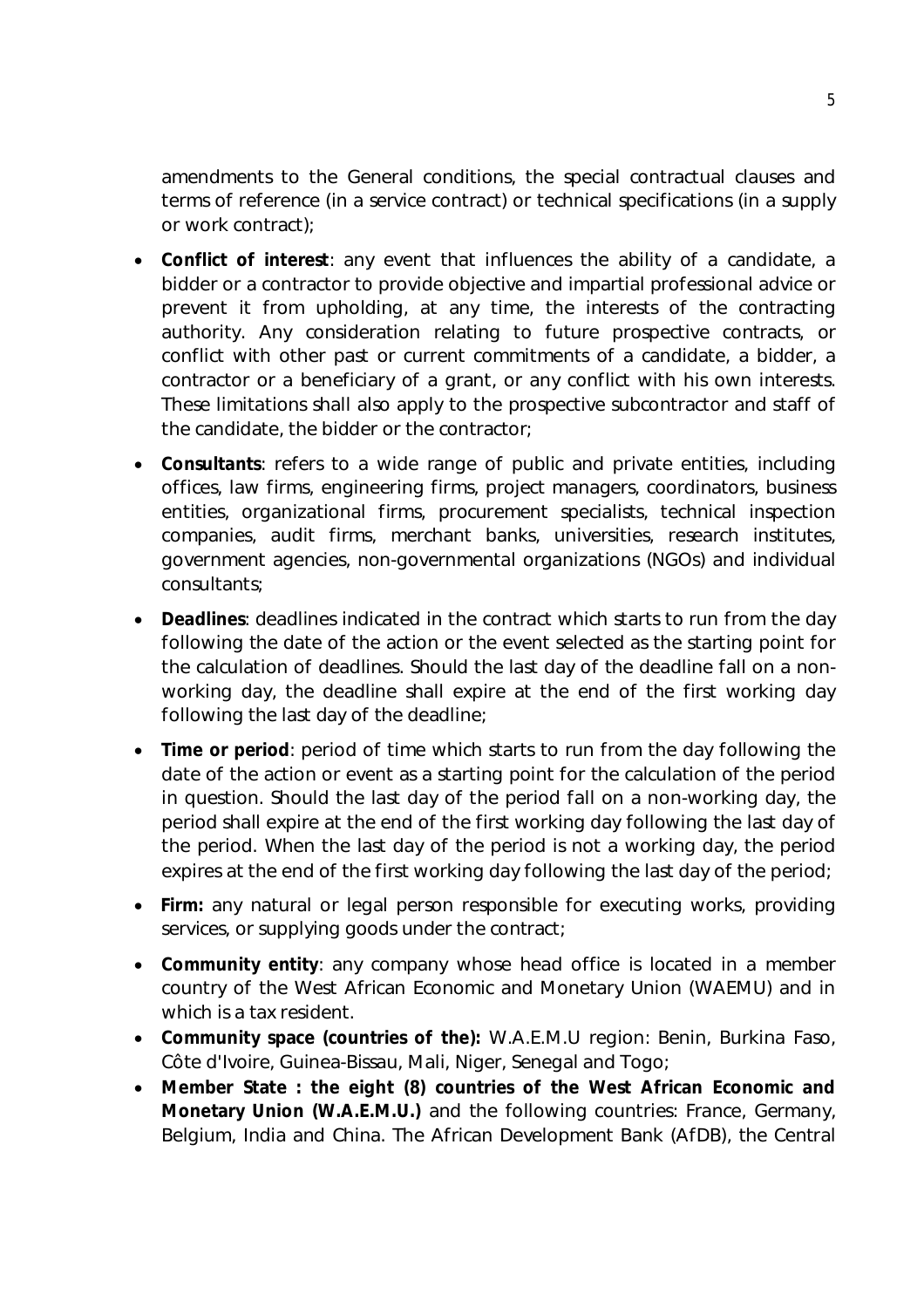amendments to the General conditions, the special contractual clauses and terms of reference (in a service contract) or technical specifications (in a supply or work contract);

- **Conflict of interest**: any event that influences the ability of a candidate, a bidder or a contractor to provide objective and impartial professional advice or prevent it from upholding, at any time, the interests of the contracting authority. Any consideration relating to future prospective contracts, or conflict with other past or current commitments of a candidate, a bidder, a contractor or a beneficiary of a grant, or any conflict with his own interests. These limitations shall also apply to the prospective subcontractor and staff of the candidate, the bidder or the contractor;
- **Consultants**: refers to a wide range of public and private entities, including offices, law firms, engineering firms, project managers, coordinators, business entities, organizational firms, procurement specialists, technical inspection companies, audit firms, merchant banks, universities, research institutes, government agencies, non-governmental organizations (NGOs) and individual consultants;
- **Deadlines**: deadlines indicated in the contract which starts to run from the day following the date of the action or the event selected as the starting point for the calculation of deadlines. Should the last day of the deadline fall on a non-working day, the deadline shall expire at the end of the first working day following the last day of the deadline;
- **Time or period**: period of time which starts to run from the day following the date of the action or event as a starting point for the calculation of the period in question. Should the last day of the period fall on a non-working day, the period shall expire at the end of the first working day following the last day of the period. When the last day of the period is not a working day, the period expires at the end of the first working day following the last day of the period;
- **Firm:** any natural or legal person responsible for executing works, providing services, or supplying goods under the contract;
- **Community entity**: any company whose head office is located in a member country of the West African Economic and Monetary Union (WAEMU) and in which is a tax resident.
- **Community space (countries of the):** W.A.E.M.U region: Benin, Burkina Faso, Côte d'Ivoire, Guinea-Bissau, Mali, Niger, Senegal and Togo;
- **Member State : the eight (8) countries of the West African Economic and Monetary Union (W.A.E.M.U.)** and the following countries: France, Germany, Belgium, India and China. The African Development Bank (AfDB), the Central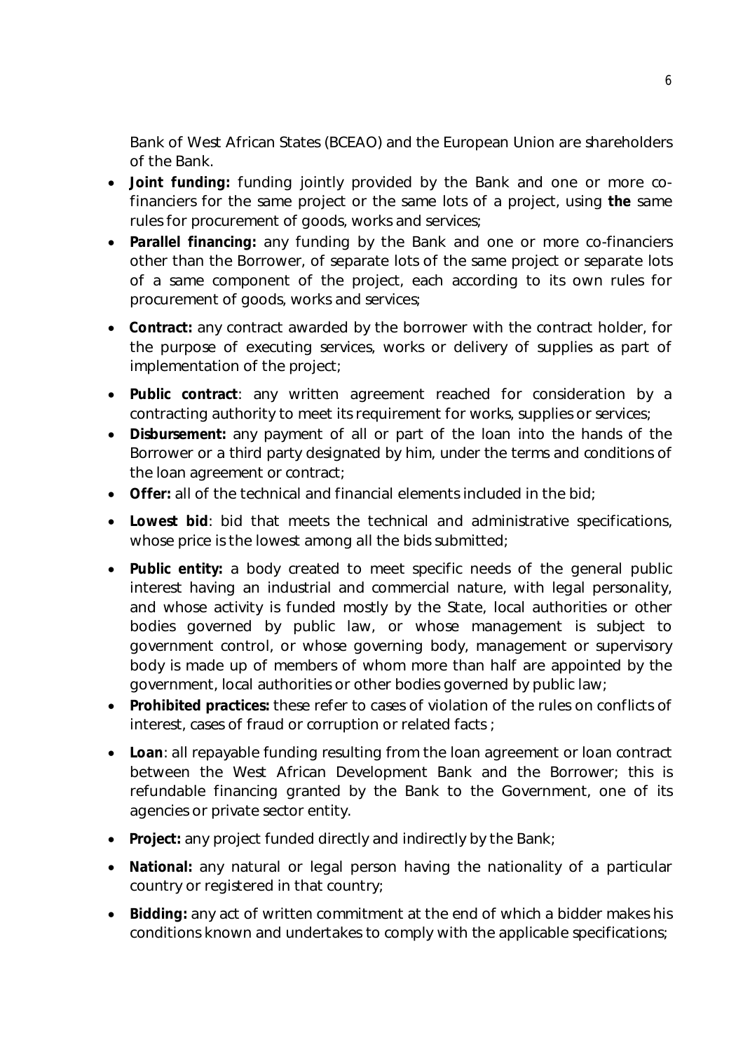Bank of West African States (BCEAO) and the European Union are shareholders of the Bank.

- **Joint funding:** funding jointly provided by the Bank and one or more co-financiers for the same project or the same lots of a project, using **the** same rules for procurement of goods, works and services;
- **Parallel financing:** any funding by the Bank and one or more co-financiers other than the Borrower, of separate lots of the same project or separate lots of a same component of the project, each according to its own rules for procurement of goods, works and services;
- **Contract:** any contract awarded by the borrower with the contract holder, for the purpose of executing services, works or delivery of supplies as part of implementation of the project;
- **Public contract**: any written agreement reached for consideration by a contracting authority to meet its requirement for works, supplies or services;
- **Disbursement:** any payment of all or part of the loan into the hands of the Borrower or a third party designated by him, under the terms and conditions of the loan agreement or contract;
- **Offer:** all of the technical and financial elements included in the bid;
- **Lowest bid**: bid that meets the technical and administrative specifications, whose price is the lowest among all the bids submitted;
- **Public entity:** a body created to meet specific needs of the general public interest having an industrial and commercial nature, with legal personality, and whose activity is funded mostly by the State, local authorities or other bodies governed by public law, or whose management is subject to government control, or whose governing body, management or supervisory body is made up of members of whom more than half are appointed by the government, local authorities or other bodies governed by public law;
- **Prohibited practices:** these refer to cases of violation of the rules on conflicts of interest, cases of fraud or corruption or related facts ;
- **Loan**: all repayable funding resulting from the loan agreement or loan contract between the West African Development Bank and the Borrower; this is refundable financing granted by the Bank to the Government, one of its agencies or private sector entity.
- **Project:** any project funded directly and indirectly by the Bank;
- **National:** any natural or legal person having the nationality of a particular country or registered in that country;
- **Bidding:** any act of written commitment at the end of which a bidder makes his conditions known and undertakes to comply with the applicable specifications;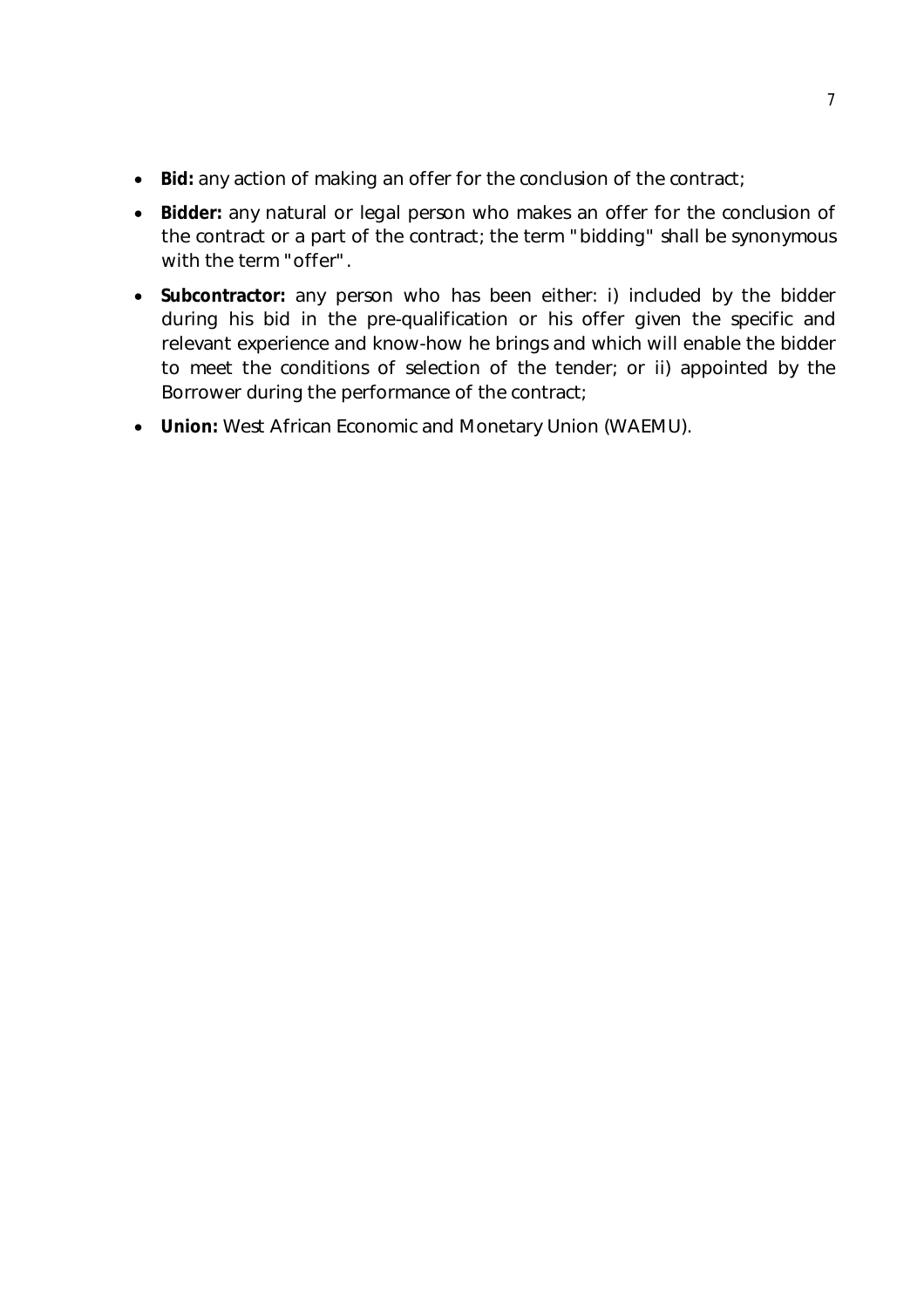- **Bid:** any action of making an offer for the conclusion of the contract;
- **Bidder:** any natural or legal person who makes an offer for the conclusion of the contract or a part of the contract; the term "bidding" shall be synonymous with the term "offer".
- **Subcontractor:** any person who has been either: i) included by the bidder during his bid in the pre-qualification or his offer given the specific and relevant experience and know-how he brings and which will enable the bidder to meet the conditions of selection of the tender; or ii) appointed by the Borrower during the performance of the contract;
- **Union:** West African Economic and Monetary Union (WAEMU).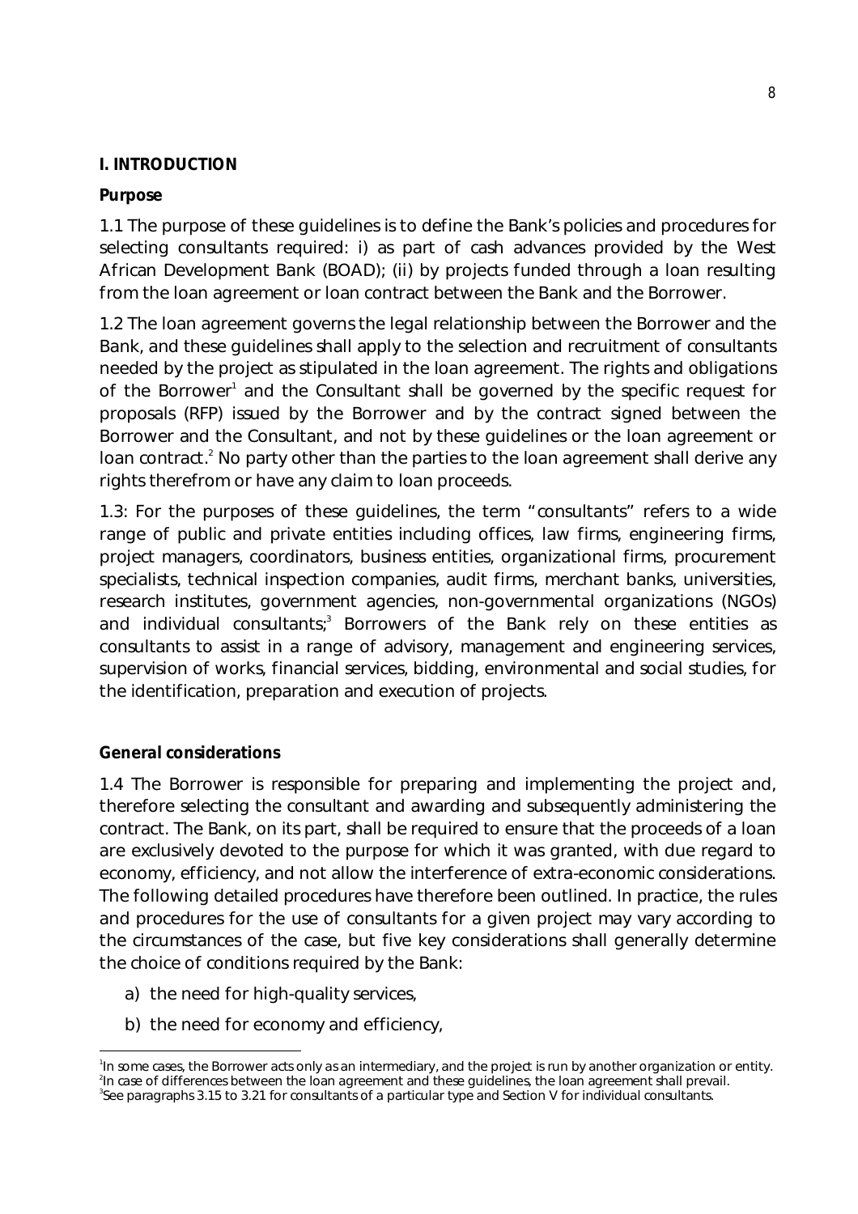**I. INTRODUCTION**

**Purpose**

1.1 The purpose of these guidelines is to define the Bank's policies and procedures for selecting consultants required: i) as part of cash advances provided by the West African Development Bank (BOAD); (ii) by projects funded through a loan resulting from the loan agreement or loan contract between the Bank and the Borrower.

1.2 The loan agreement governs the legal relationship between the Borrower and the Bank, and these guidelines shall apply to the selection and recruitment of consultants needed by the project as stipulated in the loan agreement. The rights and obligations of the Borrower[1] and the Consultant shall be governed by the specific request for proposals (RFP) issued by the Borrower and by the contract signed between the Borrower and the Consultant, and not by these guidelines or the loan agreement or loan contract.[2] No party other than the parties to the loan agreement shall derive any rights therefrom or have any claim to loan proceeds.

1.3: For the purposes of these guidelines, the term "consultants" refers to a wide range of public and private entities including offices, law firms, engineering firms, project managers, coordinators, business entities, organizational firms, procurement specialists, technical inspection companies, audit firms, merchant banks, universities, research institutes, government agencies, non-governmental organizations (NGOs) and individual consultants;[3] Borrowers of the Bank rely on these entities as consultants to assist in a range of advisory, management and engineering services, supervision of works, financial services, bidding, environmental and social studies, for the identification, preparation and execution of projects.

**General considerations**

1.4 The Borrower is responsible for preparing and implementing the project and, therefore selecting the consultant and awarding and subsequently administering the contract. The Bank, on its part, shall be required to ensure that the proceeds of a loan are exclusively devoted to the purpose for which it was granted, with due regard to economy, efficiency, and not allow the interference of extra-economic considerations. The following detailed procedures have therefore been outlined. In practice, the rules and procedures for the use of consultants for a given project may vary according to the circumstances of the case, but five key considerations shall generally determine the choice of conditions required by the Bank:

a) the need for high-quality services,

b) the need for economy and efficiency,

[1] In some cases, the Borrower acts only as an intermediary, and the project is run by another organization or entity.
[2] In case of differences between the loan agreement and these guidelines, the loan agreement shall prevail.
[3] See paragraphs 3.15 to 3.21 for consultants of a particular type and Section V for individual consultants.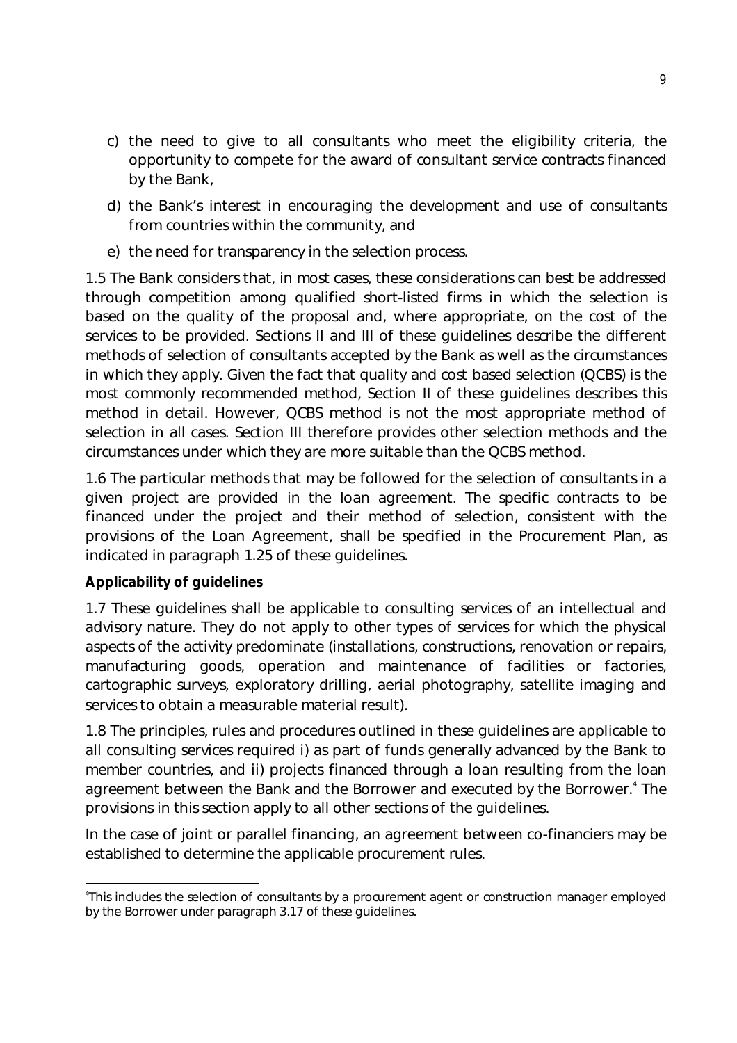c) the need to give to all consultants who meet the eligibility criteria, the opportunity to compete for the award of consultant service contracts financed by the Bank,

d) the Bank's interest in encouraging the development and use of consultants from countries within the community, and

e) the need for transparency in the selection process.

1.5 The Bank considers that, in most cases, these considerations can best be addressed through competition among qualified short-listed firms in which the selection is based on the quality of the proposal and, where appropriate, on the cost of the services to be provided. Sections II and III of these guidelines describe the different methods of selection of consultants accepted by the Bank as well as the circumstances in which they apply. Given the fact that quality and cost based selection (QCBS) is the most commonly recommended method, Section II of these guidelines describes this method in detail. However, QCBS method is not the most appropriate method of selection in all cases. Section III therefore provides other selection methods and the circumstances under which they are more suitable than the QCBS method.

1.6 The particular methods that may be followed for the selection of consultants in a given project are provided in the loan agreement. The specific contracts to be financed under the project and their method of selection, consistent with the provisions of the Loan Agreement, shall be specified in the Procurement Plan, as indicated in paragraph 1.25 of these guidelines.

**Applicability of guidelines**

1.7 These guidelines shall be applicable to consulting services of an intellectual and advisory nature. They do not apply to other types of services for which the physical aspects of the activity predominate (installations, constructions, renovation or repairs, manufacturing goods, operation and maintenance of facilities or factories, cartographic surveys, exploratory drilling, aerial photography, satellite imaging and services to obtain a measurable material result).

1.8 The principles, rules and procedures outlined in these guidelines are applicable to all consulting services required i) as part of funds generally advanced by the Bank to member countries, and ii) projects financed through a loan resulting from the loan agreement between the Bank and the Borrower and executed by the Borrower.[4] The provisions in this section apply to all other sections of the guidelines.

In the case of joint or parallel financing, an agreement between co-financiers may be established to determine the applicable procurement rules.

[4] This includes the selection of consultants by a procurement agent or construction manager employed by the Borrower under paragraph 3.17 of these guidelines.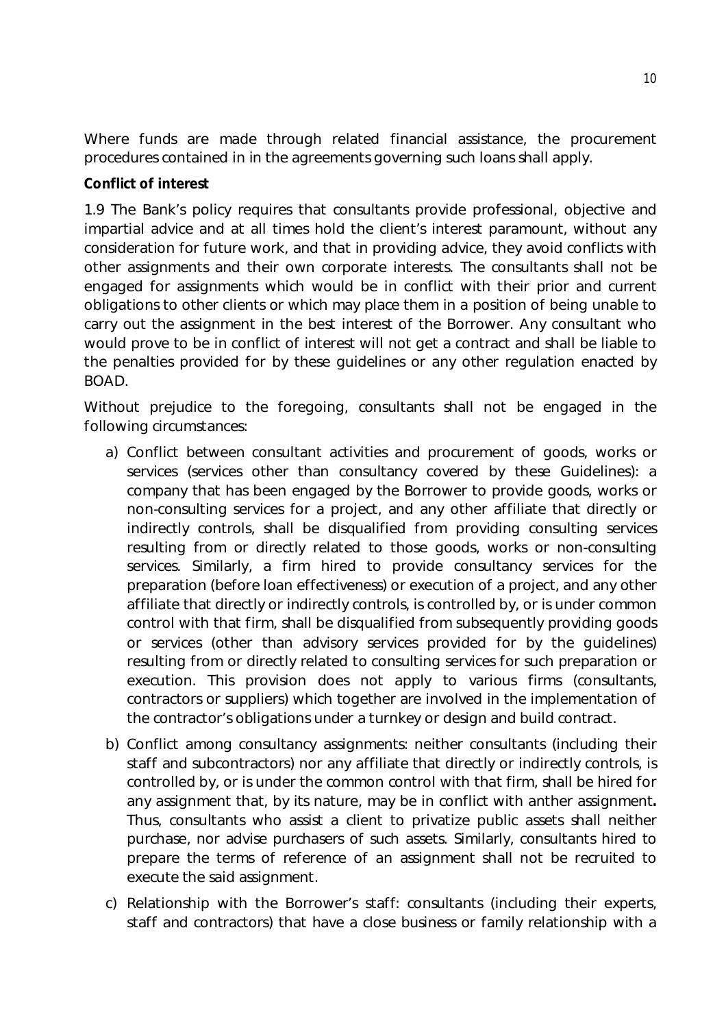Where funds are made through related financial assistance, the procurement procedures contained in in the agreements governing such loans shall apply.

**Conflict of interest**

1.9 The Bank's policy requires that consultants provide professional, objective and impartial advice and at all times hold the client's interest paramount, without any consideration for future work, and that in providing advice, they avoid conflicts with other assignments and their own corporate interests. The consultants shall not be engaged for assignments which would be in conflict with their prior and current obligations to other clients or which may place them in a position of being unable to carry out the assignment in the best interest of the Borrower. Any consultant who would prove to be in conflict of interest will not get a contract and shall be liable to the penalties provided for by these guidelines or any other regulation enacted by BOAD.

Without prejudice to the foregoing, consultants shall not be engaged in the following circumstances:

a) Conflict between consultant activities and procurement of goods, works or services (services other than consultancy covered by these Guidelines): a company that has been engaged by the Borrower to provide goods, works or non-consulting services for a project, and any other affiliate that directly or indirectly controls, shall be disqualified from providing consulting services resulting from or directly related to those goods, works or non-consulting services. Similarly, a firm hired to provide consultancy services for the preparation (before loan effectiveness) or execution of a project, and any other affiliate that directly or indirectly controls, is controlled by, or is under common control with that firm, shall be disqualified from subsequently providing goods or services (other than advisory services provided for by the guidelines) resulting from or directly related to consulting services for such preparation or execution. This provision does not apply to various firms (consultants, contractors or suppliers) which together are involved in the implementation of the contractor's obligations under a turnkey or design and build contract.

b) Conflict among consultancy assignments: neither consultants (including their staff and subcontractors) nor any affiliate that directly or indirectly controls, is controlled by, or is under the common control with that firm, shall be hired for any assignment that, by its nature, may be in conflict with anther assignment**.** Thus, consultants who assist a client to privatize public assets shall neither purchase, nor advise purchasers of such assets. Similarly, consultants hired to prepare the terms of reference of an assignment shall not be recruited to execute the said assignment.

c) Relationship with the Borrower's staff: consultants (including their experts, staff and contractors) that have a close business or family relationship with a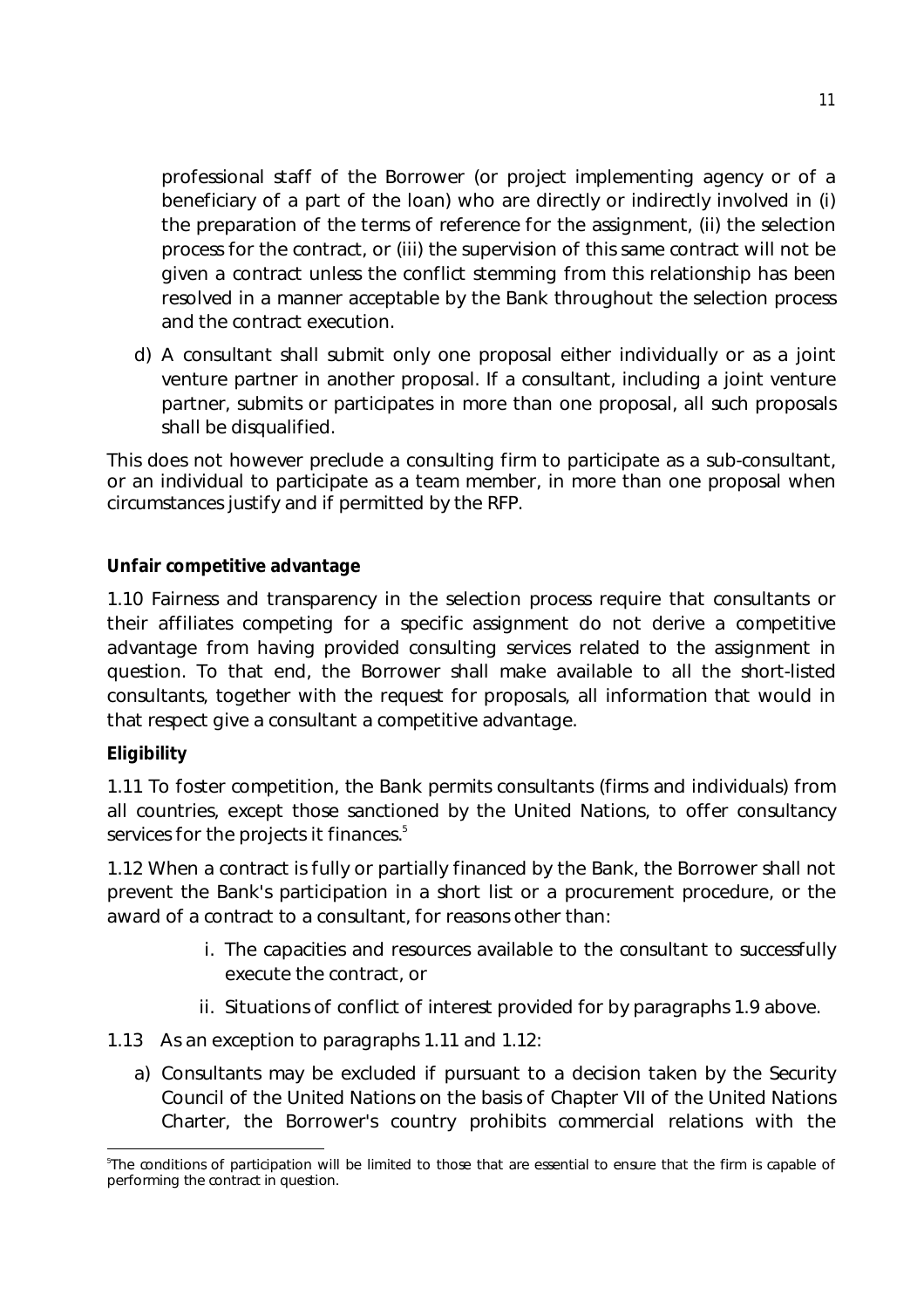professional staff of the Borrower (or project implementing agency or of a beneficiary of a part of the loan) who are directly or indirectly involved in (i) the preparation of the terms of reference for the assignment, (ii) the selection process for the contract, or (iii) the supervision of this same contract will not be given a contract unless the conflict stemming from this relationship has been resolved in a manner acceptable by the Bank throughout the selection process and the contract execution.

d) A consultant shall submit only one proposal either individually or as a joint venture partner in another proposal. If a consultant, including a joint venture partner, submits or participates in more than one proposal, all such proposals shall be disqualified.

This does not however preclude a consulting firm to participate as a sub-consultant, or an individual to participate as a team member, in more than one proposal when circumstances justify and if permitted by the RFP.

**Unfair competitive advantage**

1.10 Fairness and transparency in the selection process require that consultants or their affiliates competing for a specific assignment do not derive a competitive advantage from having provided consulting services related to the assignment in question. To that end, the Borrower shall make available to all the short-listed consultants, together with the request for proposals, all information that would in that respect give a consultant a competitive advantage.

**Eligibility**

1.11 To foster competition, the Bank permits consultants (firms and individuals) from all countries, except those sanctioned by the United Nations, to offer consultancy services for the projects it finances.[5]

1.12 When a contract is fully or partially financed by the Bank, the Borrower shall not prevent the Bank's participation in a short list or a procurement procedure, or the award of a contract to a consultant, for reasons other than:

i. The capacities and resources available to the consultant to successfully execute the contract, or

ii. Situations of conflict of interest provided for by paragraphs 1.9 above.

1.13 As an exception to paragraphs 1.11 and 1.12:

a) Consultants may be excluded if pursuant to a decision taken by the Security Council of the United Nations on the basis of Chapter VII of the United Nations Charter, the Borrower's country prohibits commercial relations with the

[5] The conditions of participation will be limited to those that are essential to ensure that the firm is capable of performing the contract in question.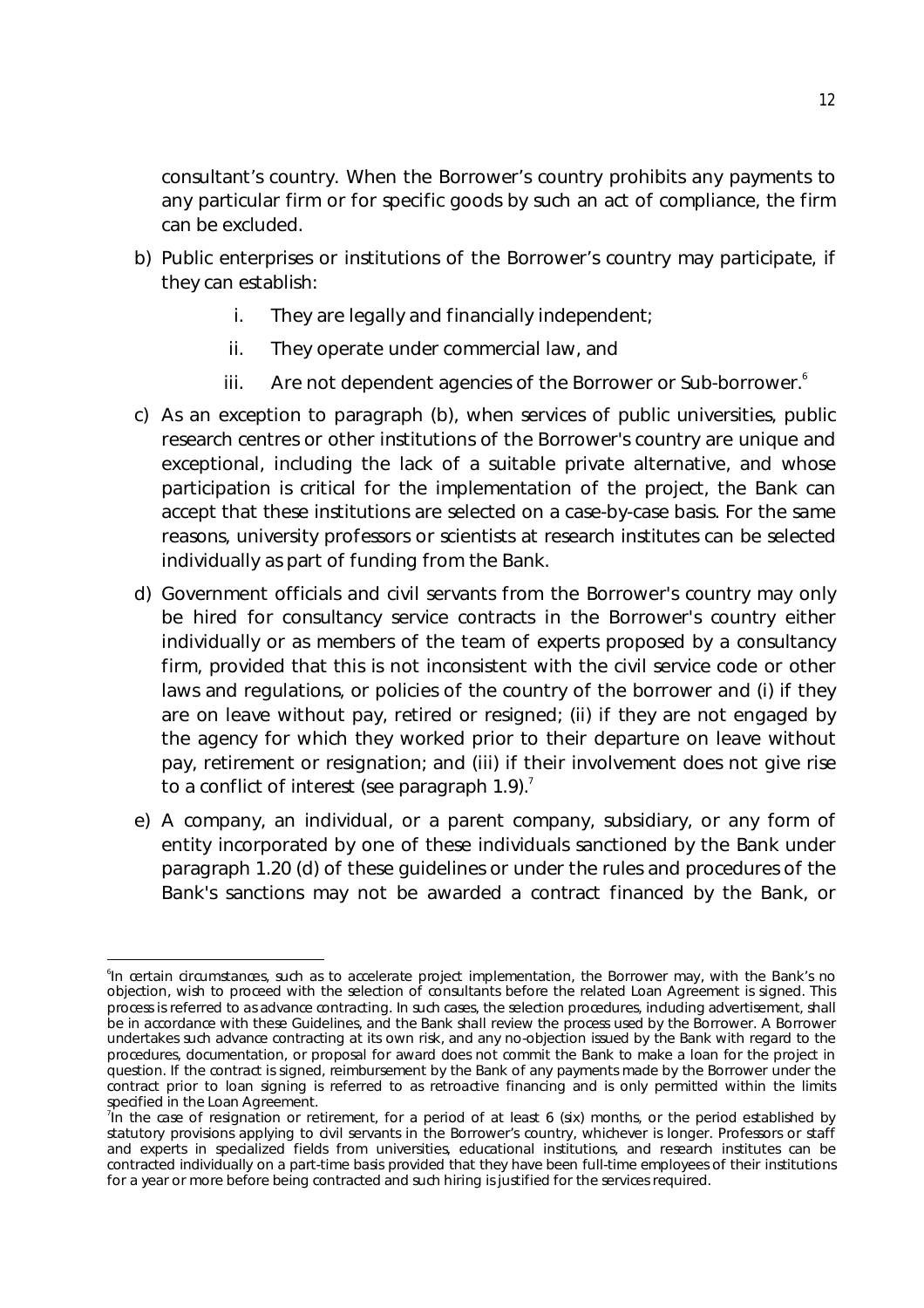consultant's country. When the Borrower's country prohibits any payments to any particular firm or for specific goods by such an act of compliance, the firm can be excluded.

b) Public enterprises or institutions of the Borrower's country may participate, if they can establish:

   i. They are legally and financially independent;

   ii. They operate under commercial law, and

   iii. Are not dependent agencies of the Borrower or Sub-borrower.[6]

c) As an exception to paragraph (b), when services of public universities, public research centres or other institutions of the Borrower's country are unique and exceptional, including the lack of a suitable private alternative, and whose participation is critical for the implementation of the project, the Bank can accept that these institutions are selected on a case-by-case basis. For the same reasons, university professors or scientists at research institutes can be selected individually as part of funding from the Bank.

d) Government officials and civil servants from the Borrower's country may only be hired for consultancy service contracts in the Borrower's country either individually or as members of the team of experts proposed by a consultancy firm, provided that this is not inconsistent with the civil service code or other laws and regulations, or policies of the country of the borrower and (i) if they are on leave without pay, retired or resigned; (ii) if they are not engaged by the agency for which they worked prior to their departure on leave without pay, retirement or resignation; and (iii) if their involvement does not give rise to a conflict of interest (see paragraph 1.9).[7]

e) A company, an individual, or a parent company, subsidiary, or any form of entity incorporated by one of these individuals sanctioned by the Bank under paragraph 1.20 (d) of these guidelines or under the rules and procedures of the Bank's sanctions may not be awarded a contract financed by the Bank, or

---

[6] In certain circumstances, such as to accelerate project implementation, the Borrower may, with the Bank's no objection, wish to proceed with the selection of consultants before the related Loan Agreement is signed. This process is referred to as advance contracting. In such cases, the selection procedures, including advertisement, shall be in accordance with these Guidelines, and the Bank shall review the process used by the Borrower. A Borrower undertakes such advance contracting at its own risk, and any no-objection issued by the Bank with regard to the procedures, documentation, or proposal for award does not commit the Bank to make a loan for the project in question. If the contract is signed, reimbursement by the Bank of any payments made by the Borrower under the contract prior to loan signing is referred to as retroactive financing and is only permitted within the limits specified in the Loan Agreement.

[7] In the case of resignation or retirement, for a period of at least 6 (six) months, or the period established by statutory provisions applying to civil servants in the Borrower's country, whichever is longer. Professors or staff and experts in specialized fields from universities, educational institutions, and research institutes can be contracted individually on a part-time basis provided that they have been full-time employees of their institutions for a year or more before being contracted and such hiring is justified for the services required.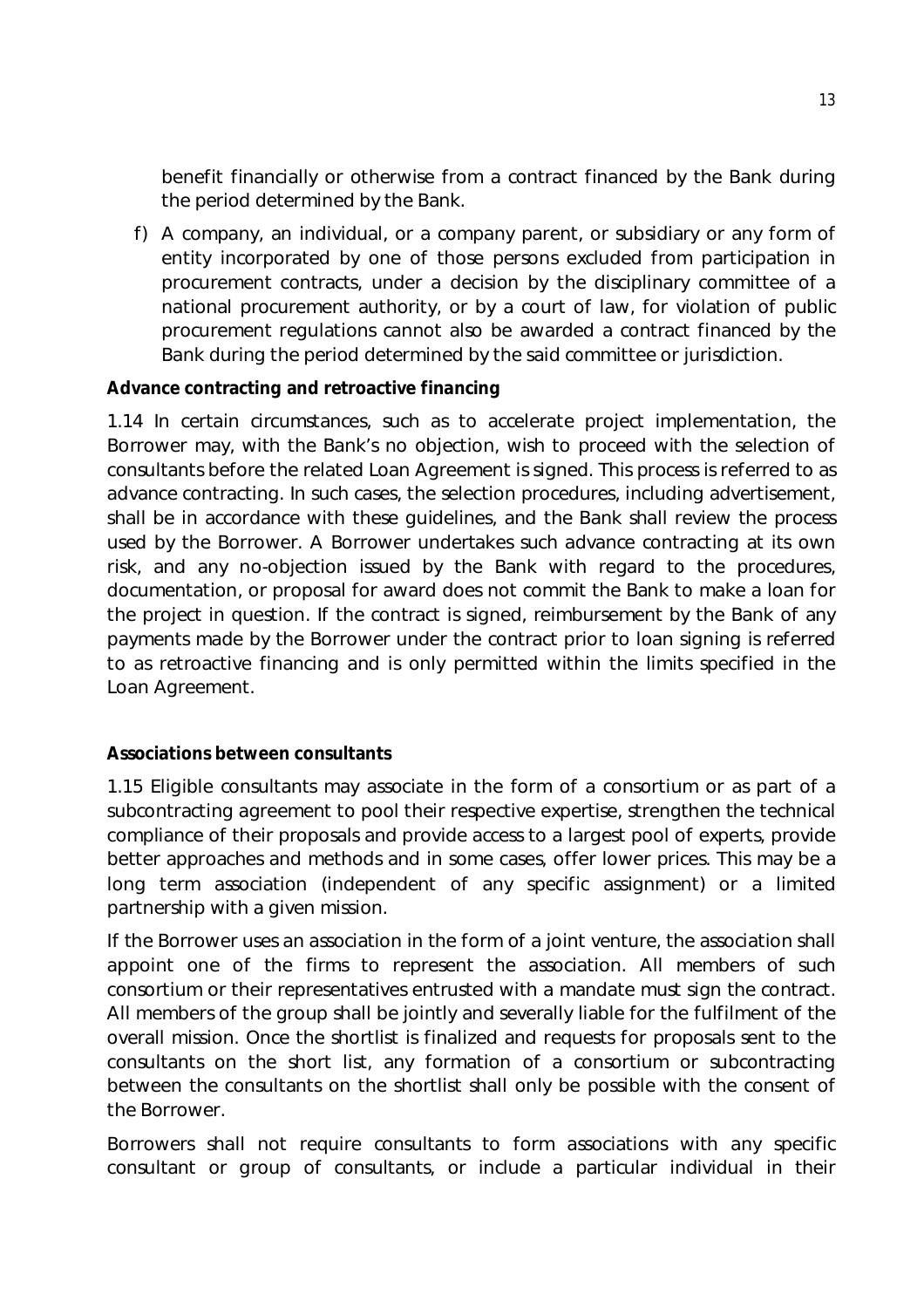benefit financially or otherwise from a contract financed by the Bank during the period determined by the Bank.

f) A company, an individual, or a company parent, or subsidiary or any form of entity incorporated by one of those persons excluded from participation in procurement contracts, under a decision by the disciplinary committee of a national procurement authority, or by a court of law, for violation of public procurement regulations cannot also be awarded a contract financed by the Bank during the period determined by the said committee or jurisdiction.

**Advance contracting and retroactive financing**

1.14 In certain circumstances, such as to accelerate project implementation, the Borrower may, with the Bank's no objection, wish to proceed with the selection of consultants before the related Loan Agreement is signed. This process is referred to as advance contracting. In such cases, the selection procedures, including advertisement, shall be in accordance with these guidelines, and the Bank shall review the process used by the Borrower. A Borrower undertakes such advance contracting at its own risk, and any no-objection issued by the Bank with regard to the procedures, documentation, or proposal for award does not commit the Bank to make a loan for the project in question. If the contract is signed, reimbursement by the Bank of any payments made by the Borrower under the contract prior to loan signing is referred to as retroactive financing and is only permitted within the limits specified in the Loan Agreement.

**Associations between consultants**

1.15 Eligible consultants may associate in the form of a consortium or as part of a subcontracting agreement to pool their respective expertise, strengthen the technical compliance of their proposals and provide access to a largest pool of experts, provide better approaches and methods and in some cases, offer lower prices. This may be a long term association (independent of any specific assignment) or a limited partnership with a given mission.

If the Borrower uses an association in the form of a joint venture, the association shall appoint one of the firms to represent the association. All members of such consortium or their representatives entrusted with a mandate must sign the contract. All members of the group shall be jointly and severally liable for the fulfilment of the overall mission. Once the shortlist is finalized and requests for proposals sent to the consultants on the short list, any formation of a consortium or subcontracting between the consultants on the shortlist shall only be possible with the consent of the Borrower.

Borrowers shall not require consultants to form associations with any specific consultant or group of consultants, or include a particular individual in their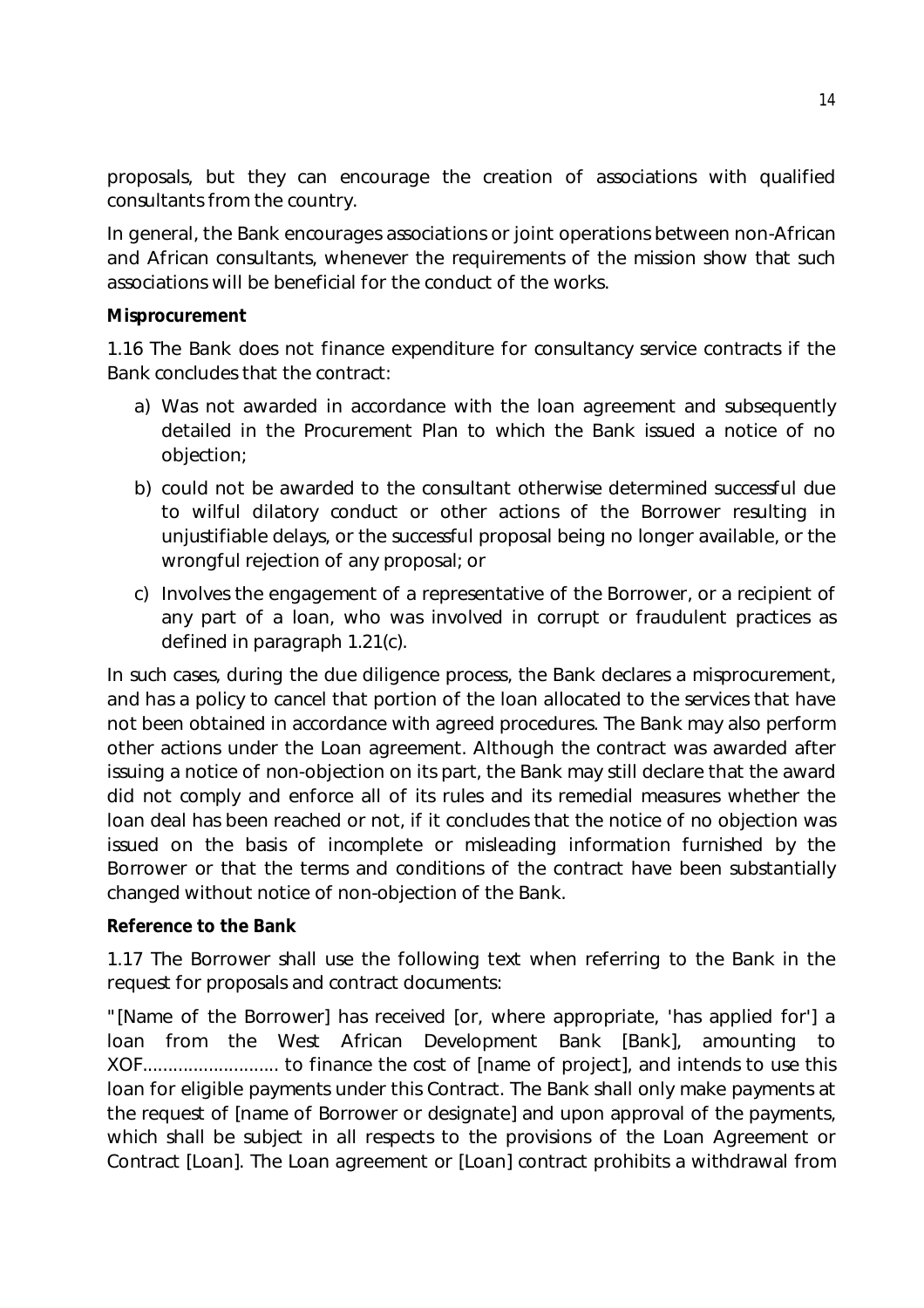proposals, but they can encourage the creation of associations with qualified consultants from the country.

In general, the Bank encourages associations or joint operations between non-African and African consultants, whenever the requirements of the mission show that such associations will be beneficial for the conduct of the works.

**Misprocurement**

1.16 The Bank does not finance expenditure for consultancy service contracts if the Bank concludes that the contract:

a) Was not awarded in accordance with the loan agreement and subsequently detailed in the Procurement Plan to which the Bank issued a notice of no objection;

b) could not be awarded to the consultant otherwise determined successful due to wilful dilatory conduct or other actions of the Borrower resulting in unjustifiable delays, or the successful proposal being no longer available, or the wrongful rejection of any proposal; or

c) Involves the engagement of a representative of the Borrower, or a recipient of any part of a loan, who was involved in corrupt or fraudulent practices as defined in paragraph 1.21(c).

In such cases, during the due diligence process, the Bank declares a misprocurement, and has a policy to cancel that portion of the loan allocated to the services that have not been obtained in accordance with agreed procedures. The Bank may also perform other actions under the Loan agreement. Although the contract was awarded after issuing a notice of non-objection on its part, the Bank may still declare that the award did not comply and enforce all of its rules and its remedial measures whether the loan deal has been reached or not, if it concludes that the notice of no objection was issued on the basis of incomplete or misleading information furnished by the Borrower or that the terms and conditions of the contract have been substantially changed without notice of non-objection of the Bank.

**Reference to the Bank**

1.17 The Borrower shall use the following text when referring to the Bank in the request for proposals and contract documents:

"[Name of the Borrower] has received [or, where appropriate, 'has applied for'] a loan from the West African Development Bank [Bank], amounting to XOF.......................... to finance the cost of [name of project], and intends to use this loan for eligible payments under this Contract. The Bank shall only make payments at the request of [name of Borrower or designate] and upon approval of the payments, which shall be subject in all respects to the provisions of the Loan Agreement or Contract [Loan]. The Loan agreement or [Loan] contract prohibits a withdrawal from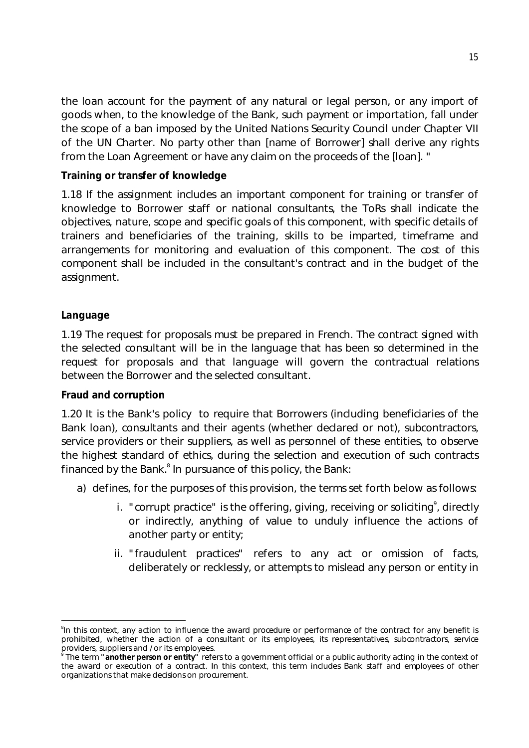the loan account for the payment of any natural or legal person, or any import of goods when, to the knowledge of the Bank, such payment or importation, fall under the scope of a ban imposed by the United Nations Security Council under Chapter VII of the UN Charter. No party other than [name of Borrower] shall derive any rights from the Loan Agreement or have any claim on the proceeds of the [loan]. "

**Training or transfer of knowledge**

1.18 If the assignment includes an important component for training or transfer of knowledge to Borrower staff or national consultants, the ToRs shall indicate the objectives, nature, scope and specific goals of this component, with specific details of trainers and beneficiaries of the training, skills to be imparted, timeframe and arrangements for monitoring and evaluation of this component. The cost of this component shall be included in the consultant's contract and in the budget of the assignment.

**Language**

1.19 The request for proposals must be prepared in French. The contract signed with the selected consultant will be in the language that has been so determined in the request for proposals and that language will govern the contractual relations between the Borrower and the selected consultant.

**Fraud and corruption**

1.20 It is the Bank's policy to require that Borrowers (including beneficiaries of the Bank loan), consultants and their agents (whether declared or not), subcontractors, service providers or their suppliers, as well as personnel of these entities, to observe the highest standard of ethics, during the selection and execution of such contracts financed by the Bank.[8] In pursuance of this policy, the Bank:

a) defines, for the purposes of this provision, the terms set forth below as follows:

   i. "corrupt practice" is the offering, giving, receiving or soliciting[9], directly or indirectly, anything of value to unduly influence the actions of another party or entity;

   ii. "fraudulent practices" refers to any act or omission of facts, deliberately or recklessly, or attempts to mislead any person or entity in

---

[8]In this context, any action to influence the award procedure or performance of the contract for any benefit is prohibited, whether the action of a consultant or its employees, its representatives, subcontractors, service providers, suppliers and / or its employees.

[9] The term **"another person or entity"** refers to a government official or a public authority acting in the context of the award or execution of a contract. In this context, this term includes Bank staff and employees of other organizations that make decisions on procurement.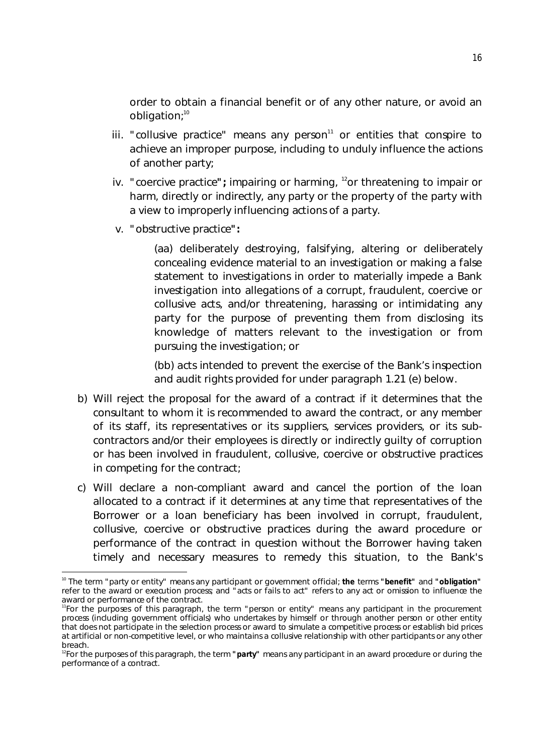order to obtain a financial benefit or of any other nature, or avoid an obligation;[10]

iii. "collusive practice" means any person[11] or entities that conspire to achieve an improper purpose, including to unduly influence the actions of another party;

iv. "coercive practice"**;** impairing or harming, [12]or threatening to impair or harm, directly or indirectly, any party or the property of the party with a view to improperly influencing actions of a party.

v. "obstructive practice"**:**

(aa) deliberately destroying, falsifying, altering or deliberately concealing evidence material to an investigation or making a false statement to investigations in order to materially impede a Bank investigation into allegations of a corrupt, fraudulent, coercive or collusive acts, and/or threatening, harassing or intimidating any party for the purpose of preventing them from disclosing its knowledge of matters relevant to the investigation or from pursuing the investigation; or

(bb) acts intended to prevent the exercise of the Bank's inspection and audit rights provided for under paragraph 1.21 (e) below.

b) Will reject the proposal for the award of a contract if it determines that the consultant to whom it is recommended to award the contract, or any member of its staff, its representatives or its suppliers, services providers, or its sub-contractors and/or their employees is directly or indirectly guilty of corruption or has been involved in fraudulent, collusive, coercive or obstructive practices in competing for the contract;

c) Will declare a non-compliant award and cancel the portion of the loan allocated to a contract if it determines at any time that representatives of the Borrower or a loan beneficiary has been involved in corrupt, fraudulent, collusive, coercive or obstructive practices during the award procedure or performance of the contract in question without the Borrower having taken timely and necessary measures to remedy this situation, to the Bank's

---

[10] The term "party or entity" means any participant or government official; **the** terms **"benefit"** and **"obligation"** refer to the award or execution process; and "acts or fails to act" refers to any act or omission to influence the award or performance of the contract.

[11] For the purposes of this paragraph, the term "person or entity" means any participant in the procurement process (including government officials) who undertakes by himself or through another person or other entity that does not participate in the selection process or award to simulate a competitive process or establish bid prices at artificial or non-competitive level, or who maintains a collusive relationship with other participants or any other breach.

[12] For the purposes of this paragraph, the term **"party"** means any participant in an award procedure or during the performance of a contract.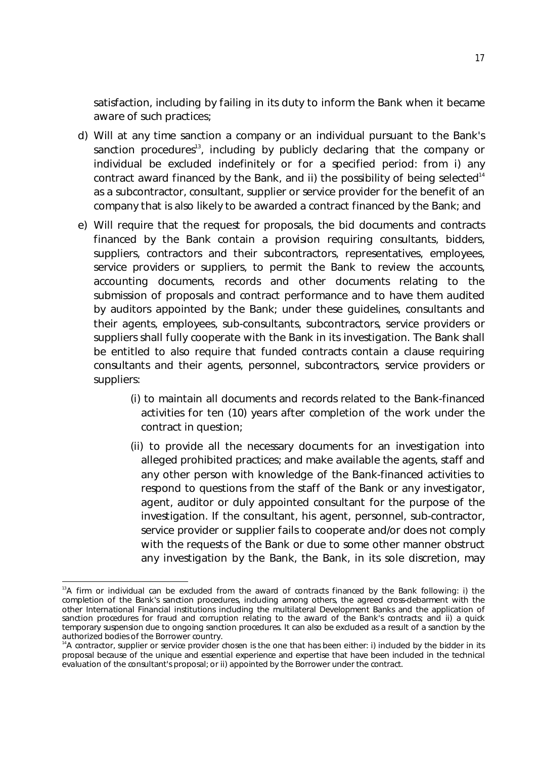satisfaction, including by failing in its duty to inform the Bank when it became aware of such practices;

d) Will at any time sanction a company or an individual pursuant to the Bank's sanction procedures[13], including by publicly declaring that the company or individual be excluded indefinitely or for a specified period: from i) any contract award financed by the Bank, and ii) the possibility of being selected[14] as a subcontractor, consultant, supplier or service provider for the benefit of an company that is also likely to be awarded a contract financed by the Bank; and

e) Will require that the request for proposals, the bid documents and contracts financed by the Bank contain a provision requiring consultants, bidders, suppliers, contractors and their subcontractors, representatives, employees, service providers or suppliers, to permit the Bank to review the accounts, accounting documents, records and other documents relating to the submission of proposals and contract performance and to have them audited by auditors appointed by the Bank; under these guidelines, consultants and their agents, employees, sub-consultants, subcontractors, service providers or suppliers shall fully cooperate with the Bank in its investigation. The Bank shall be entitled to also require that funded contracts contain a clause requiring consultants and their agents, personnel, subcontractors, service providers or suppliers:

   (i) to maintain all documents and records related to the Bank-financed activities for ten (10) years after completion of the work under the contract in question;

   (ii) to provide all the necessary documents for an investigation into alleged prohibited practices; and make available the agents, staff and any other person with knowledge of the Bank-financed activities to respond to questions from the staff of the Bank or any investigator, agent, auditor or duly appointed consultant for the purpose of the investigation. If the consultant, his agent, personnel, sub-contractor, service provider or supplier fails to cooperate and/or does not comply with the requests of the Bank or due to some other manner obstruct any investigation by the Bank, the Bank, in its sole discretion, may

---

[13] A firm or individual can be excluded from the award of contracts financed by the Bank following: i) the completion of the Bank's sanction procedures, including among others, the agreed cross-debarment with the other International Financial institutions including the multilateral Development Banks and the application of sanction procedures for fraud and corruption relating to the award of the Bank's contracts; and ii) a quick temporary suspension due to ongoing sanction procedures. It can also be excluded as a result of a sanction by the authorized bodies of the Borrower country.

[14] A contractor, supplier or service provider chosen is the one that has been either: i) included by the bidder in its proposal because of the unique and essential experience and expertise that have been included in the technical evaluation of the consultant's proposal; or ii) appointed by the Borrower under the contract.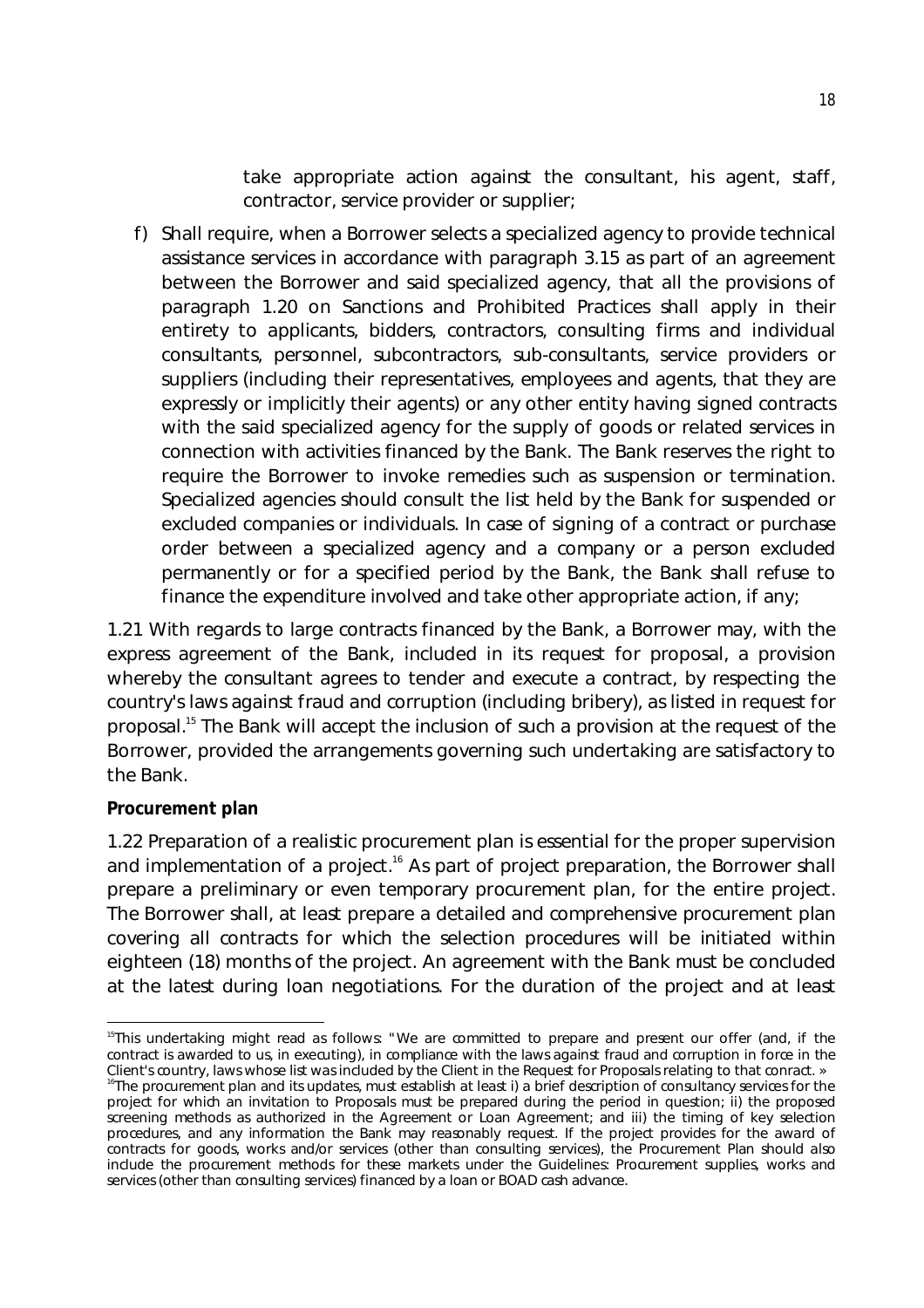take appropriate action against the consultant, his agent, staff, contractor, service provider or supplier;

f) Shall require, when a Borrower selects a specialized agency to provide technical assistance services in accordance with paragraph 3.15 as part of an agreement between the Borrower and said specialized agency, that all the provisions of paragraph 1.20 on Sanctions and Prohibited Practices shall apply in their entirety to applicants, bidders, contractors, consulting firms and individual consultants, personnel, subcontractors, sub-consultants, service providers or suppliers (including their representatives, employees and agents, that they are expressly or implicitly their agents) or any other entity having signed contracts with the said specialized agency for the supply of goods or related services in connection with activities financed by the Bank. The Bank reserves the right to require the Borrower to invoke remedies such as suspension or termination. Specialized agencies should consult the list held by the Bank for suspended or excluded companies or individuals. In case of signing of a contract or purchase order between a specialized agency and a company or a person excluded permanently or for a specified period by the Bank, the Bank shall refuse to finance the expenditure involved and take other appropriate action, if any;

1.21 With regards to large contracts financed by the Bank, a Borrower may, with the express agreement of the Bank, included in its request for proposal, a provision whereby the consultant agrees to tender and execute a contract, by respecting the country's laws against fraud and corruption (including bribery), as listed in request for proposal.[15] The Bank will accept the inclusion of such a provision at the request of the Borrower, provided the arrangements governing such undertaking are satisfactory to the Bank.

**Procurement plan**

1.22 Preparation of a realistic procurement plan is essential for the proper supervision and implementation of a project.[16] As part of project preparation, the Borrower shall prepare a preliminary or even temporary procurement plan, for the entire project. The Borrower shall, at least prepare a detailed and comprehensive procurement plan covering all contracts for which the selection procedures will be initiated within eighteen (18) months of the project. An agreement with the Bank must be concluded at the latest during loan negotiations. For the duration of the project and at least

---

[15] This undertaking might read as follows: "We are committed to prepare and present our offer (and, if the contract is awarded to us, in executing), in compliance with the laws against fraud and corruption in force in the Client's country, laws whose list was included by the Client in the Request for Proposals relating to that conract. »

[16] The procurement plan and its updates, must establish at least i) a brief description of consultancy services for the project for which an invitation to Proposals must be prepared during the period in question; ii) the proposed screening methods as authorized in the Agreement or Loan Agreement; and iii) the timing of key selection procedures, and any information the Bank may reasonably request. If the project provides for the award of contracts for goods, works and/or services (other than consulting services), the Procurement Plan should also include the procurement methods for these markets under the Guidelines: Procurement supplies, works and services (other than consulting services) financed by a loan or BOAD cash advance.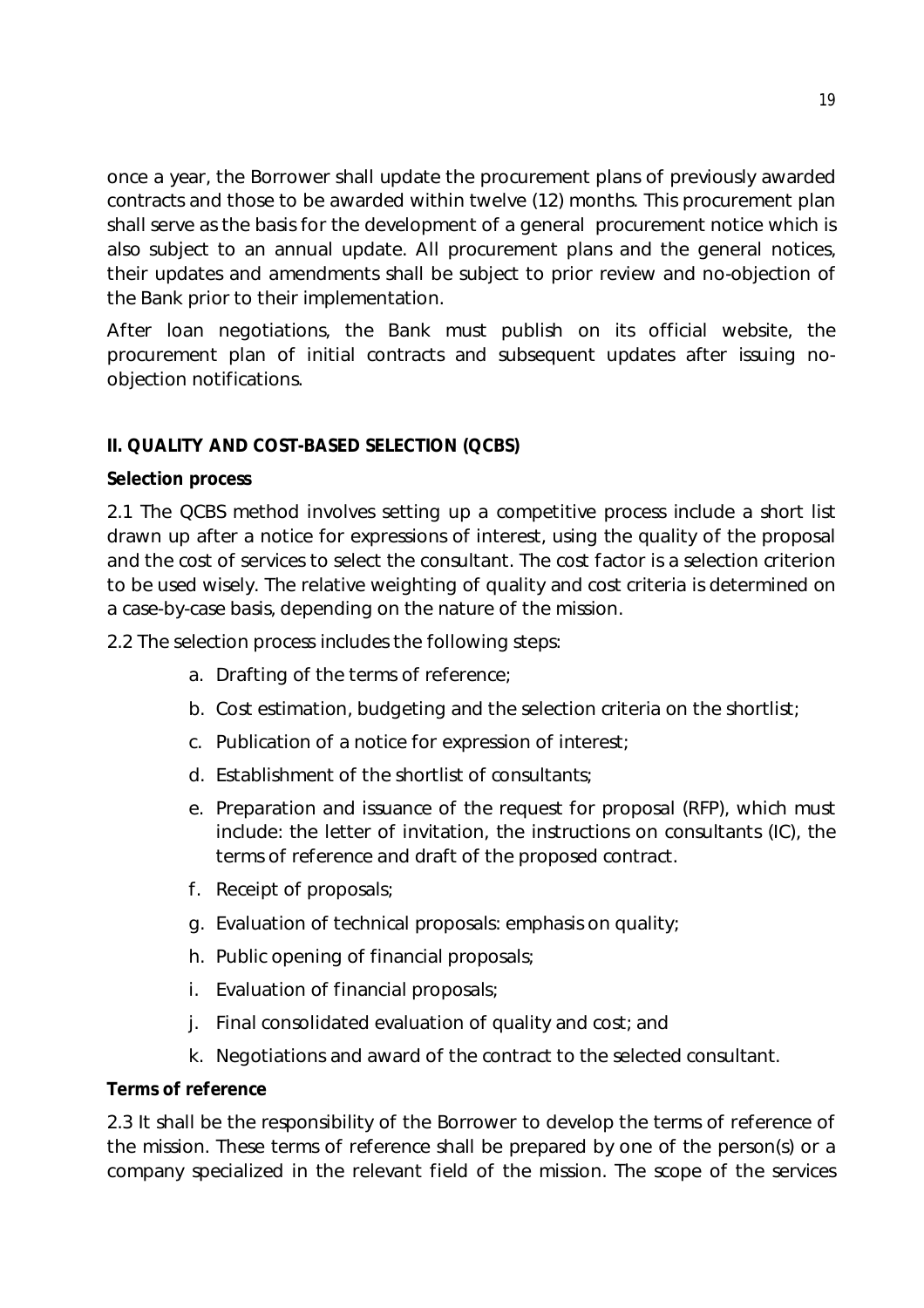once a year, the Borrower shall update the procurement plans of previously awarded contracts and those to be awarded within twelve (12) months. This procurement plan shall serve as the basis for the development of a general procurement notice which is also subject to an annual update. All procurement plans and the general notices, their updates and amendments shall be subject to prior review and no-objection of the Bank prior to their implementation.

After loan negotiations, the Bank must publish on its official website, the procurement plan of initial contracts and subsequent updates after issuing no-objection notifications.

## II. QUALITY AND COST-BASED SELECTION (QCBS)

### Selection process

2.1 The QCBS method involves setting up a competitive process include a short list drawn up after a notice for expressions of interest, using the quality of the proposal and the cost of services to select the consultant. The cost factor is a selection criterion to be used wisely. The relative weighting of quality and cost criteria is determined on a case-by-case basis, depending on the nature of the mission.

2.2 The selection process includes the following steps:

a. Drafting of the terms of reference;
b. Cost estimation, budgeting and the selection criteria on the shortlist;
c. Publication of a notice for expression of interest;
d. Establishment of the shortlist of consultants;
e. Preparation and issuance of the request for proposal (RFP), which must include: the letter of invitation, the instructions on consultants (IC), the terms of reference and draft of the proposed contract.
f. Receipt of proposals;
g. Evaluation of technical proposals: emphasis on quality;
h. Public opening of financial proposals;
i. Evaluation of financial proposals;
j. Final consolidated evaluation of quality and cost; and
k. Negotiations and award of the contract to the selected consultant.

### Terms of reference

2.3 It shall be the responsibility of the Borrower to develop the terms of reference of the mission. These terms of reference shall be prepared by one of the person(s) or a company specialized in the relevant field of the mission. The scope of the services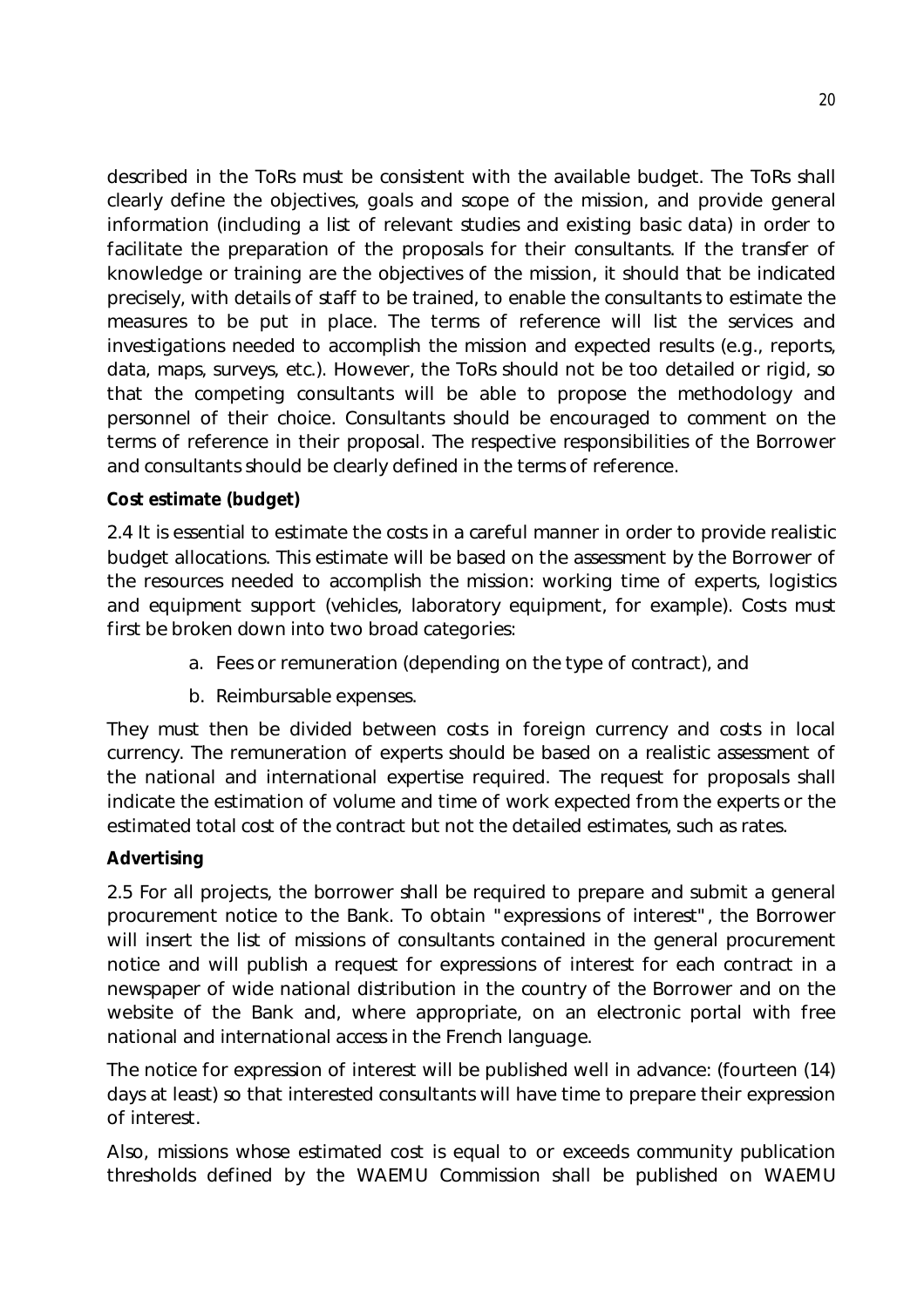described in the ToRs must be consistent with the available budget. The ToRs shall clearly define the objectives, goals and scope of the mission, and provide general information (including a list of relevant studies and existing basic data) in order to facilitate the preparation of the proposals for their consultants. If the transfer of knowledge or training are the objectives of the mission, it should that be indicated precisely, with details of staff to be trained, to enable the consultants to estimate the measures to be put in place. The terms of reference will list the services and investigations needed to accomplish the mission and expected results (e.g., reports, data, maps, surveys, etc.). However, the ToRs should not be too detailed or rigid, so that the competing consultants will be able to propose the methodology and personnel of their choice. Consultants should be encouraged to comment on the terms of reference in their proposal. The respective responsibilities of the Borrower and consultants should be clearly defined in the terms of reference.

**Cost estimate (budget)**

2.4 It is essential to estimate the costs in a careful manner in order to provide realistic budget allocations. This estimate will be based on the assessment by the Borrower of the resources needed to accomplish the mission: working time of experts, logistics and equipment support (vehicles, laboratory equipment, for example). Costs must first be broken down into two broad categories:

a. Fees or remuneration (depending on the type of contract), and

b. Reimbursable expenses.

They must then be divided between costs in foreign currency and costs in local currency. The remuneration of experts should be based on a realistic assessment of the national and international expertise required. The request for proposals shall indicate the estimation of volume and time of work expected from the experts or the estimated total cost of the contract but not the detailed estimates, such as rates.

**Advertising**

2.5 For all projects, the borrower shall be required to prepare and submit a general procurement notice to the Bank. To obtain "expressions of interest", the Borrower will insert the list of missions of consultants contained in the general procurement notice and will publish a request for expressions of interest for each contract in a newspaper of wide national distribution in the country of the Borrower and on the website of the Bank and, where appropriate, on an electronic portal with free national and international access in the French language.

The notice for expression of interest will be published well in advance: (fourteen (14) days at least) so that interested consultants will have time to prepare their expression of interest.

Also, missions whose estimated cost is equal to or exceeds community publication thresholds defined by the WAEMU Commission shall be published on WAEMU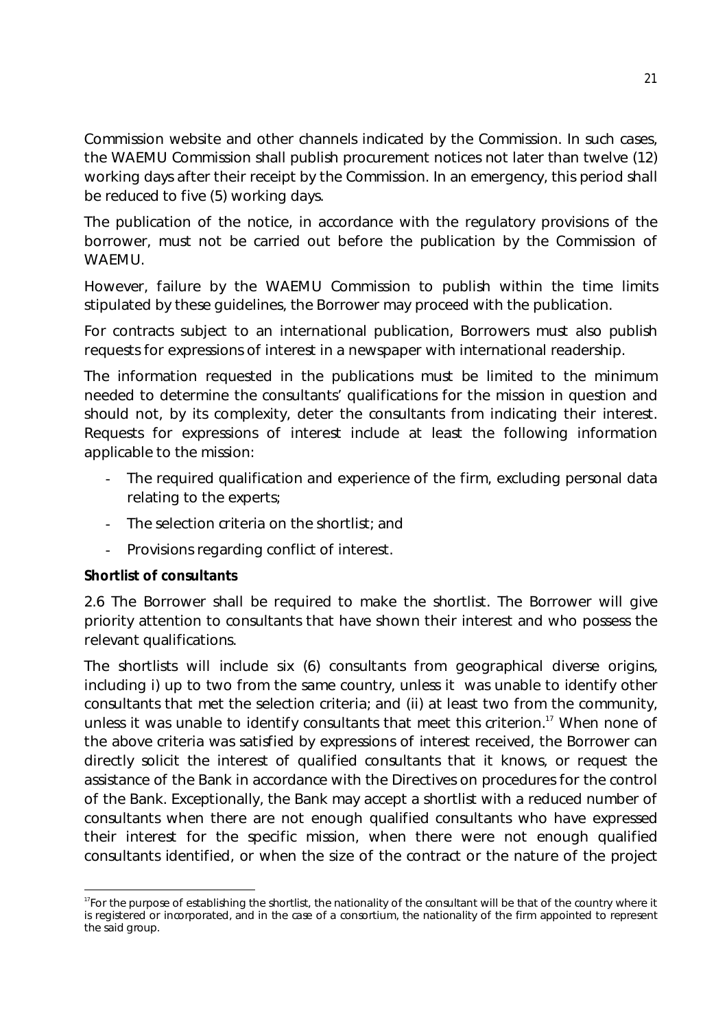Commission website and other channels indicated by the Commission. In such cases, the WAEMU Commission shall publish procurement notices not later than twelve (12) working days after their receipt by the Commission. In an emergency, this period shall be reduced to five (5) working days.

The publication of the notice, in accordance with the regulatory provisions of the borrower, must not be carried out before the publication by the Commission of WAEMU.

However, failure by the WAEMU Commission to publish within the time limits stipulated by these guidelines, the Borrower may proceed with the publication.

For contracts subject to an international publication, Borrowers must also publish requests for expressions of interest in a newspaper with international readership.

The information requested in the publications must be limited to the minimum needed to determine the consultants' qualifications for the mission in question and should not, by its complexity, deter the consultants from indicating their interest. Requests for expressions of interest include at least the following information applicable to the mission:

- The required qualification and experience of the firm, excluding personal data relating to the experts;
- The selection criteria on the shortlist; and
- Provisions regarding conflict of interest.

**Shortlist of consultants**

2.6 The Borrower shall be required to make the shortlist. The Borrower will give priority attention to consultants that have shown their interest and who possess the relevant qualifications.

The shortlists will include six (6) consultants from geographical diverse origins, including i) up to two from the same country, unless it was unable to identify other consultants that met the selection criteria; and (ii) at least two from the community, unless it was unable to identify consultants that meet this criterion.[17] When none of the above criteria was satisfied by expressions of interest received, the Borrower can directly solicit the interest of qualified consultants that it knows, or request the assistance of the Bank in accordance with the Directives on procedures for the control of the Bank. Exceptionally, the Bank may accept a shortlist with a reduced number of consultants when there are not enough qualified consultants who have expressed their interest for the specific mission, when there were not enough qualified consultants identified, or when the size of the contract or the nature of the project

---

[17] For the purpose of establishing the shortlist, the nationality of the consultant will be that of the country where it is registered or incorporated, and in the case of a consortium, the nationality of the firm appointed to represent the said group.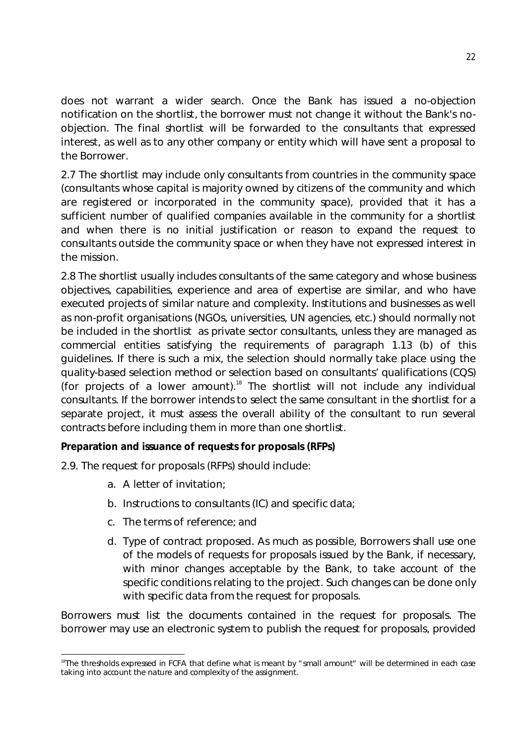does not warrant a wider search. Once the Bank has issued a no-objection notification on the shortlist, the borrower must not change it without the Bank's no-objection. The final shortlist will be forwarded to the consultants that expressed interest, as well as to any other company or entity which will have sent a proposal to the Borrower.

2.7 The shortlist may include only consultants from countries in the community space (consultants whose capital is majority owned by citizens of the community and which are registered or incorporated in the community space), provided that it has a sufficient number of qualified companies available in the community for a shortlist and when there is no initial justification or reason to expand the request to consultants outside the community space or when they have not expressed interest in the mission.

2.8 The shortlist usually includes consultants of the same category and whose business objectives, capabilities, experience and area of expertise are similar, and who have executed projects of similar nature and complexity. Institutions and businesses as well as non-profit organisations (NGOs, universities, UN agencies, etc.) should normally not be included in the shortlist as private sector consultants, unless they are managed as commercial entities satisfying the requirements of paragraph 1.13 (b) of this guidelines. If there is such a mix, the selection should normally take place using the quality-based selection method or selection based on consultants' qualifications (CQS) (for projects of a lower amount).[18] The shortlist will not include any individual consultants. If the borrower intends to select the same consultant in the shortlist for a separate project, it must assess the overall ability of the consultant to run several contracts before including them in more than one shortlist.

**Preparation and issuance of requests for proposals (RFPs)**

2.9. The request for proposals (RFPs) should include:

a. A letter of invitation;

b. Instructions to consultants (IC) and specific data;

c. The terms of reference; and

d. Type of contract proposed. As much as possible, Borrowers shall use one of the models of requests for proposals issued by the Bank, if necessary, with minor changes acceptable by the Bank, to take account of the specific conditions relating to the project. Such changes can be done only with specific data from the request for proposals.

Borrowers must list the documents contained in the request for proposals. The borrower may use an electronic system to publish the request for proposals, provided

[18] The thresholds expressed in FCFA that define what is meant by "small amount" will be determined in each case taking into account the nature and complexity of the assignment.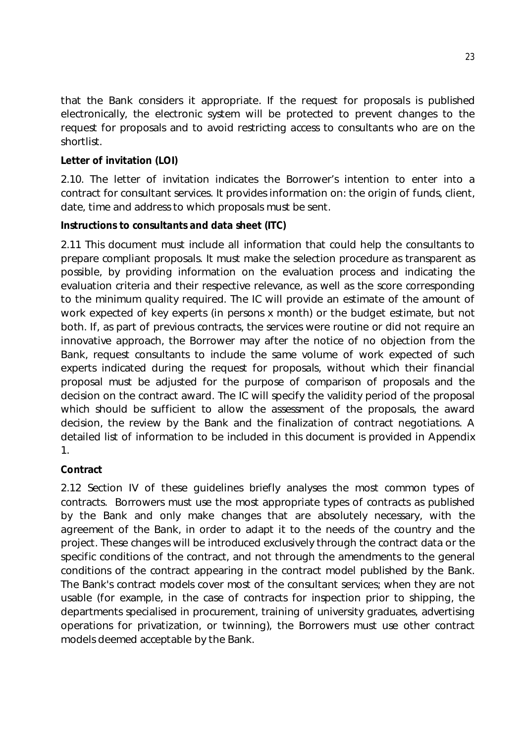that the Bank considers it appropriate. If the request for proposals is published electronically, the electronic system will be protected to prevent changes to the request for proposals and to avoid restricting access to consultants who are on the shortlist.

**Letter of invitation (LOI)**

2.10. The letter of invitation indicates the Borrower's intention to enter into a contract for consultant services. It provides information on: the origin of funds, client, date, time and address to which proposals must be sent.

***Instructions to consultants and data sheet (ITC)***

2.11 This document must include all information that could help the consultants to prepare compliant proposals. It must make the selection procedure as transparent as possible, by providing information on the evaluation process and indicating the evaluation criteria and their respective relevance, as well as the score corresponding to the minimum quality required. The IC will provide an estimate of the amount of work expected of key experts (in persons x month) or the budget estimate, but not both. If, as part of previous contracts, the services were routine or did not require an innovative approach, the Borrower may after the notice of no objection from the Bank, request consultants to include the same volume of work expected of such experts indicated during the request for proposals, without which their financial proposal must be adjusted for the purpose of comparison of proposals and the decision on the contract award. The IC will specify the validity period of the proposal which should be sufficient to allow the assessment of the proposals, the award decision, the review by the Bank and the finalization of contract negotiations. A detailed list of information to be included in this document is provided in Appendix 1.

**Contract**

2.12 Section IV of these guidelines briefly analyses the most common types of contracts. Borrowers must use the most appropriate types of contracts as published by the Bank and only make changes that are absolutely necessary, with the agreement of the Bank, in order to adapt it to the needs of the country and the project. These changes will be introduced exclusively through the contract data or the specific conditions of the contract, and not through the amendments to the general conditions of the contract appearing in the contract model published by the Bank. The Bank's contract models cover most of the consultant services; when they are not usable (for example, in the case of contracts for inspection prior to shipping, the departments specialised in procurement, training of university graduates, advertising operations for privatization, or twinning), the Borrowers must use other contract models deemed acceptable by the Bank.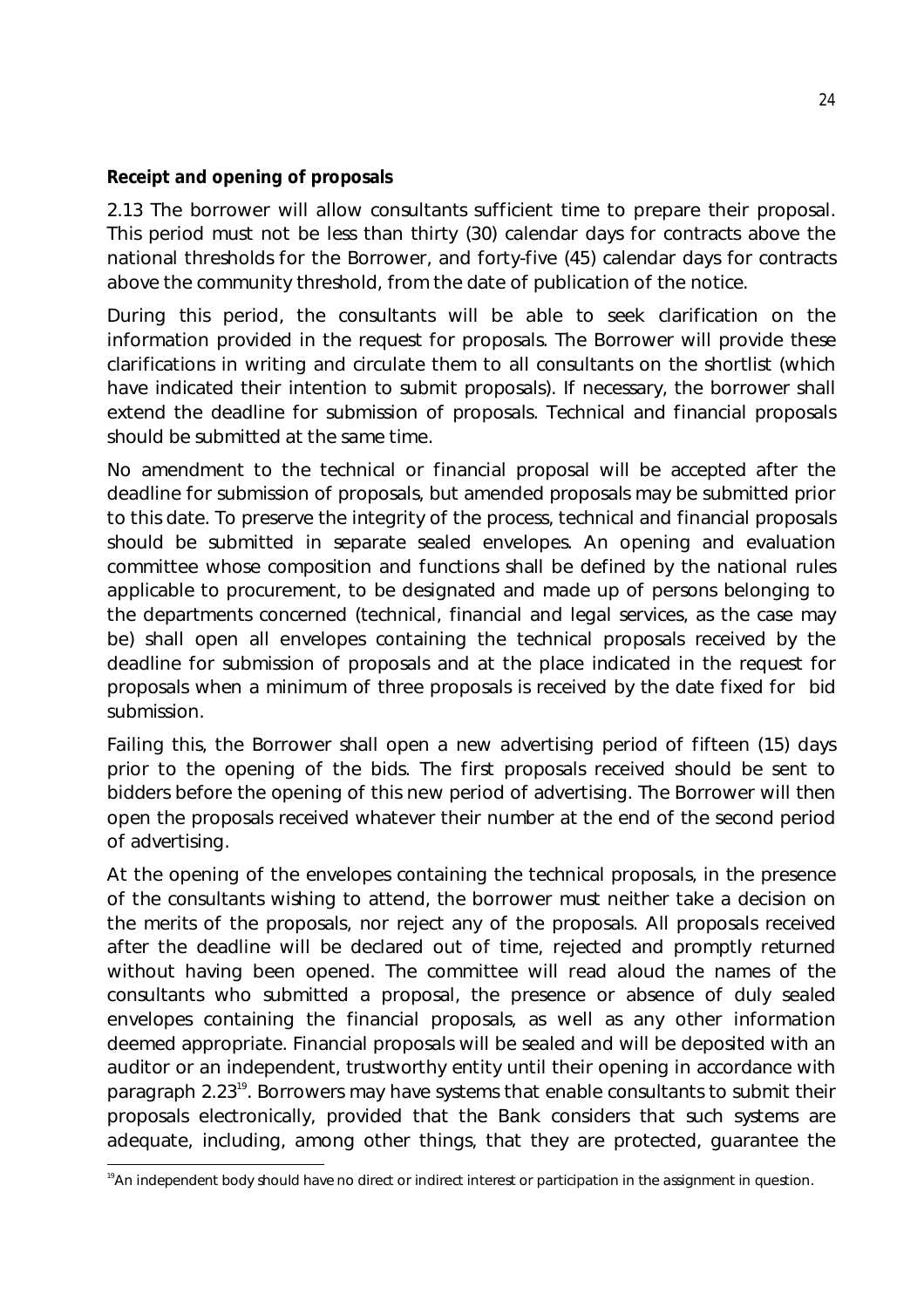**Receipt and opening of proposals**

2.13 The borrower will allow consultants sufficient time to prepare their proposal. This period must not be less than thirty (30) calendar days for contracts above the national thresholds for the Borrower, and forty-five (45) calendar days for contracts above the community threshold, from the date of publication of the notice.

During this period, the consultants will be able to seek clarification on the information provided in the request for proposals. The Borrower will provide these clarifications in writing and circulate them to all consultants on the shortlist (which have indicated their intention to submit proposals). If necessary, the borrower shall extend the deadline for submission of proposals. Technical and financial proposals should be submitted at the same time.

No amendment to the technical or financial proposal will be accepted after the deadline for submission of proposals, but amended proposals may be submitted prior to this date. To preserve the integrity of the process, technical and financial proposals should be submitted in separate sealed envelopes. An opening and evaluation committee whose composition and functions shall be defined by the national rules applicable to procurement, to be designated and made up of persons belonging to the departments concerned (technical, financial and legal services, as the case may be) shall open all envelopes containing the technical proposals received by the deadline for submission of proposals and at the place indicated in the request for proposals when a minimum of three proposals is received by the date fixed for bid submission.

Failing this, the Borrower shall open a new advertising period of fifteen (15) days prior to the opening of the bids. The first proposals received should be sent to bidders before the opening of this new period of advertising. The Borrower will then open the proposals received whatever their number at the end of the second period of advertising.

At the opening of the envelopes containing the technical proposals, in the presence of the consultants wishing to attend, the borrower must neither take a decision on the merits of the proposals, nor reject any of the proposals. All proposals received after the deadline will be declared out of time, rejected and promptly returned without having been opened. The committee will read aloud the names of the consultants who submitted a proposal, the presence or absence of duly sealed envelopes containing the financial proposals, as well as any other information deemed appropriate. Financial proposals will be sealed and will be deposited with an auditor or an independent, trustworthy entity until their opening in accordance with paragraph 2.23[19]. Borrowers may have systems that enable consultants to submit their proposals electronically, provided that the Bank considers that such systems are adequate, including, among other things, that they are protected, guarantee the

[19] An independent body should have no direct or indirect interest or participation in the assignment in question.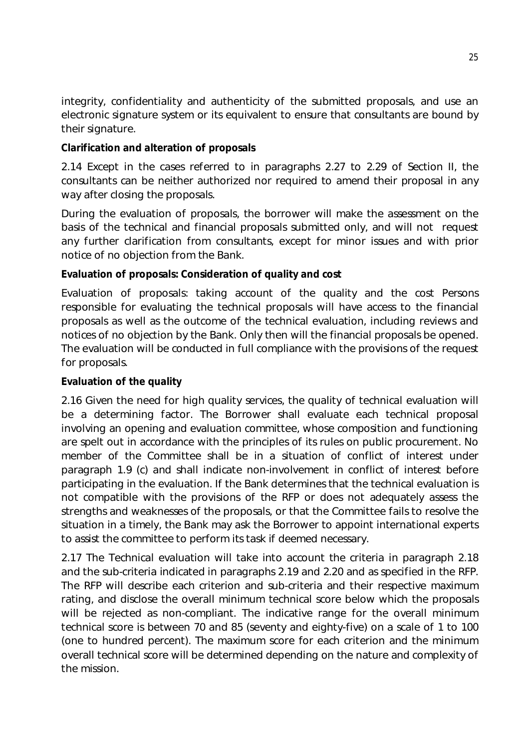integrity, confidentiality and authenticity of the submitted proposals, and use an electronic signature system or its equivalent to ensure that consultants are bound by their signature.

**Clarification and alteration of proposals**

2.14 Except in the cases referred to in paragraphs 2.27 to 2.29 of Section II, the consultants can be neither authorized nor required to amend their proposal in any way after closing the proposals.

During the evaluation of proposals, the borrower will make the assessment on the basis of the technical and financial proposals submitted only, and will not request any further clarification from consultants, except for minor issues and with prior notice of no objection from the Bank.

**Evaluation of proposals: Consideration of quality and cost**

Evaluation of proposals: taking account of the quality and the cost Persons responsible for evaluating the technical proposals will have access to the financial proposals as well as the outcome of the technical evaluation, including reviews and notices of no objection by the Bank. Only then will the financial proposals be opened. The evaluation will be conducted in full compliance with the provisions of the request for proposals.

**Evaluation of the quality**

2.16 Given the need for high quality services, the quality of technical evaluation will be a determining factor. The Borrower shall evaluate each technical proposal involving an opening and evaluation committee, whose composition and functioning are spelt out in accordance with the principles of its rules on public procurement. No member of the Committee shall be in a situation of conflict of interest under paragraph 1.9 (c) and shall indicate non-involvement in conflict of interest before participating in the evaluation. If the Bank determines that the technical evaluation is not compatible with the provisions of the RFP or does not adequately assess the strengths and weaknesses of the proposals, or that the Committee fails to resolve the situation in a timely, the Bank may ask the Borrower to appoint international experts to assist the committee to perform its task if deemed necessary.

2.17 The Technical evaluation will take into account the criteria in paragraph 2.18 and the sub-criteria indicated in paragraphs 2.19 and 2.20 and as specified in the RFP. The RFP will describe each criterion and sub-criteria and their respective maximum rating, and disclose the overall minimum technical score below which the proposals will be rejected as non-compliant. The indicative range for the overall minimum technical score is between 70 and 85 (seventy and eighty-five) on a scale of 1 to 100 (one to hundred percent). The maximum score for each criterion and the minimum overall technical score will be determined depending on the nature and complexity of the mission.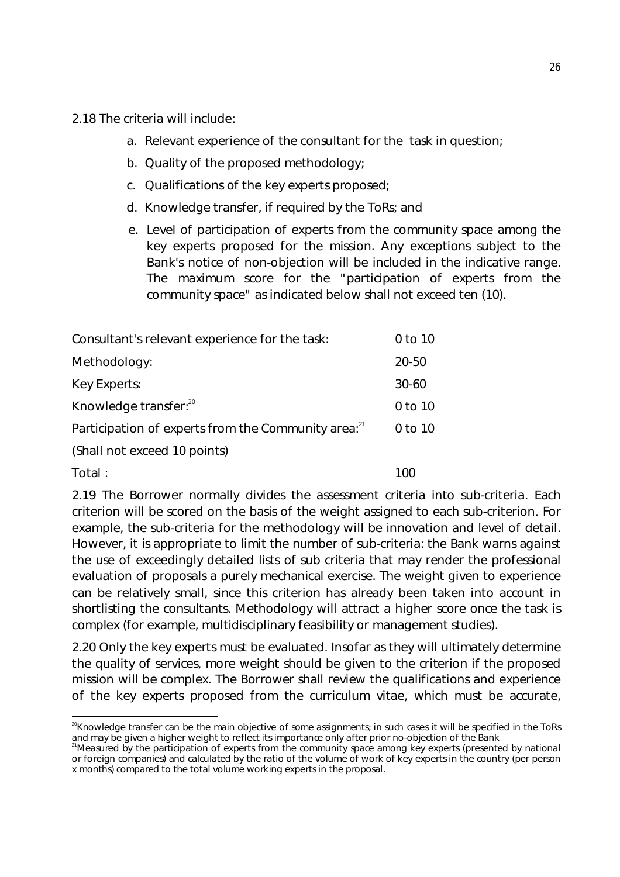2.18 The criteria will include:

a. Relevant experience of the consultant for the task in question;

b. Quality of the proposed methodology;

c. Qualifications of the key experts proposed;

d. Knowledge transfer, if required by the ToRs; and

e. Level of participation of experts from the community space among the key experts proposed for the mission. Any exceptions subject to the Bank's notice of non-objection will be included in the indicative range. The maximum score for the "participation of experts from the community space" as indicated below shall not exceed ten (10).

| | |
|---|---|
| Consultant's relevant experience for the task: | 0 to 10 |
| Methodology: | 20-50 |
| Key Experts: | 30-60 |
| Knowledge transfer:[20] | 0 to 10 |
| Participation of experts from the Community area:[21] (Shall not exceed 10 points) | 0 to 10 |
| Total : | 100 |

2.19 The Borrower normally divides the assessment criteria into sub-criteria. Each criterion will be scored on the basis of the weight assigned to each sub-criterion. For example, the sub-criteria for the methodology will be innovation and level of detail. However, it is appropriate to limit the number of sub-criteria: the Bank warns against the use of exceedingly detailed lists of sub criteria that may render the professional evaluation of proposals a purely mechanical exercise. The weight given to experience can be relatively small, since this criterion has already been taken into account in shortlisting the consultants. Methodology will attract a higher score once the task is complex (for example, multidisciplinary feasibility or management studies).

2.20 Only the key experts must be evaluated. Insofar as they will ultimately determine the quality of services, more weight should be given to the criterion if the proposed mission will be complex. The Borrower shall review the qualifications and experience of the key experts proposed from the curriculum vitae, which must be accurate,

---

[20] Knowledge transfer can be the main objective of some assignments; in such cases it will be specified in the ToRs and may be given a higher weight to reflect its importance only after prior no-objection of the Bank

[21] Measured by the participation of experts from the community space among key experts (presented by national or foreign companies) and calculated by the ratio of the volume of work of key experts in the country (per person x months) compared to the total volume working experts in the proposal.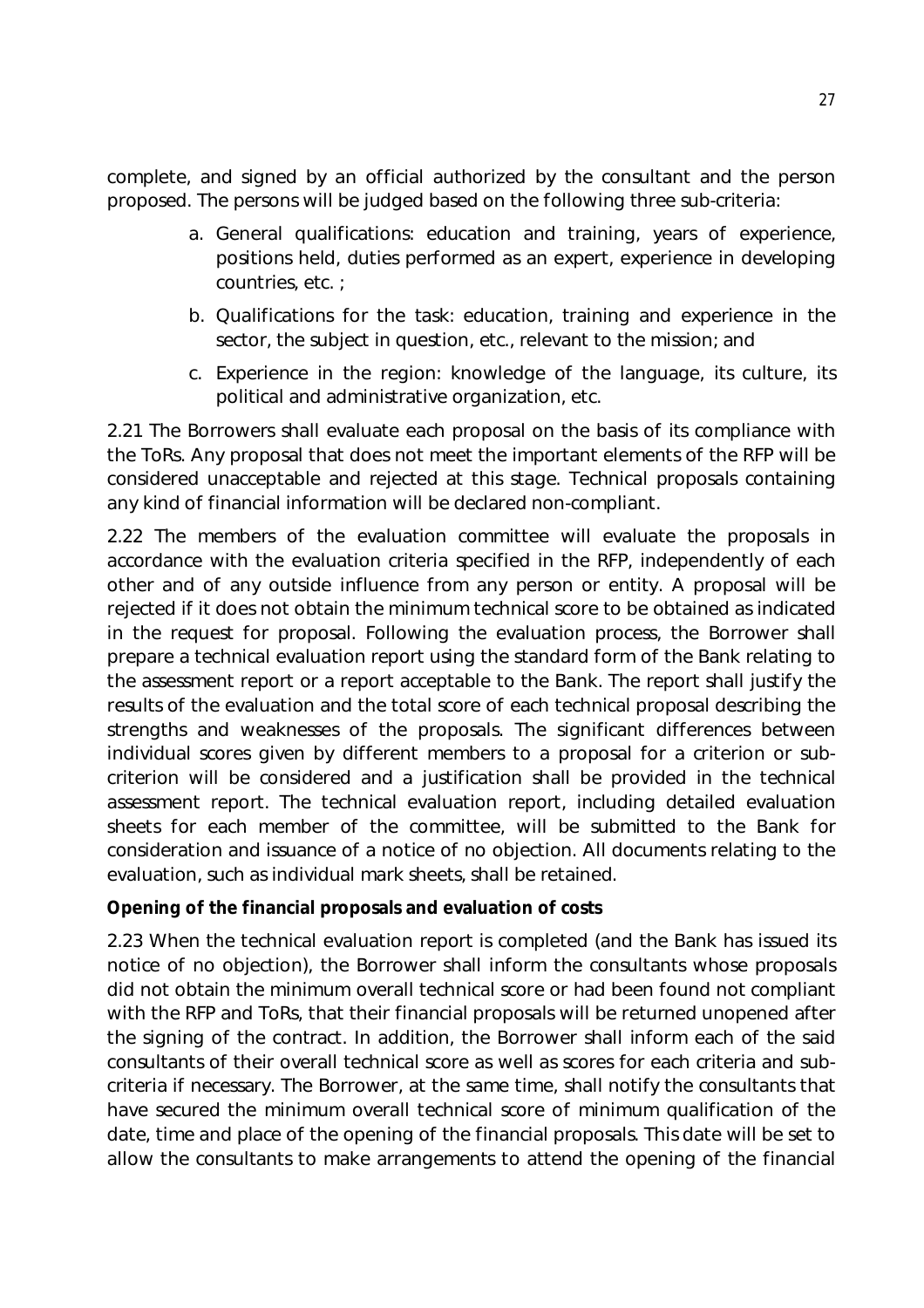complete, and signed by an official authorized by the consultant and the person proposed. The persons will be judged based on the following three sub-criteria:

a. General qualifications: education and training, years of experience, positions held, duties performed as an expert, experience in developing countries, etc. ;

b. Qualifications for the task: education, training and experience in the sector, the subject in question, etc., relevant to the mission; and

c. Experience in the region: knowledge of the language, its culture, its political and administrative organization, etc.

2.21 The Borrowers shall evaluate each proposal on the basis of its compliance with the ToRs. Any proposal that does not meet the important elements of the RFP will be considered unacceptable and rejected at this stage. Technical proposals containing any kind of financial information will be declared non-compliant.

2.22 The members of the evaluation committee will evaluate the proposals in accordance with the evaluation criteria specified in the RFP, independently of each other and of any outside influence from any person or entity. A proposal will be rejected if it does not obtain the minimum technical score to be obtained as indicated in the request for proposal. Following the evaluation process, the Borrower shall prepare a technical evaluation report using the standard form of the Bank relating to the assessment report or a report acceptable to the Bank. The report shall justify the results of the evaluation and the total score of each technical proposal describing the strengths and weaknesses of the proposals. The significant differences between individual scores given by different members to a proposal for a criterion or sub-criterion will be considered and a justification shall be provided in the technical assessment report. The technical evaluation report, including detailed evaluation sheets for each member of the committee, will be submitted to the Bank for consideration and issuance of a notice of no objection. All documents relating to the evaluation, such as individual mark sheets, shall be retained.

**Opening of the financial proposals and evaluation of costs**

2.23 When the technical evaluation report is completed (and the Bank has issued its notice of no objection), the Borrower shall inform the consultants whose proposals did not obtain the minimum overall technical score or had been found not compliant with the RFP and ToRs, that their financial proposals will be returned unopened after the signing of the contract. In addition, the Borrower shall inform each of the said consultants of their overall technical score as well as scores for each criteria and sub-criteria if necessary. The Borrower, at the same time, shall notify the consultants that have secured the minimum overall technical score of minimum qualification of the date, time and place of the opening of the financial proposals. This date will be set to allow the consultants to make arrangements to attend the opening of the financial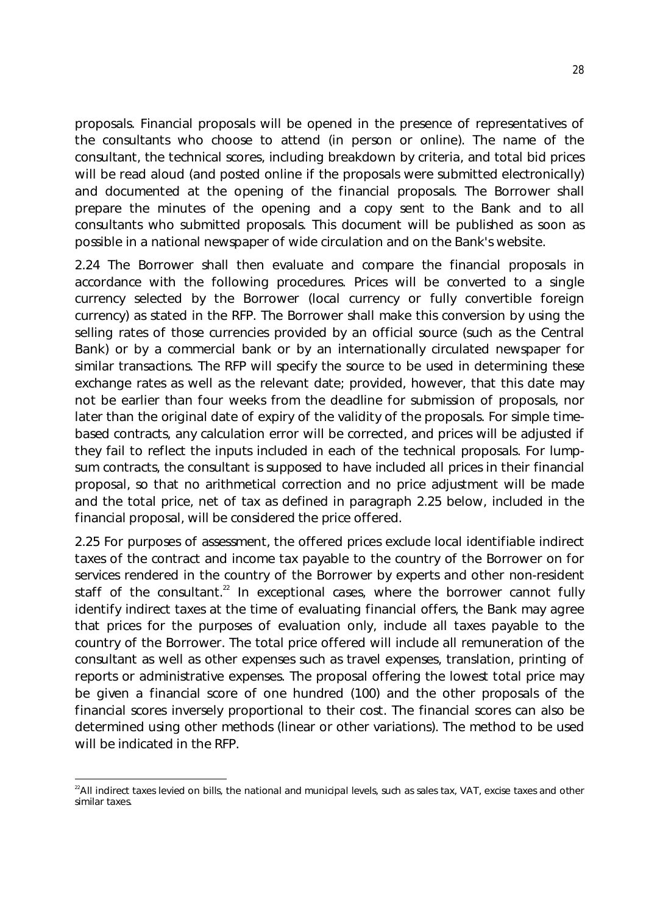proposals. Financial proposals will be opened in the presence of representatives of the consultants who choose to attend (in person or online). The name of the consultant, the technical scores, including breakdown by criteria, and total bid prices will be read aloud (and posted online if the proposals were submitted electronically) and documented at the opening of the financial proposals. The Borrower shall prepare the minutes of the opening and a copy sent to the Bank and to all consultants who submitted proposals. This document will be published as soon as possible in a national newspaper of wide circulation and on the Bank's website.

2.24 The Borrower shall then evaluate and compare the financial proposals in accordance with the following procedures. Prices will be converted to a single currency selected by the Borrower (local currency or fully convertible foreign currency) as stated in the RFP. The Borrower shall make this conversion by using the selling rates of those currencies provided by an official source (such as the Central Bank) or by a commercial bank or by an internationally circulated newspaper for similar transactions. The RFP will specify the source to be used in determining these exchange rates as well as the relevant date; provided, however, that this date may not be earlier than four weeks from the deadline for submission of proposals, nor later than the original date of expiry of the validity of the proposals. For simple time-based contracts, any calculation error will be corrected, and prices will be adjusted if they fail to reflect the inputs included in each of the technical proposals. For lump-sum contracts, the consultant is supposed to have included all prices in their financial proposal, so that no arithmetical correction and no price adjustment will be made and the total price, net of tax as defined in paragraph 2.25 below, included in the financial proposal, will be considered the price offered.

2.25 For purposes of assessment, the offered prices exclude local identifiable indirect taxes of the contract and income tax payable to the country of the Borrower on for services rendered in the country of the Borrower by experts and other non-resident staff of the consultant.[22] In exceptional cases, where the borrower cannot fully identify indirect taxes at the time of evaluating financial offers, the Bank may agree that prices for the purposes of evaluation only, include all taxes payable to the country of the Borrower. The total price offered will include all remuneration of the consultant as well as other expenses such as travel expenses, translation, printing of reports or administrative expenses. The proposal offering the lowest total price may be given a financial score of one hundred (100) and the other proposals of the financial scores inversely proportional to their cost. The financial scores can also be determined using other methods (linear or other variations). The method to be used will be indicated in the RFP.

[22] All indirect taxes levied on bills, the national and municipal levels, such as sales tax, VAT, excise taxes and other similar taxes.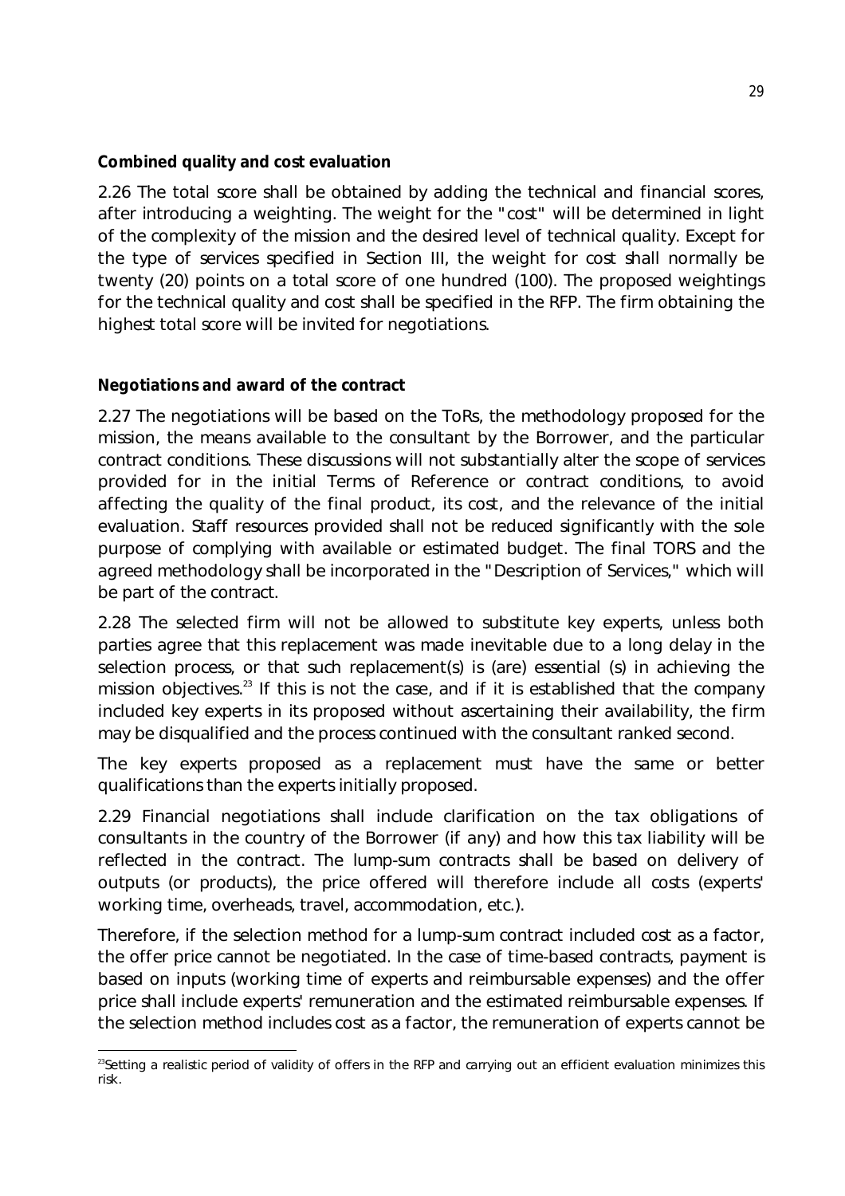**Combined quality and cost evaluation**

2.26 The total score shall be obtained by adding the technical and financial scores, after introducing a weighting. The weight for the "cost" will be determined in light of the complexity of the mission and the desired level of technical quality. Except for the type of services specified in Section III, the weight for cost shall normally be twenty (20) points on a total score of one hundred (100). The proposed weightings for the technical quality and cost shall be specified in the RFP. The firm obtaining the highest total score will be invited for negotiations.

**Negotiations and award of the contract**

2.27 The negotiations will be based on the ToRs, the methodology proposed for the mission, the means available to the consultant by the Borrower, and the particular contract conditions. These discussions will not substantially alter the scope of services provided for in the initial Terms of Reference or contract conditions, to avoid affecting the quality of the final product, its cost, and the relevance of the initial evaluation. Staff resources provided shall not be reduced significantly with the sole purpose of complying with available or estimated budget. The final TORS and the agreed methodology shall be incorporated in the "Description of Services," which will be part of the contract.

2.28 The selected firm will not be allowed to substitute key experts, unless both parties agree that this replacement was made inevitable due to a long delay in the selection process, or that such replacement(s) is (are) essential (s) in achieving the mission objectives.[23] If this is not the case, and if it is established that the company included key experts in its proposed without ascertaining their availability, the firm may be disqualified and the process continued with the consultant ranked second.

The key experts proposed as a replacement must have the same or better qualifications than the experts initially proposed.

2.29 Financial negotiations shall include clarification on the tax obligations of consultants in the country of the Borrower (if any) and how this tax liability will be reflected in the contract. The lump-sum contracts shall be based on delivery of outputs (or products), the price offered will therefore include all costs (experts' working time, overheads, travel, accommodation, etc.).

Therefore, if the selection method for a lump-sum contract included cost as a factor, the offer price cannot be negotiated. In the case of time-based contracts, payment is based on inputs (working time of experts and reimbursable expenses) and the offer price shall include experts' remuneration and the estimated reimbursable expenses. If the selection method includes cost as a factor, the remuneration of experts cannot be

[23] Setting a realistic period of validity of offers in the RFP and carrying out an efficient evaluation minimizes this risk.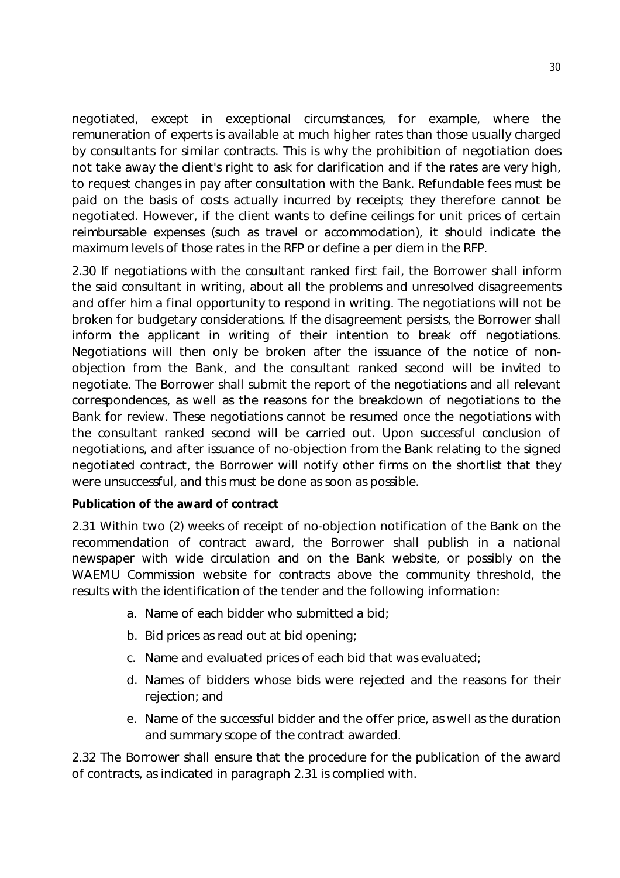negotiated, except in exceptional circumstances, for example, where the remuneration of experts is available at much higher rates than those usually charged by consultants for similar contracts. This is why the prohibition of negotiation does not take away the client's right to ask for clarification and if the rates are very high, to request changes in pay after consultation with the Bank. Refundable fees must be paid on the basis of costs actually incurred by receipts; they therefore cannot be negotiated. However, if the client wants to define ceilings for unit prices of certain reimbursable expenses (such as travel or accommodation), it should indicate the maximum levels of those rates in the RFP or define a per diem in the RFP.

2.30 If negotiations with the consultant ranked first fail, the Borrower shall inform the said consultant in writing, about all the problems and unresolved disagreements and offer him a final opportunity to respond in writing. The negotiations will not be broken for budgetary considerations. If the disagreement persists, the Borrower shall inform the applicant in writing of their intention to break off negotiations. Negotiations will then only be broken after the issuance of the notice of non-objection from the Bank, and the consultant ranked second will be invited to negotiate. The Borrower shall submit the report of the negotiations and all relevant correspondences, as well as the reasons for the breakdown of negotiations to the Bank for review. These negotiations cannot be resumed once the negotiations with the consultant ranked second will be carried out. Upon successful conclusion of negotiations, and after issuance of no-objection from the Bank relating to the signed negotiated contract, the Borrower will notify other firms on the shortlist that they were unsuccessful, and this must be done as soon as possible.

**Publication of the award of contract**

2.31 Within two (2) weeks of receipt of no-objection notification of the Bank on the recommendation of contract award, the Borrower shall publish in a national newspaper with wide circulation and on the Bank website, or possibly on the WAEMU Commission website for contracts above the community threshold, the results with the identification of the tender and the following information:

a. Name of each bidder who submitted a bid;

b. Bid prices as read out at bid opening;

c. Name and evaluated prices of each bid that was evaluated;

d. Names of bidders whose bids were rejected and the reasons for their rejection; and

e. Name of the successful bidder and the offer price, as well as the duration and summary scope of the contract awarded.

2.32 The Borrower shall ensure that the procedure for the publication of the award of contracts, as indicated in paragraph 2.31 is complied with.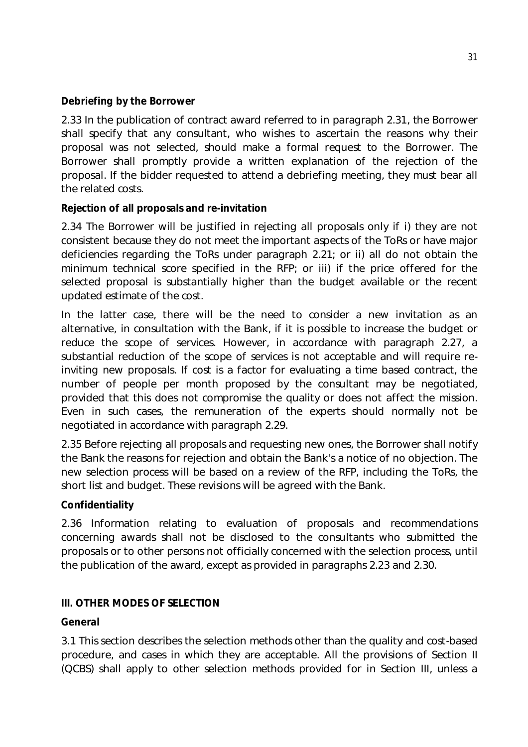**Debriefing by the Borrower**

2.33 In the publication of contract award referred to in paragraph 2.31, the Borrower shall specify that any consultant, who wishes to ascertain the reasons why their proposal was not selected, should make a formal request to the Borrower. The Borrower shall promptly provide a written explanation of the rejection of the proposal. If the bidder requested to attend a debriefing meeting, they must bear all the related costs.

**Rejection of all proposals and re-invitation**

2.34 The Borrower will be justified in rejecting all proposals only if i) they are not consistent because they do not meet the important aspects of the ToRs or have major deficiencies regarding the ToRs under paragraph 2.21; or ii) all do not obtain the minimum technical score specified in the RFP; or iii) if the price offered for the selected proposal is substantially higher than the budget available or the recent updated estimate of the cost.

In the latter case, there will be the need to consider a new invitation as an alternative, in consultation with the Bank, if it is possible to increase the budget or reduce the scope of services. However, in accordance with paragraph 2.27, a substantial reduction of the scope of services is not acceptable and will require re-inviting new proposals. If cost is a factor for evaluating a time based contract, the number of people per month proposed by the consultant may be negotiated, provided that this does not compromise the quality or does not affect the mission. Even in such cases, the remuneration of the experts should normally not be negotiated in accordance with paragraph 2.29.

2.35 Before rejecting all proposals and requesting new ones, the Borrower shall notify the Bank the reasons for rejection and obtain the Bank's a notice of no objection. The new selection process will be based on a review of the RFP, including the ToRs, the short list and budget. These revisions will be agreed with the Bank.

**Confidentiality**

2.36 Information relating to evaluation of proposals and recommendations concerning awards shall not be disclosed to the consultants who submitted the proposals or to other persons not officially concerned with the selection process, until the publication of the award, except as provided in paragraphs 2.23 and 2.30.

## III. OTHER MODES OF SELECTION

**General**

3.1 This section describes the selection methods other than the quality and cost-based procedure, and cases in which they are acceptable. All the provisions of Section II (QCBS) shall apply to other selection methods provided for in Section III, unless a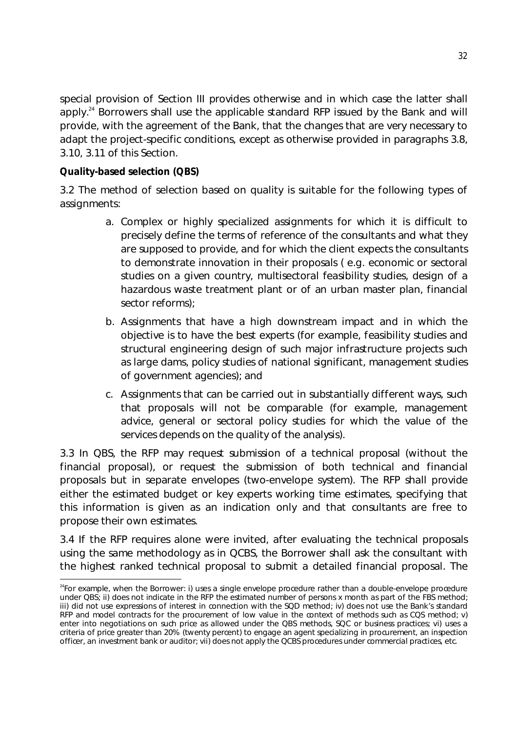special provision of Section III provides otherwise and in which case the latter shall apply.[24] Borrowers shall use the applicable standard RFP issued by the Bank and will provide, with the agreement of the Bank, that the changes that are very necessary to adapt the project-specific conditions, except as otherwise provided in paragraphs 3.8, 3.10, 3.11 of this Section.

**Quality-based selection (QBS)**

3.2 The method of selection based on quality is suitable for the following types of assignments:

a. Complex or highly specialized assignments for which it is difficult to precisely define the terms of reference of the consultants and what they are supposed to provide, and for which the client expects the consultants to demonstrate innovation in their proposals ( e.g. economic or sectoral studies on a given country, multisectoral feasibility studies, design of a hazardous waste treatment plant or of an urban master plan, financial sector reforms);

b. Assignments that have a high downstream impact and in which the objective is to have the best experts (for example, feasibility studies and structural engineering design of such major infrastructure projects such as large dams, policy studies of national significant, management studies of government agencies); and

c. Assignments that can be carried out in substantially different ways, such that proposals will not be comparable (for example, management advice, general or sectoral policy studies for which the value of the services depends on the quality of the analysis).

3.3 In QBS, the RFP may request submission of a technical proposal (without the financial proposal), or request the submission of both technical and financial proposals but in separate envelopes (two-envelope system). The RFP shall provide either the estimated budget or key experts working time estimates, specifying that this information is given as an indication only and that consultants are free to propose their own estimates.

3.4 If the RFP requires alone were invited, after evaluating the technical proposals using the same methodology as in QCBS, the Borrower shall ask the consultant with the highest ranked technical proposal to submit a detailed financial proposal. The

[24]For example, when the Borrower: i) uses a single envelope procedure rather than a double-envelope procedure under QBS; ii) does not indicate in the RFP the estimated number of persons x month as part of the FBS method; iii) did not use expressions of interest in connection with the SQD method; iv) does not use the Bank's standard RFP and model contracts for the procurement of low value in the context of methods such as CQS method; v) enter into negotiations on such price as allowed under the QBS methods, SQC or business practices; vi) uses a criteria of price greater than 20% (twenty percent) to engage an agent specializing in procurement, an inspection officer, an investment bank or auditor; vii) does not apply the QCBS procedures under commercial practices, etc.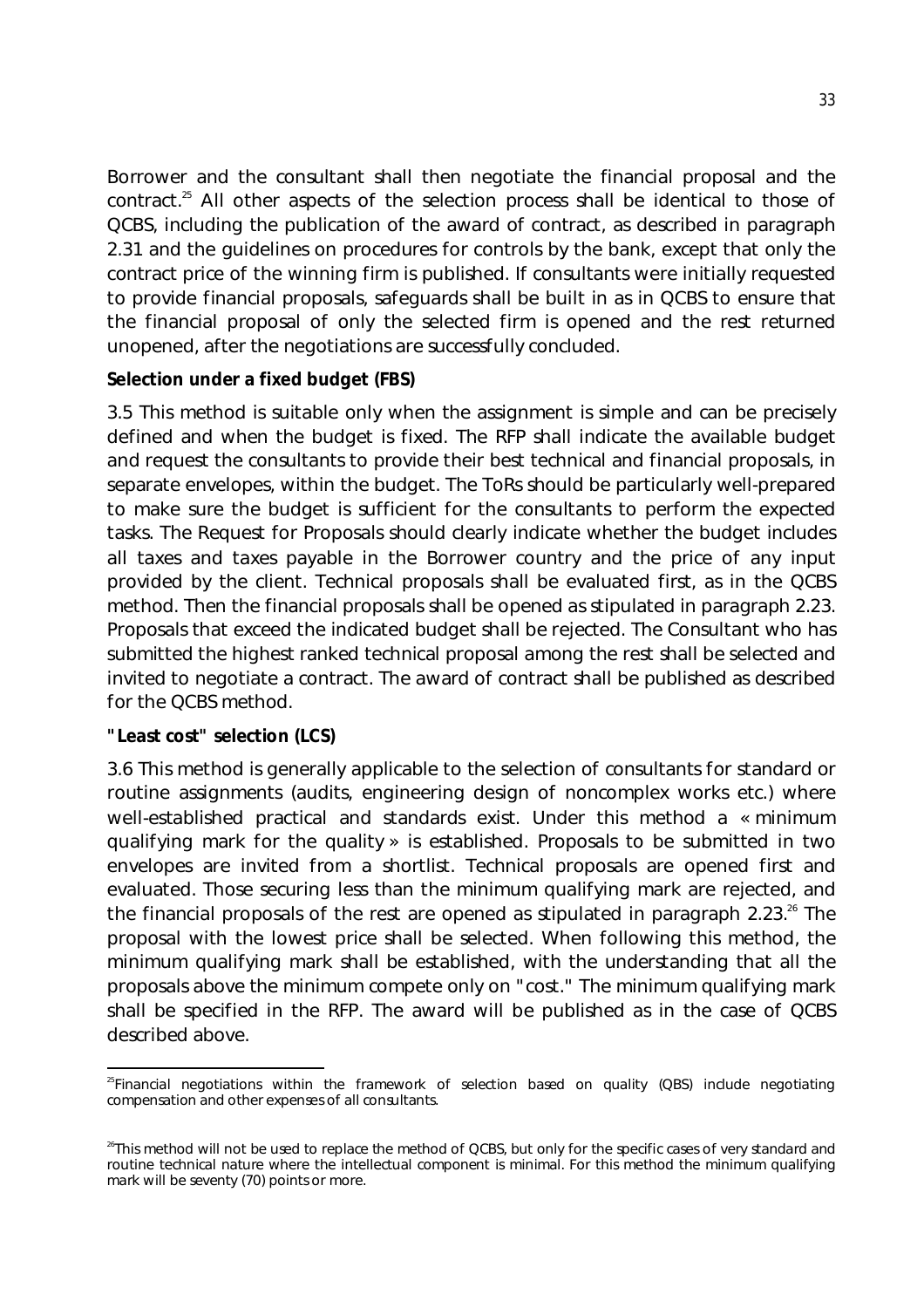Borrower and the consultant shall then negotiate the financial proposal and the contract.[25] All other aspects of the selection process shall be identical to those of QCBS, including the publication of the award of contract, as described in paragraph 2.31 and the guidelines on procedures for controls by the bank, except that only the contract price of the winning firm is published. If consultants were initially requested to provide financial proposals, safeguards shall be built in as in QCBS to ensure that the financial proposal of only the selected firm is opened and the rest returned unopened, after the negotiations are successfully concluded.

**Selection under a fixed budget (FBS)**

3.5 This method is suitable only when the assignment is simple and can be precisely defined and when the budget is fixed. The RFP shall indicate the available budget and request the consultants to provide their best technical and financial proposals, in separate envelopes, within the budget. The ToRs should be particularly well-prepared to make sure the budget is sufficient for the consultants to perform the expected tasks. The Request for Proposals should clearly indicate whether the budget includes all taxes and taxes payable in the Borrower country and the price of any input provided by the client. Technical proposals shall be evaluated first, as in the QCBS method. Then the financial proposals shall be opened as stipulated in paragraph 2.23. Proposals that exceed the indicated budget shall be rejected. The Consultant who has submitted the highest ranked technical proposal among the rest shall be selected and invited to negotiate a contract. The award of contract shall be published as described for the QCBS method.

**"Least cost" selection (LCS)**

3.6 This method is generally applicable to the selection of consultants for standard or routine assignments (audits, engineering design of noncomplex works etc.) where well-established practical and standards exist. Under this method a « minimum qualifying mark for the quality » is established. Proposals to be submitted in two envelopes are invited from a shortlist. Technical proposals are opened first and evaluated. Those securing less than the minimum qualifying mark are rejected, and the financial proposals of the rest are opened as stipulated in paragraph 2.23.[26] The proposal with the lowest price shall be selected. When following this method, the minimum qualifying mark shall be established, with the understanding that all the proposals above the minimum compete only on "cost." The minimum qualifying mark shall be specified in the RFP. The award will be published as in the case of QCBS described above.

---

[25] Financial negotiations within the framework of selection based on quality (QBS) include negotiating compensation and other expenses of all consultants.

[26] This method will not be used to replace the method of QCBS, but only for the specific cases of very standard and routine technical nature where the intellectual component is minimal. For this method the minimum qualifying mark will be seventy (70) points or more.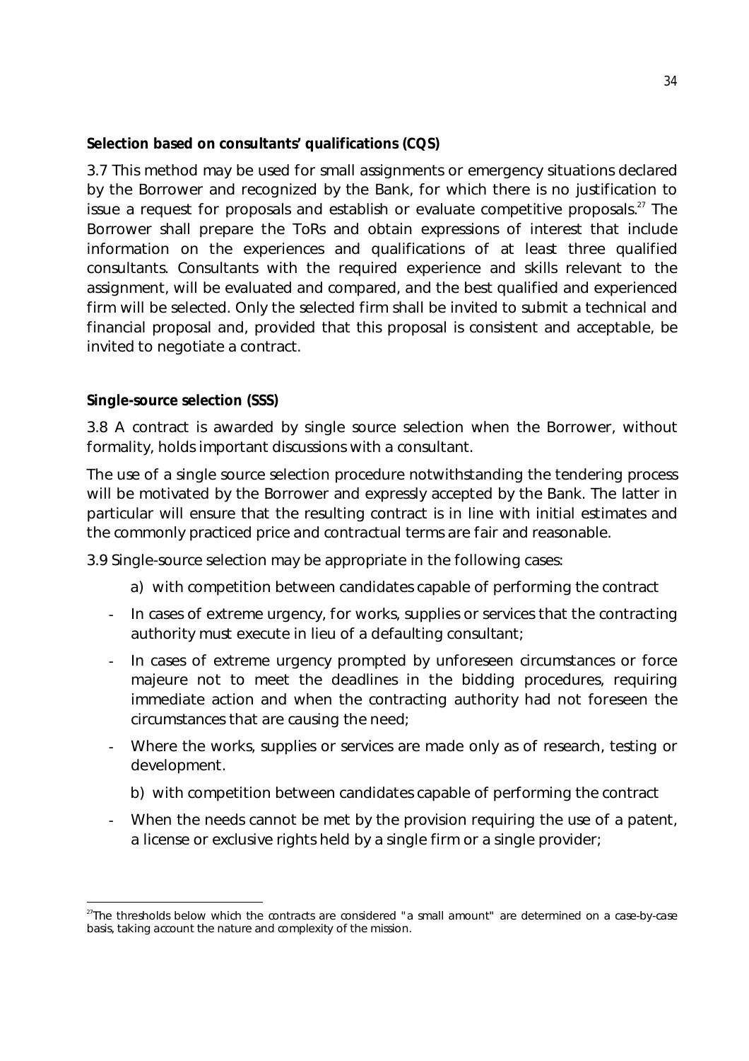**Selection based on consultants' qualifications (CQS)**

3.7 This method may be used for small assignments or emergency situations declared by the Borrower and recognized by the Bank, for which there is no justification to issue a request for proposals and establish or evaluate competitive proposals.[27] The Borrower shall prepare the ToRs and obtain expressions of interest that include information on the experiences and qualifications of at least three qualified consultants. Consultants with the required experience and skills relevant to the assignment, will be evaluated and compared, and the best qualified and experienced firm will be selected. Only the selected firm shall be invited to submit a technical and financial proposal and, provided that this proposal is consistent and acceptable, be invited to negotiate a contract.

**Single-source selection (SSS)**

3.8 A contract is awarded by single source selection when the Borrower, without formality, holds important discussions with a consultant.

The use of a single source selection procedure notwithstanding the tendering process will be motivated by the Borrower and expressly accepted by the Bank. The latter in particular will ensure that the resulting contract is in line with initial estimates and the commonly practiced price and contractual terms are fair and reasonable.

3.9 Single-source selection may be appropriate in the following cases:

a) with competition between candidates capable of performing the contract

- In cases of extreme urgency, for works, supplies or services that the contracting authority must execute in lieu of a defaulting consultant;
- In cases of extreme urgency prompted by unforeseen circumstances or force majeure not to meet the deadlines in the bidding procedures, requiring immediate action and when the contracting authority had not foreseen the circumstances that are causing the need;
- Where the works, supplies or services are made only as of research, testing or development.

b) with competition between candidates capable of performing the contract

- When the needs cannot be met by the provision requiring the use of a patent, a license or exclusive rights held by a single firm or a single provider;

---

[27] The thresholds below which the contracts are considered "a small amount" are determined on a case-by-case basis, taking account the nature and complexity of the mission.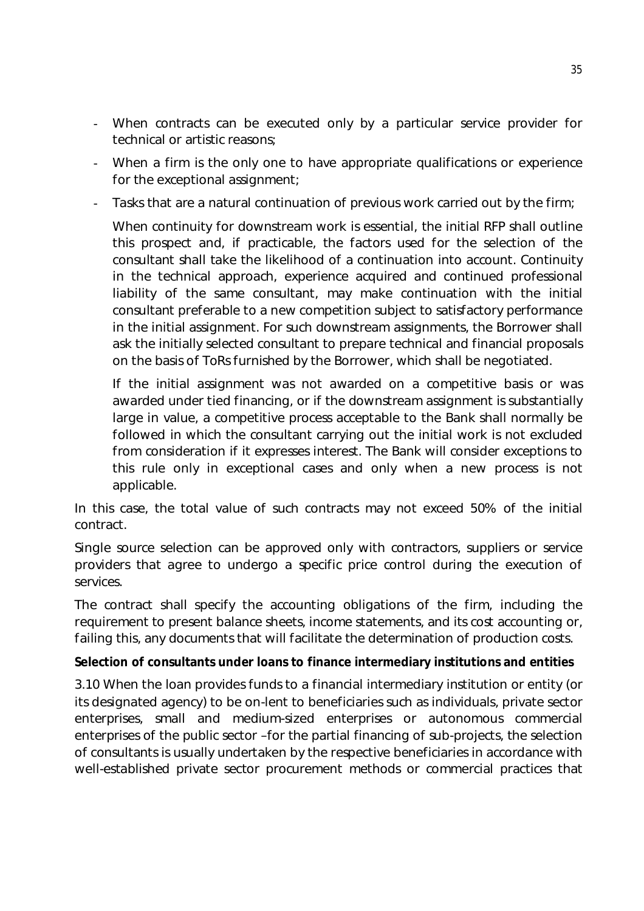- When contracts can be executed only by a particular service provider for technical or artistic reasons;
- When a firm is the only one to have appropriate qualifications or experience for the exceptional assignment;
- Tasks that are a natural continuation of previous work carried out by the firm;

  When continuity for downstream work is essential, the initial RFP shall outline this prospect and, if practicable, the factors used for the selection of the consultant shall take the likelihood of a continuation into account. Continuity in the technical approach, experience acquired and continued professional liability of the same consultant, may make continuation with the initial consultant preferable to a new competition subject to satisfactory performance in the initial assignment. For such downstream assignments, the Borrower shall ask the initially selected consultant to prepare technical and financial proposals on the basis of ToRs furnished by the Borrower, which shall be negotiated.

  If the initial assignment was not awarded on a competitive basis or was awarded under tied financing, or if the downstream assignment is substantially large in value, a competitive process acceptable to the Bank shall normally be followed in which the consultant carrying out the initial work is not excluded from consideration if it expresses interest. The Bank will consider exceptions to this rule only in exceptional cases and only when a new process is not applicable.

In this case, the total value of such contracts may not exceed 50% of the initial contract.

Single source selection can be approved only with contractors, suppliers or service providers that agree to undergo a specific price control during the execution of services.

The contract shall specify the accounting obligations of the firm, including the requirement to present balance sheets, income statements, and its cost accounting or, failing this, any documents that will facilitate the determination of production costs.

**Selection of consultants under loans to finance intermediary institutions and entities**

3.10 When the loan provides funds to a financial intermediary institution or entity (or its designated agency) to be on-lent to beneficiaries such as individuals, private sector enterprises, small and medium-sized enterprises or autonomous commercial enterprises of the public sector –for the partial financing of sub-projects, the selection of consultants is usually undertaken by the respective beneficiaries in accordance with well-established private sector procurement methods or commercial practices that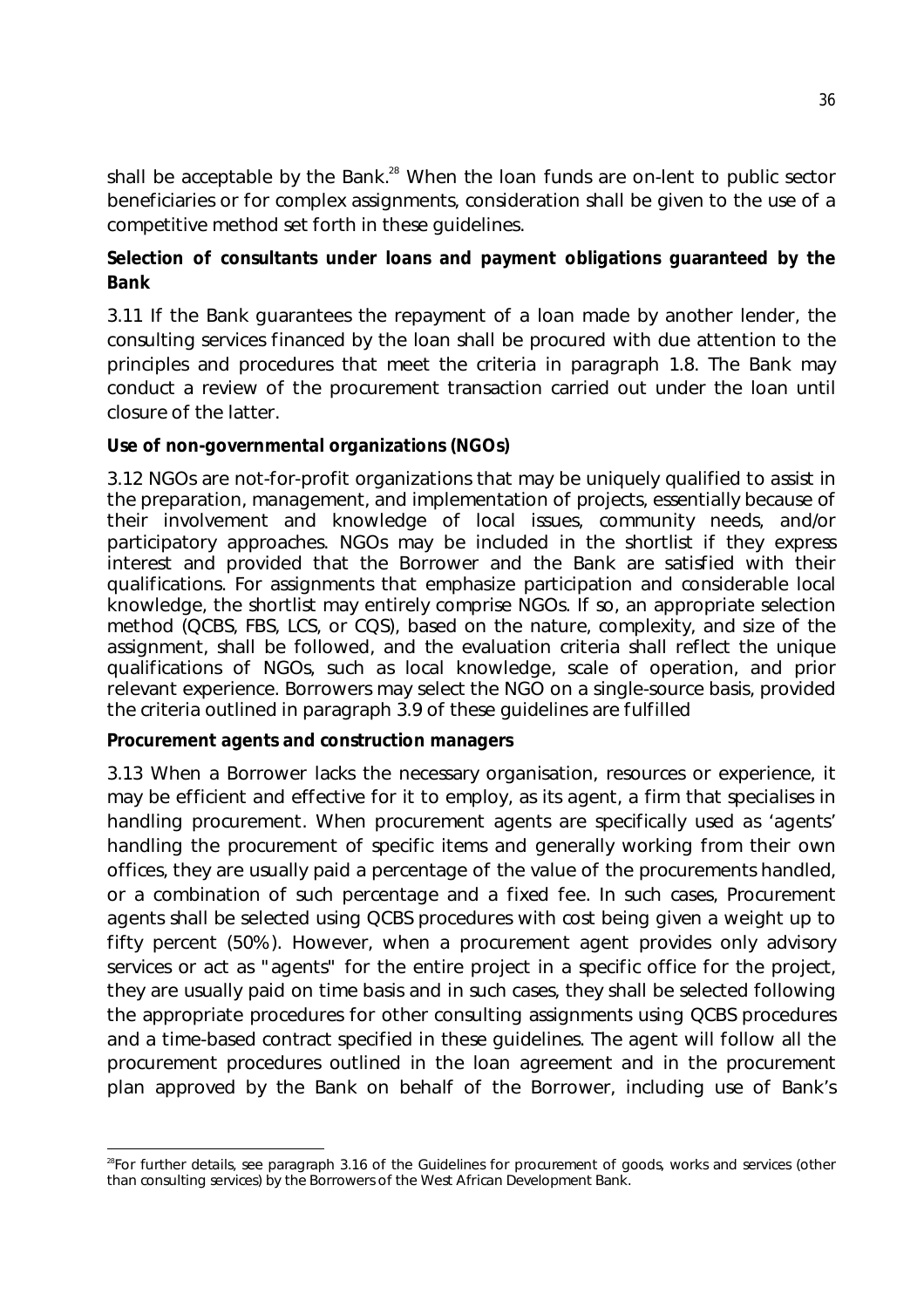shall be acceptable by the Bank.[28] When the loan funds are on-lent to public sector beneficiaries or for complex assignments, consideration shall be given to the use of a competitive method set forth in these guidelines.

**Selection of consultants under loans and payment obligations guaranteed by the Bank**

3.11 If the Bank guarantees the repayment of a loan made by another lender, the consulting services financed by the loan shall be procured with due attention to the principles and procedures that meet the criteria in paragraph 1.8. The Bank may conduct a review of the procurement transaction carried out under the loan until closure of the latter.

**Use of non-governmental organizations (NGOs)**

3.12 NGOs are not-for-profit organizations that may be uniquely qualified to assist in the preparation, management, and implementation of projects, essentially because of their involvement and knowledge of local issues, community needs, and/or participatory approaches. NGOs may be included in the shortlist if they express interest and provided that the Borrower and the Bank are satisfied with their qualifications. For assignments that emphasize participation and considerable local knowledge, the shortlist may entirely comprise NGOs. If so, an appropriate selection method (QCBS, FBS, LCS, or CQS), based on the nature, complexity, and size of the assignment, shall be followed, and the evaluation criteria shall reflect the unique qualifications of NGOs, such as local knowledge, scale of operation, and prior relevant experience. Borrowers may select the NGO on a single-source basis, provided the criteria outlined in paragraph 3.9 of these guidelines are fulfilled

**Procurement agents and construction managers**

3.13 When a Borrower lacks the necessary organisation, resources or experience, it may be efficient and effective for it to employ, as its agent, a firm that specialises in handling procurement. When procurement agents are specifically used as 'agents' handling the procurement of specific items and generally working from their own offices, they are usually paid a percentage of the value of the procurements handled, or a combination of such percentage and a fixed fee. In such cases, Procurement agents shall be selected using QCBS procedures with cost being given a weight up to fifty percent (50%). However, when a procurement agent provides only advisory services or act as "agents" for the entire project in a specific office for the project, they are usually paid on time basis and in such cases, they shall be selected following the appropriate procedures for other consulting assignments using QCBS procedures and a time-based contract specified in these guidelines. The agent will follow all the procurement procedures outlined in the loan agreement and in the procurement plan approved by the Bank on behalf of the Borrower, including use of Bank's

[28] For further details, see paragraph 3.16 of the Guidelines for procurement of goods, works and services (other than consulting services) by the Borrowers of the West African Development Bank.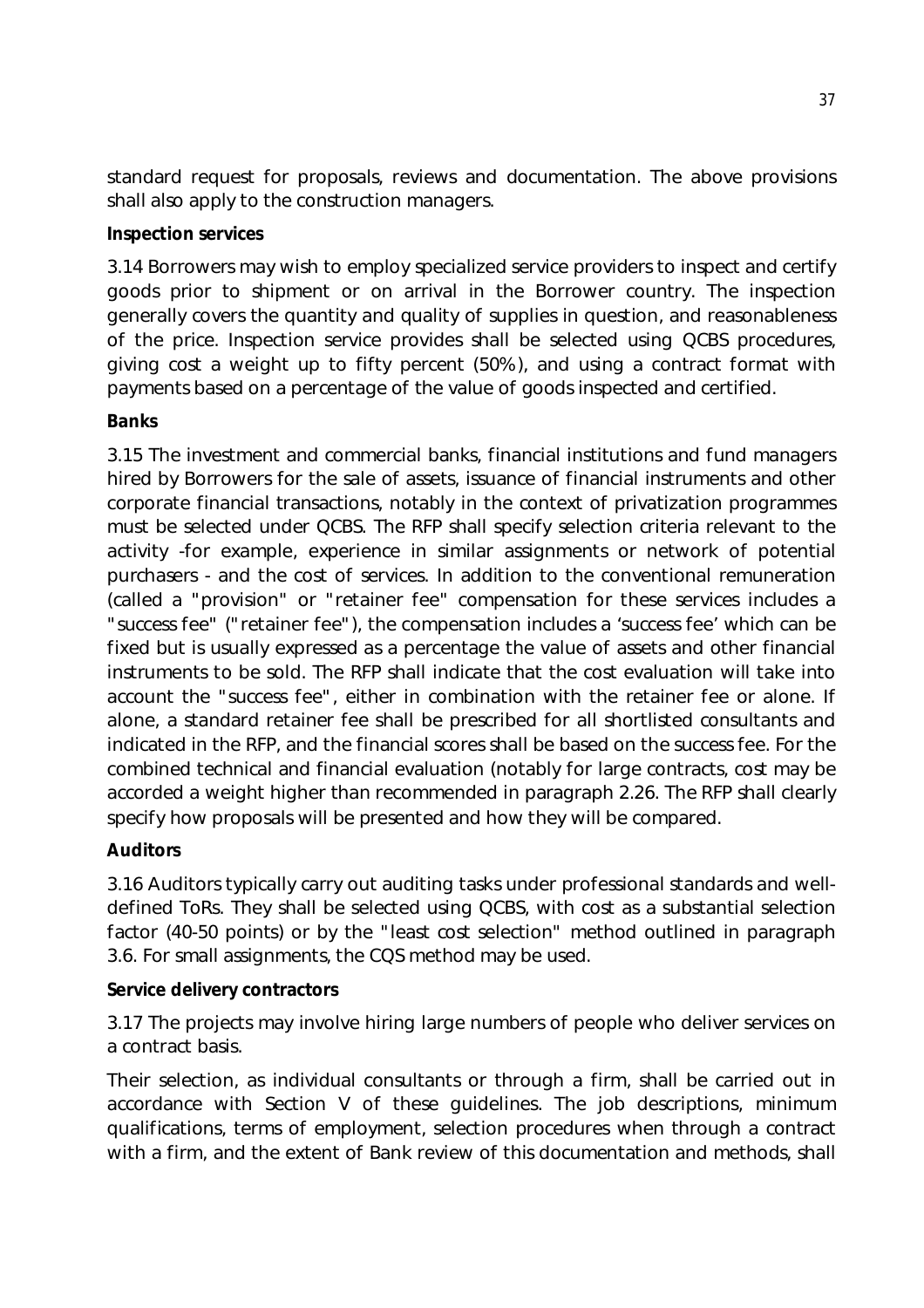standard request for proposals, reviews and documentation. The above provisions shall also apply to the construction managers.

**Inspection services**

3.14 Borrowers may wish to employ specialized service providers to inspect and certify goods prior to shipment or on arrival in the Borrower country. The inspection generally covers the quantity and quality of supplies in question, and reasonableness of the price. Inspection service provides shall be selected using QCBS procedures, giving cost a weight up to fifty percent (50%), and using a contract format with payments based on a percentage of the value of goods inspected and certified.

**Banks**

3.15 The investment and commercial banks, financial institutions and fund managers hired by Borrowers for the sale of assets, issuance of financial instruments and other corporate financial transactions, notably in the context of privatization programmes must be selected under QCBS. The RFP shall specify selection criteria relevant to the activity -for example, experience in similar assignments or network of potential purchasers - and the cost of services. In addition to the conventional remuneration (called a "provision" or "retainer fee" compensation for these services includes a "success fee" ("retainer fee"), the compensation includes a 'success fee' which can be fixed but is usually expressed as a percentage the value of assets and other financial instruments to be sold. The RFP shall indicate that the cost evaluation will take into account the "success fee", either in combination with the retainer fee or alone. If alone, a standard retainer fee shall be prescribed for all shortlisted consultants and indicated in the RFP, and the financial scores shall be based on the success fee. For the combined technical and financial evaluation (notably for large contracts, cost may be accorded a weight higher than recommended in paragraph 2.26. The RFP shall clearly specify how proposals will be presented and how they will be compared.

**Auditors**

3.16 Auditors typically carry out auditing tasks under professional standards and well-defined ToRs. They shall be selected using QCBS, with cost as a substantial selection factor (40-50 points) or by the "least cost selection" method outlined in paragraph 3.6. For small assignments, the CQS method may be used.

**Service delivery contractors**

3.17 The projects may involve hiring large numbers of people who deliver services on a contract basis.

Their selection, as individual consultants or through a firm, shall be carried out in accordance with Section V of these guidelines. The job descriptions, minimum qualifications, terms of employment, selection procedures when through a contract with a firm, and the extent of Bank review of this documentation and methods, shall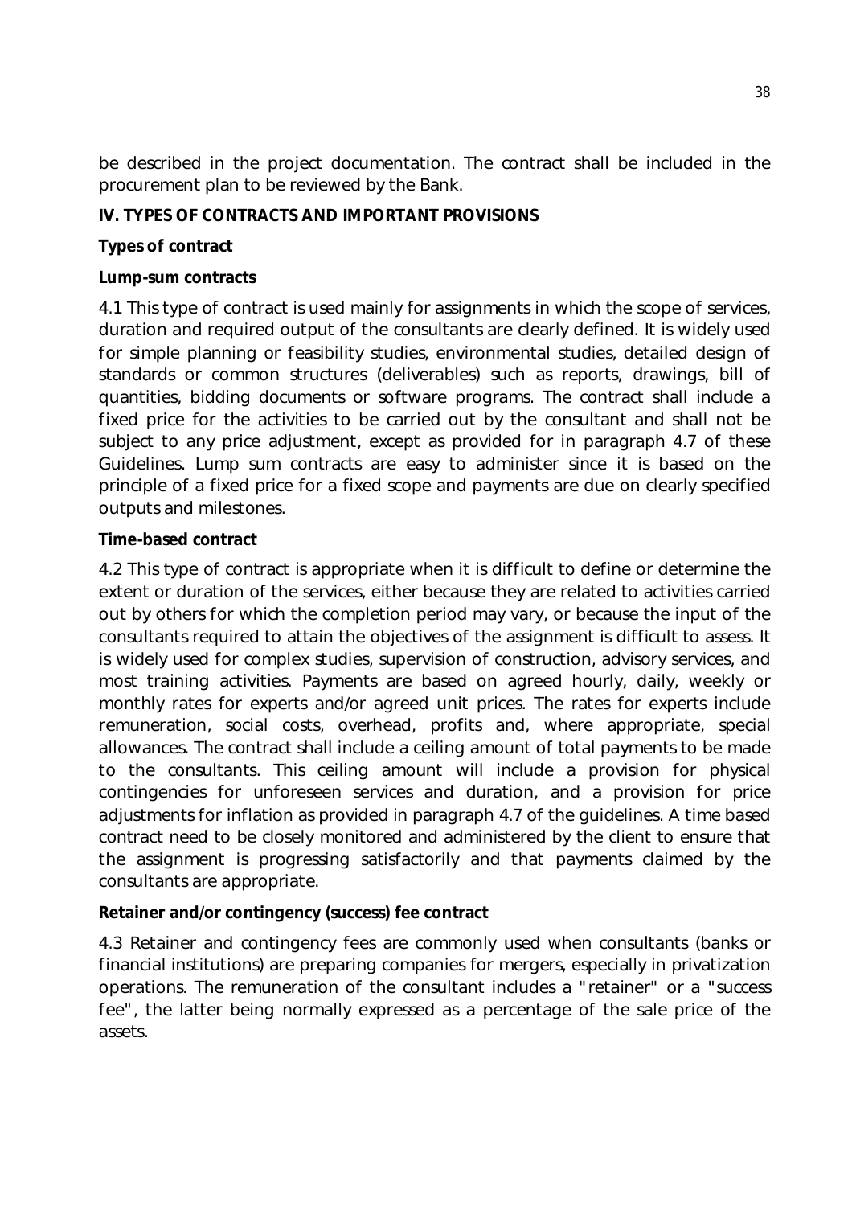be described in the project documentation. The contract shall be included in the procurement plan to be reviewed by the Bank.

## IV. TYPES OF CONTRACTS AND IMPORTANT PROVISIONS

### Types of contract

#### Lump-sum contracts

4.1 This type of contract is used mainly for assignments in which the scope of services, duration and required output of the consultants are clearly defined. It is widely used for simple planning or feasibility studies, environmental studies, detailed design of standards or common structures (deliverables) such as reports, drawings, bill of quantities, bidding documents or software programs. The contract shall include a fixed price for the activities to be carried out by the consultant and shall not be subject to any price adjustment, except as provided for in paragraph 4.7 of these Guidelines. Lump sum contracts are easy to administer since it is based on the principle of a fixed price for a fixed scope and payments are due on clearly specified outputs and milestones.

#### Time-based contract

4.2 This type of contract is appropriate when it is difficult to define or determine the extent or duration of the services, either because they are related to activities carried out by others for which the completion period may vary, or because the input of the consultants required to attain the objectives of the assignment is difficult to assess. It is widely used for complex studies, supervision of construction, advisory services, and most training activities. Payments are based on agreed hourly, daily, weekly or monthly rates for experts and/or agreed unit prices. The rates for experts include remuneration, social costs, overhead, profits and, where appropriate, special allowances. The contract shall include a ceiling amount of total payments to be made to the consultants. This ceiling amount will include a provision for physical contingencies for unforeseen services and duration, and a provision for price adjustments for inflation as provided in paragraph 4.7 of the guidelines. A time based contract need to be closely monitored and administered by the client to ensure that the assignment is progressing satisfactorily and that payments claimed by the consultants are appropriate.

#### Retainer and/or contingency (success) fee contract

4.3 Retainer and contingency fees are commonly used when consultants (banks or financial institutions) are preparing companies for mergers, especially in privatization operations. The remuneration of the consultant includes a "retainer" or a "success fee", the latter being normally expressed as a percentage of the sale price of the assets.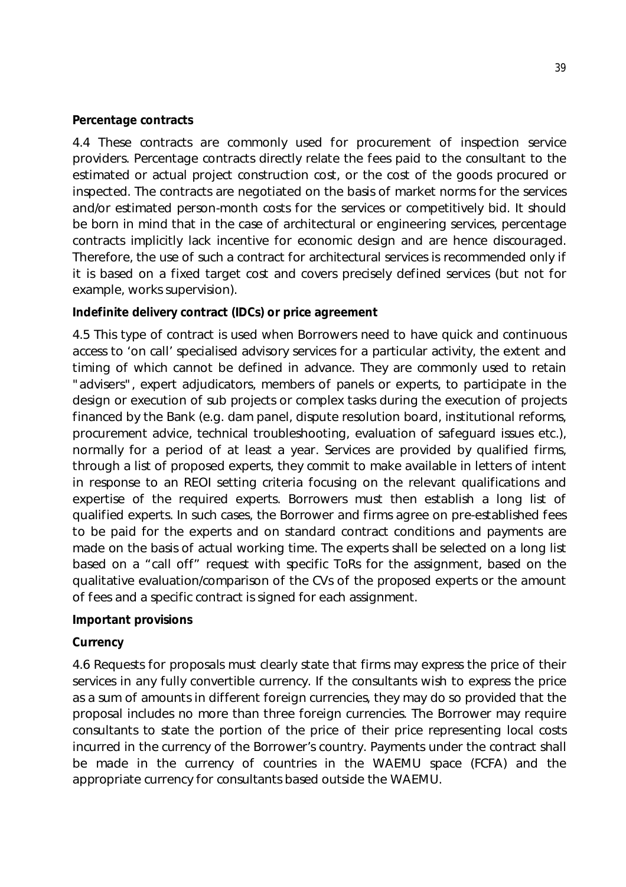**Percentage contracts**

4.4 These contracts are commonly used for procurement of inspection service providers. Percentage contracts directly relate the fees paid to the consultant to the estimated or actual project construction cost, or the cost of the goods procured or inspected. The contracts are negotiated on the basis of market norms for the services and/or estimated person-month costs for the services or competitively bid. It should be born in mind that in the case of architectural or engineering services, percentage contracts implicitly lack incentive for economic design and are hence discouraged. Therefore, the use of such a contract for architectural services is recommended only if it is based on a fixed target cost and covers precisely defined services (but not for example, works supervision).

**Indefinite delivery contract (IDCs) or price agreement**

4.5 This type of contract is used when Borrowers need to have quick and continuous access to 'on call' specialised advisory services for a particular activity, the extent and timing of which cannot be defined in advance. They are commonly used to retain "advisers", expert adjudicators, members of panels or experts, to participate in the design or execution of sub projects or complex tasks during the execution of projects financed by the Bank (e.g. dam panel, dispute resolution board, institutional reforms, procurement advice, technical troubleshooting, evaluation of safeguard issues etc.), normally for a period of at least a year. Services are provided by qualified firms, through a list of proposed experts, they commit to make available in letters of intent in response to an REOI setting criteria focusing on the relevant qualifications and expertise of the required experts. Borrowers must then establish a long list of qualified experts. In such cases, the Borrower and firms agree on pre-established fees to be paid for the experts and on standard contract conditions and payments are made on the basis of actual working time. The experts shall be selected on a long list based on a "call off" request with specific ToRs for the assignment, based on the qualitative evaluation/comparison of the CVs of the proposed experts or the amount of fees and a specific contract is signed for each assignment.

**Important provisions**

**Currency**

4.6 Requests for proposals must clearly state that firms may express the price of their services in any fully convertible currency. If the consultants wish to express the price as a sum of amounts in different foreign currencies, they may do so provided that the proposal includes no more than three foreign currencies. The Borrower may require consultants to state the portion of the price of their price representing local costs incurred in the currency of the Borrower's country. Payments under the contract shall be made in the currency of countries in the WAEMU space (FCFA) and the appropriate currency for consultants based outside the WAEMU.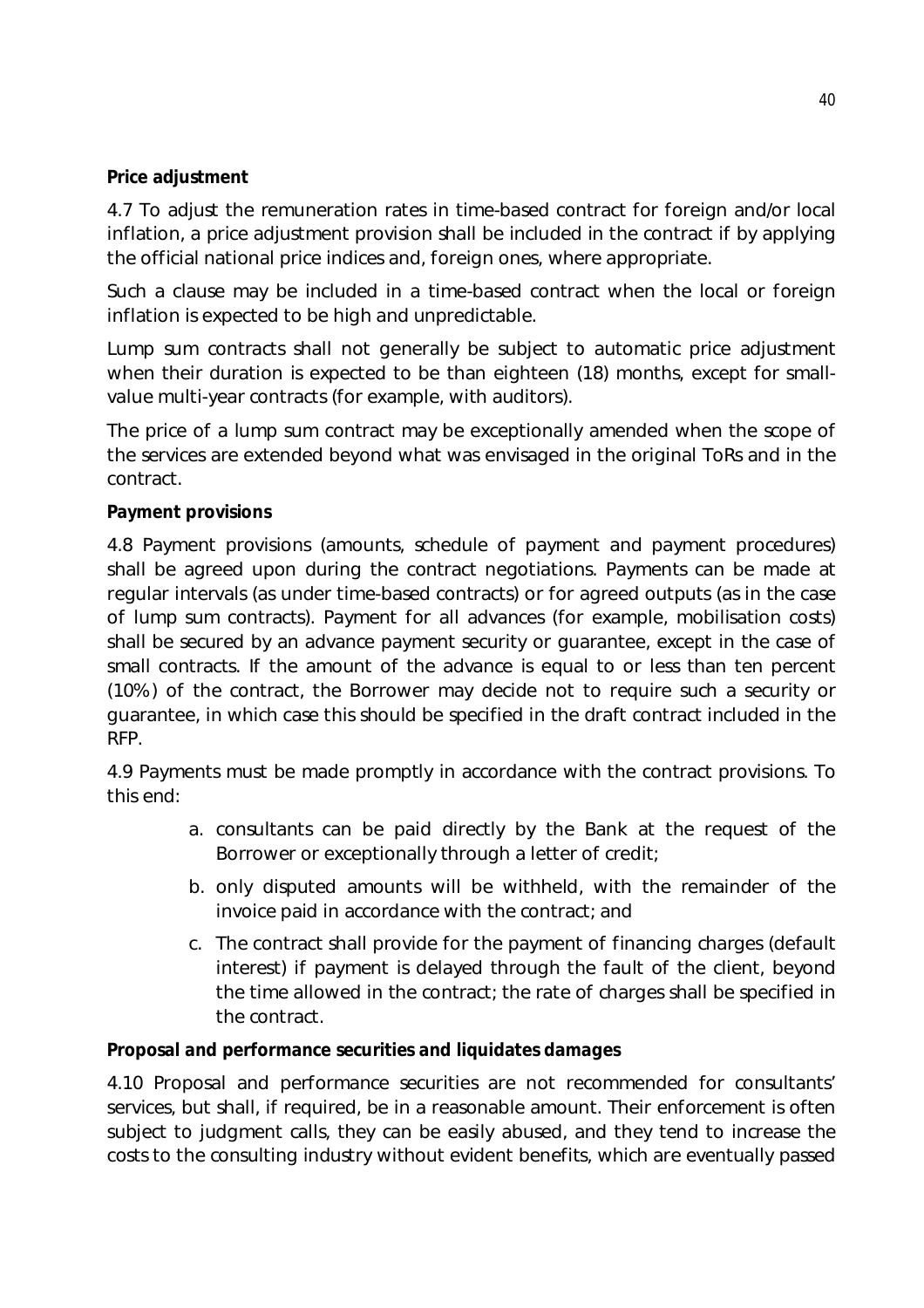**Price adjustment**

4.7 To adjust the remuneration rates in time-based contract for foreign and/or local inflation, a price adjustment provision shall be included in the contract if by applying the official national price indices and, foreign ones, where appropriate.

Such a clause may be included in a time-based contract when the local or foreign inflation is expected to be high and unpredictable.

Lump sum contracts shall not generally be subject to automatic price adjustment when their duration is expected to be than eighteen (18) months, except for small-value multi-year contracts (for example, with auditors).

The price of a lump sum contract may be exceptionally amended when the scope of the services are extended beyond what was envisaged in the original ToRs and in the contract.

**Payment provisions**

4.8 Payment provisions (amounts, schedule of payment and payment procedures) shall be agreed upon during the contract negotiations. Payments can be made at regular intervals (as under time-based contracts) or for agreed outputs (as in the case of lump sum contracts). Payment for all advances (for example, mobilisation costs) shall be secured by an advance payment security or guarantee, except in the case of small contracts. If the amount of the advance is equal to or less than ten percent (10%) of the contract, the Borrower may decide not to require such a security or guarantee, in which case this should be specified in the draft contract included in the RFP.

4.9 Payments must be made promptly in accordance with the contract provisions. To this end:

a. consultants can be paid directly by the Bank at the request of the Borrower or exceptionally through a letter of credit;
b. only disputed amounts will be withheld, with the remainder of the invoice paid in accordance with the contract; and
c. The contract shall provide for the payment of financing charges (default interest) if payment is delayed through the fault of the client, beyond the time allowed in the contract; the rate of charges shall be specified in the contract.

**Proposal and performance securities and liquidates damages**

4.10 Proposal and performance securities are not recommended for consultants' services, but shall, if required, be in a reasonable amount. Their enforcement is often subject to judgment calls, they can be easily abused, and they tend to increase the costs to the consulting industry without evident benefits, which are eventually passed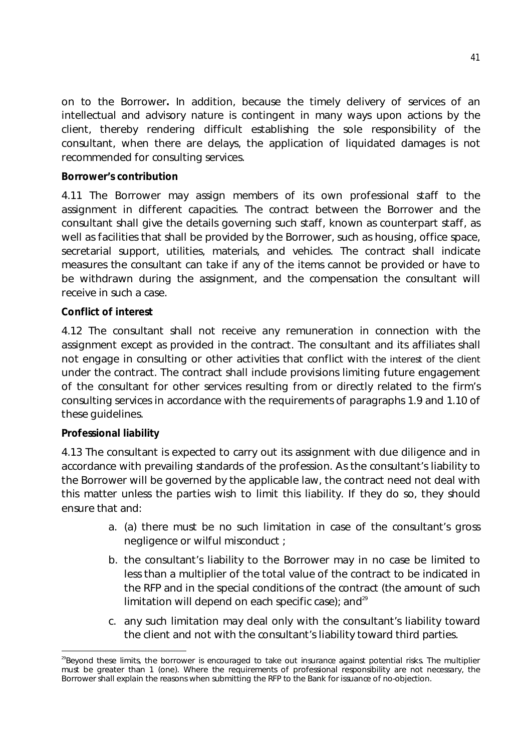on to the Borrower**.** In addition, because the timely delivery of services of an intellectual and advisory nature is contingent in many ways upon actions by the client, thereby rendering difficult establishing the sole responsibility of the consultant, when there are delays, the application of liquidated damages is not recommended for consulting services.

**Borrower's contribution**

4.11 The Borrower may assign members of its own professional staff to the assignment in different capacities. The contract between the Borrower and the consultant shall give the details governing such staff, known as counterpart staff, as well as facilities that shall be provided by the Borrower, such as housing, office space, secretarial support, utilities, materials, and vehicles. The contract shall indicate measures the consultant can take if any of the items cannot be provided or have to be withdrawn during the assignment, and the compensation the consultant will receive in such a case.

**Conflict of interest**

4.12 The consultant shall not receive any remuneration in connection with the assignment except as provided in the contract. The consultant and its affiliates shall not engage in consulting or other activities that conflict with the interest of the client under the contract. The contract shall include provisions limiting future engagement of the consultant for other services resulting from or directly related to the firm's consulting services in accordance with the requirements of paragraphs 1.9 and 1.10 of these guidelines.

**Professional liability**

4.13 The consultant is expected to carry out its assignment with due diligence and in accordance with prevailing standards of the profession. As the consultant's liability to the Borrower will be governed by the applicable law, the contract need not deal with this matter unless the parties wish to limit this liability. If they do so, they should ensure that and:

a. (a) there must be no such limitation in case of the consultant's gross negligence or wilful misconduct ;
b. the consultant's liability to the Borrower may in no case be limited to less than a multiplier of the total value of the contract to be indicated in the RFP and in the special conditions of the contract (the amount of such limitation will depend on each specific case); and[29]
c. any such limitation may deal only with the consultant's liability toward the client and not with the consultant's liability toward third parties.

---

[29]Beyond these limits, the borrower is encouraged to take out insurance against potential risks. The multiplier must be greater than 1 (one). Where the requirements of professional responsibility are not necessary, the Borrower shall explain the reasons when submitting the RFP to the Bank for issuance of no-objection.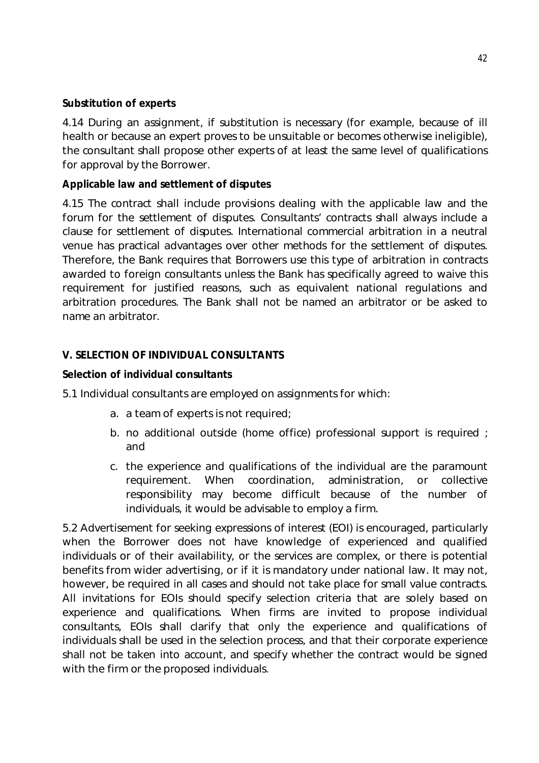**Substitution of experts**

4.14 During an assignment, if substitution is necessary (for example, because of ill health or because an expert proves to be unsuitable or becomes otherwise ineligible), the consultant shall propose other experts of at least the same level of qualifications for approval by the Borrower.

**Applicable law and settlement of disputes**

4.15 The contract shall include provisions dealing with the applicable law and the forum for the settlement of disputes. Consultants' contracts shall always include a clause for settlement of disputes. International commercial arbitration in a neutral venue has practical advantages over other methods for the settlement of disputes. Therefore, the Bank requires that Borrowers use this type of arbitration in contracts awarded to foreign consultants unless the Bank has specifically agreed to waive this requirement for justified reasons, such as equivalent national regulations and arbitration procedures. The Bank shall not be named an arbitrator or be asked to name an arbitrator.

## V. SELECTION OF INDIVIDUAL CONSULTANTS

**Selection of individual consultants**

5.1 Individual consultants are employed on assignments for which:

a. a team of experts is not required;

b. no additional outside (home office) professional support is required ; and

c. the experience and qualifications of the individual are the paramount requirement. When coordination, administration, or collective responsibility may become difficult because of the number of individuals, it would be advisable to employ a firm.

5.2 Advertisement for seeking expressions of interest (EOI) is encouraged, particularly when the Borrower does not have knowledge of experienced and qualified individuals or of their availability, or the services are complex, or there is potential benefits from wider advertising, or if it is mandatory under national law. It may not, however, be required in all cases and should not take place for small value contracts. All invitations for EOIs should specify selection criteria that are solely based on experience and qualifications. When firms are invited to propose individual consultants, EOIs shall clarify that only the experience and qualifications of individuals shall be used in the selection process, and that their corporate experience shall not be taken into account, and specify whether the contract would be signed with the firm or the proposed individuals.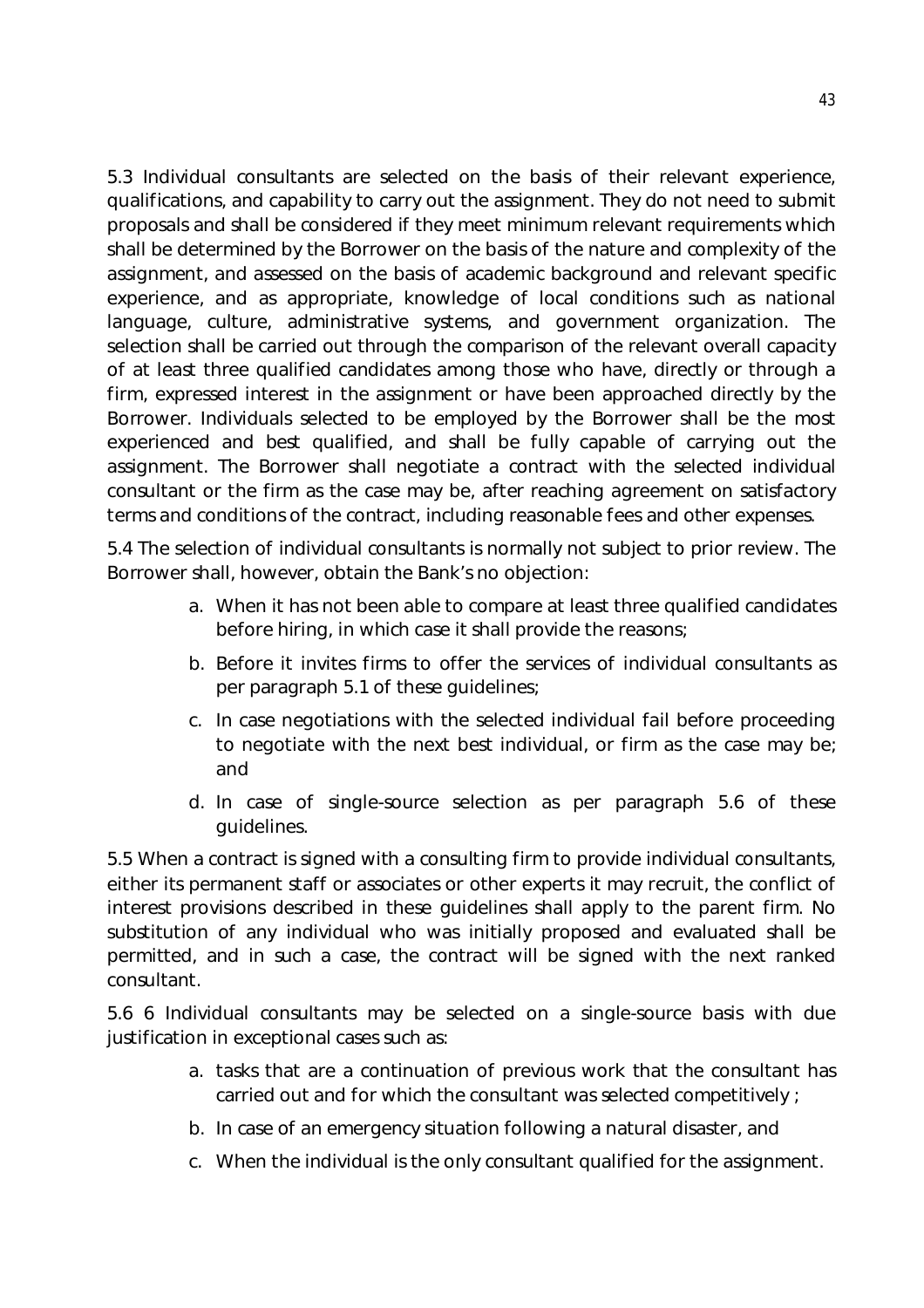5.3 Individual consultants are selected on the basis of their relevant experience, qualifications, and capability to carry out the assignment. They do not need to submit proposals and shall be considered if they meet minimum relevant requirements which shall be determined by the Borrower on the basis of the nature and complexity of the assignment, and assessed on the basis of academic background and relevant specific experience, and as appropriate, knowledge of local conditions such as national language, culture, administrative systems, and government organization. The selection shall be carried out through the comparison of the relevant overall capacity of at least three qualified candidates among those who have, directly or through a firm, expressed interest in the assignment or have been approached directly by the Borrower. Individuals selected to be employed by the Borrower shall be the most experienced and best qualified, and shall be fully capable of carrying out the assignment. The Borrower shall negotiate a contract with the selected individual consultant or the firm as the case may be, after reaching agreement on satisfactory terms and conditions of the contract, including reasonable fees and other expenses.

5.4 The selection of individual consultants is normally not subject to prior review. The Borrower shall, however, obtain the Bank's no objection:

a. When it has not been able to compare at least three qualified candidates before hiring, in which case it shall provide the reasons;
b. Before it invites firms to offer the services of individual consultants as per paragraph 5.1 of these guidelines;
c. In case negotiations with the selected individual fail before proceeding to negotiate with the next best individual, or firm as the case may be; and
d. In case of single-source selection as per paragraph 5.6 of these guidelines.

5.5 When a contract is signed with a consulting firm to provide individual consultants, either its permanent staff or associates or other experts it may recruit, the conflict of interest provisions described in these guidelines shall apply to the parent firm. No substitution of any individual who was initially proposed and evaluated shall be permitted, and in such a case, the contract will be signed with the next ranked consultant.

5.6 6 Individual consultants may be selected on a single-source basis with due justification in exceptional cases such as:

a. tasks that are a continuation of previous work that the consultant has carried out and for which the consultant was selected competitively ;
b. In case of an emergency situation following a natural disaster, and
c. When the individual is the only consultant qualified for the assignment.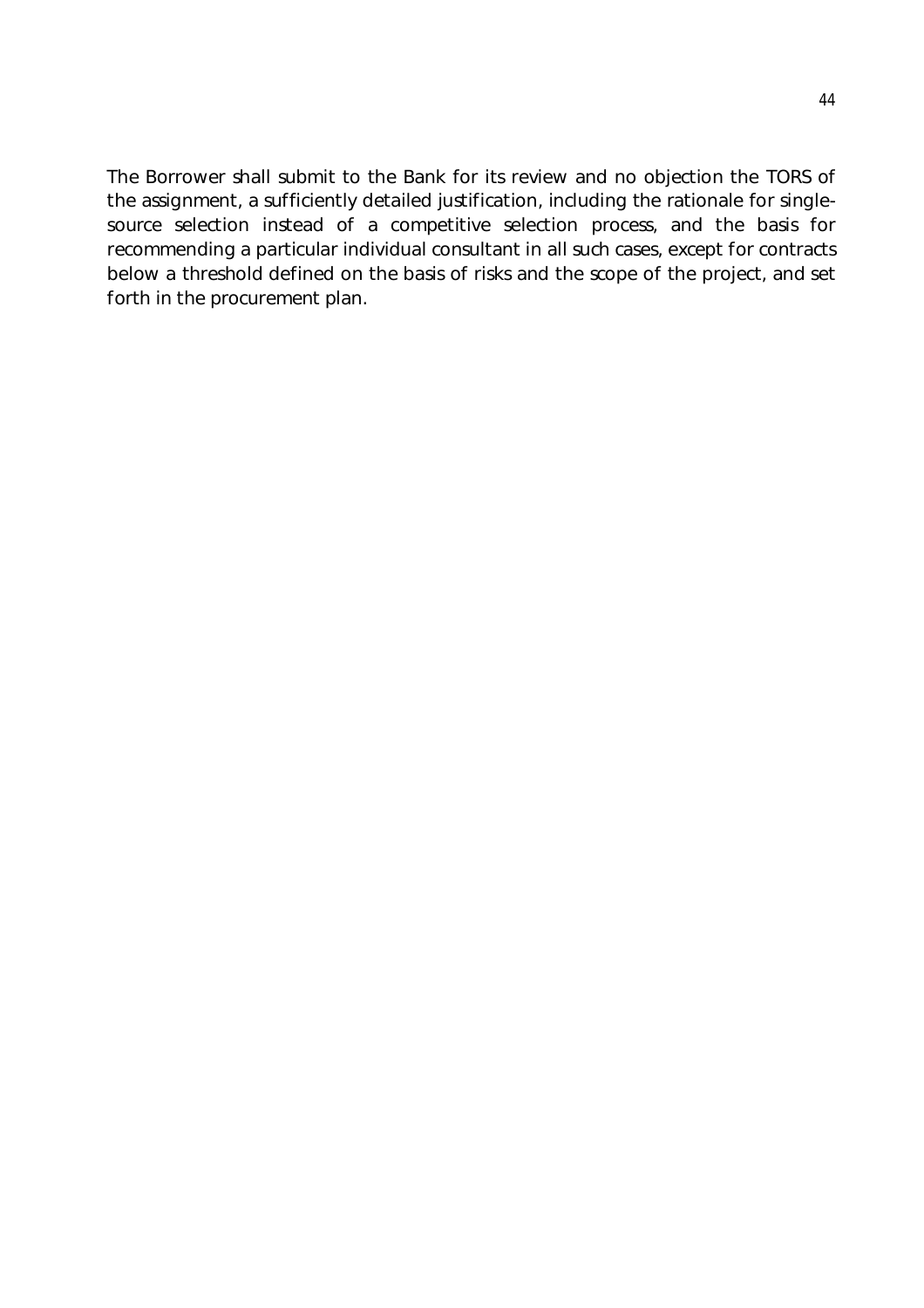The Borrower shall submit to the Bank for its review and no objection the TORS of the assignment, a sufficiently detailed justification, including the rationale for single-source selection instead of a competitive selection process, and the basis for recommending a particular individual consultant in all such cases, except for contracts below a threshold defined on the basis of risks and the scope of the project, and set forth in the procurement plan.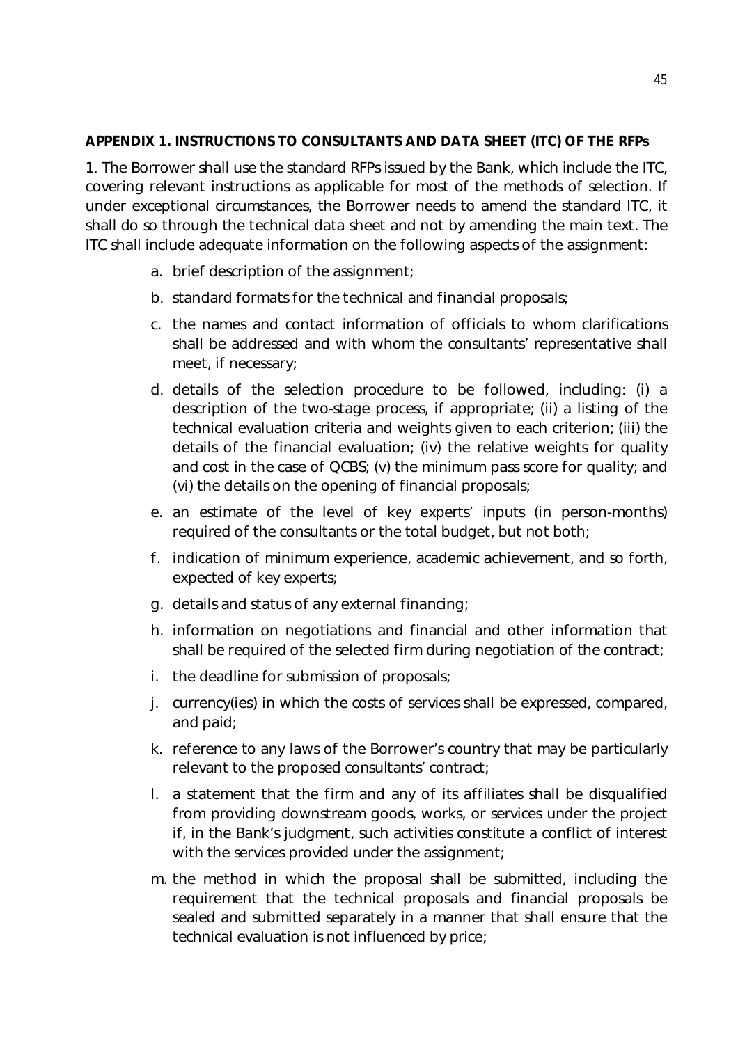**APPENDIX 1. INSTRUCTIONS TO CONSULTANTS AND DATA SHEET (ITC) OF THE RFPs**

1. The Borrower shall use the standard RFPs issued by the Bank, which include the ITC, covering relevant instructions as applicable for most of the methods of selection. If under exceptional circumstances, the Borrower needs to amend the standard ITC, it shall do so through the technical data sheet and not by amending the main text. The ITC shall include adequate information on the following aspects of the assignment:

a. brief description of the assignment;

b. standard formats for the technical and financial proposals;

c. the names and contact information of officials to whom clarifications shall be addressed and with whom the consultants' representative shall meet, if necessary;

d. details of the selection procedure to be followed, including: (i) a description of the two-stage process, if appropriate; (ii) a listing of the technical evaluation criteria and weights given to each criterion; (iii) the details of the financial evaluation; (iv) the relative weights for quality and cost in the case of QCBS; (v) the minimum pass score for quality; and (vi) the details on the opening of financial proposals;

e. an estimate of the level of key experts' inputs (in person-months) required of the consultants or the total budget, but not both;

f. indication of minimum experience, academic achievement, and so forth, expected of key experts;

g. details and status of any external financing;

h. information on negotiations and financial and other information that shall be required of the selected firm during negotiation of the contract;

i. the deadline for submission of proposals;

j. currency(ies) in which the costs of services shall be expressed, compared, and paid;

k. reference to any laws of the Borrower's country that may be particularly relevant to the proposed consultants' contract;

l. a statement that the firm and any of its affiliates shall be disqualified from providing downstream goods, works, or services under the project if, in the Bank's judgment, such activities constitute a conflict of interest with the services provided under the assignment;

m. the method in which the proposal shall be submitted, including the requirement that the technical proposals and financial proposals be sealed and submitted separately in a manner that shall ensure that the technical evaluation is not influenced by price;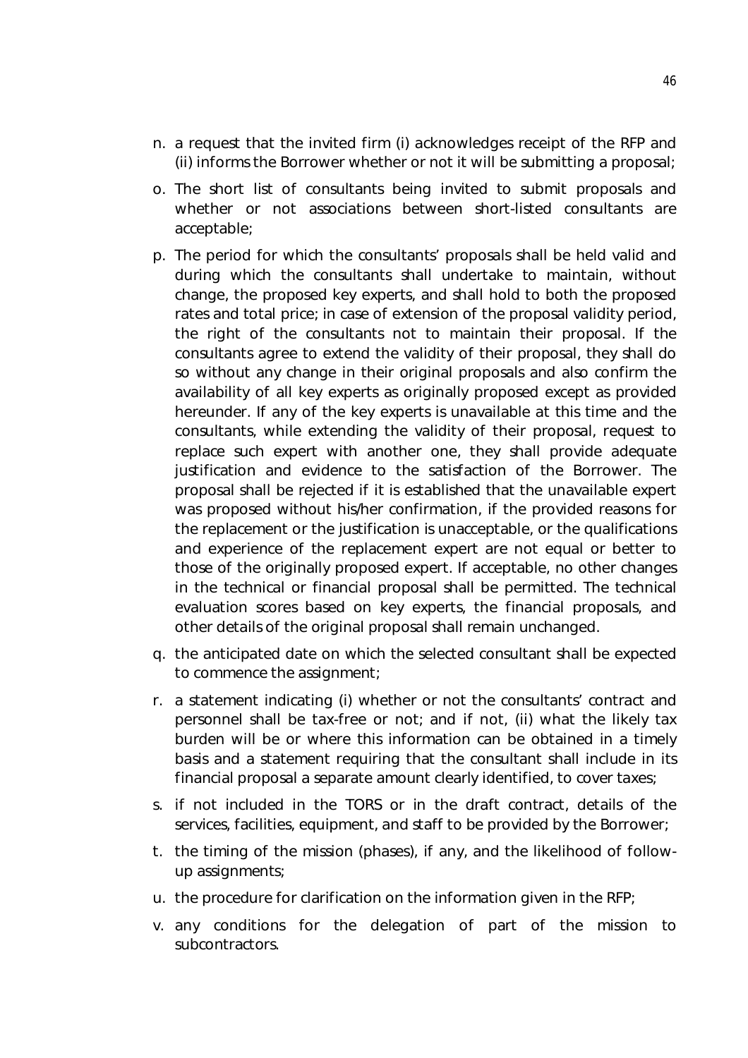n. a request that the invited firm (i) acknowledges receipt of the RFP and (ii) informs the Borrower whether or not it will be submitting a proposal;

o. The short list of consultants being invited to submit proposals and whether or not associations between short-listed consultants are acceptable;

p. The period for which the consultants' proposals shall be held valid and during which the consultants shall undertake to maintain, without change, the proposed key experts, and shall hold to both the proposed rates and total price; in case of extension of the proposal validity period, the right of the consultants not to maintain their proposal. If the consultants agree to extend the validity of their proposal, they shall do so without any change in their original proposals and also confirm the availability of all key experts as originally proposed except as provided hereunder. If any of the key experts is unavailable at this time and the consultants, while extending the validity of their proposal, request to replace such expert with another one, they shall provide adequate justification and evidence to the satisfaction of the Borrower. The proposal shall be rejected if it is established that the unavailable expert was proposed without his/her confirmation, if the provided reasons for the replacement or the justification is unacceptable, or the qualifications and experience of the replacement expert are not equal or better to those of the originally proposed expert. If acceptable, no other changes in the technical or financial proposal shall be permitted. The technical evaluation scores based on key experts, the financial proposals, and other details of the original proposal shall remain unchanged.

q. the anticipated date on which the selected consultant shall be expected to commence the assignment;

r. a statement indicating (i) whether or not the consultants' contract and personnel shall be tax-free or not; and if not, (ii) what the likely tax burden will be or where this information can be obtained in a timely basis and a statement requiring that the consultant shall include in its financial proposal a separate amount clearly identified, to cover taxes;

s. if not included in the TORS or in the draft contract, details of the services, facilities, equipment, and staff to be provided by the Borrower;

t. the timing of the mission (phases), if any, and the likelihood of follow-up assignments;

u. the procedure for clarification on the information given in the RFP;

v. any conditions for the delegation of part of the mission to subcontractors.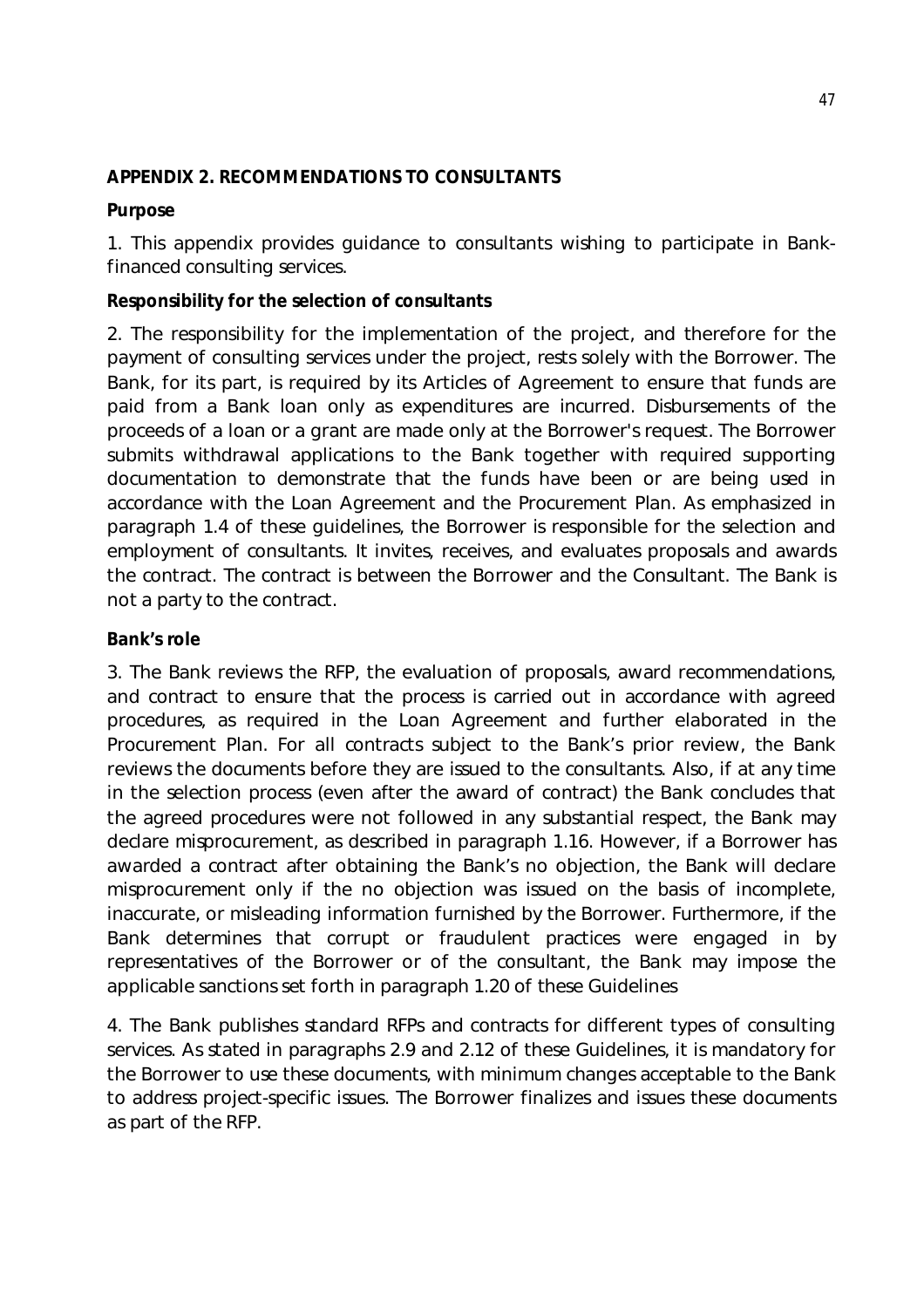## APPENDIX 2. RECOMMENDATIONS TO CONSULTANTS

### Purpose

1. This appendix provides guidance to consultants wishing to participate in Bank-financed consulting services.

### Responsibility for the selection of consultants

2. The responsibility for the implementation of the project, and therefore for the payment of consulting services under the project, rests solely with the Borrower. The Bank, for its part, is required by its Articles of Agreement to ensure that funds are paid from a Bank loan only as expenditures are incurred. Disbursements of the proceeds of a loan or a grant are made only at the Borrower's request. The Borrower submits withdrawal applications to the Bank together with required supporting documentation to demonstrate that the funds have been or are being used in accordance with the Loan Agreement and the Procurement Plan. As emphasized in paragraph 1.4 of these guidelines, the Borrower is responsible for the selection and employment of consultants. It invites, receives, and evaluates proposals and awards the contract. The contract is between the Borrower and the Consultant. The Bank is not a party to the contract.

### Bank's role

3. The Bank reviews the RFP, the evaluation of proposals, award recommendations, and contract to ensure that the process is carried out in accordance with agreed procedures, as required in the Loan Agreement and further elaborated in the Procurement Plan. For all contracts subject to the Bank's prior review, the Bank reviews the documents before they are issued to the consultants. Also, if at any time in the selection process (even after the award of contract) the Bank concludes that the agreed procedures were not followed in any substantial respect, the Bank may declare misprocurement, as described in paragraph 1.16. However, if a Borrower has awarded a contract after obtaining the Bank's no objection, the Bank will declare misprocurement only if the no objection was issued on the basis of incomplete, inaccurate, or misleading information furnished by the Borrower. Furthermore, if the Bank determines that corrupt or fraudulent practices were engaged in by representatives of the Borrower or of the consultant, the Bank may impose the applicable sanctions set forth in paragraph 1.20 of these Guidelines

4. The Bank publishes standard RFPs and contracts for different types of consulting services. As stated in paragraphs 2.9 and 2.12 of these Guidelines, it is mandatory for the Borrower to use these documents, with minimum changes acceptable to the Bank to address project-specific issues. The Borrower finalizes and issues these documents as part of the RFP.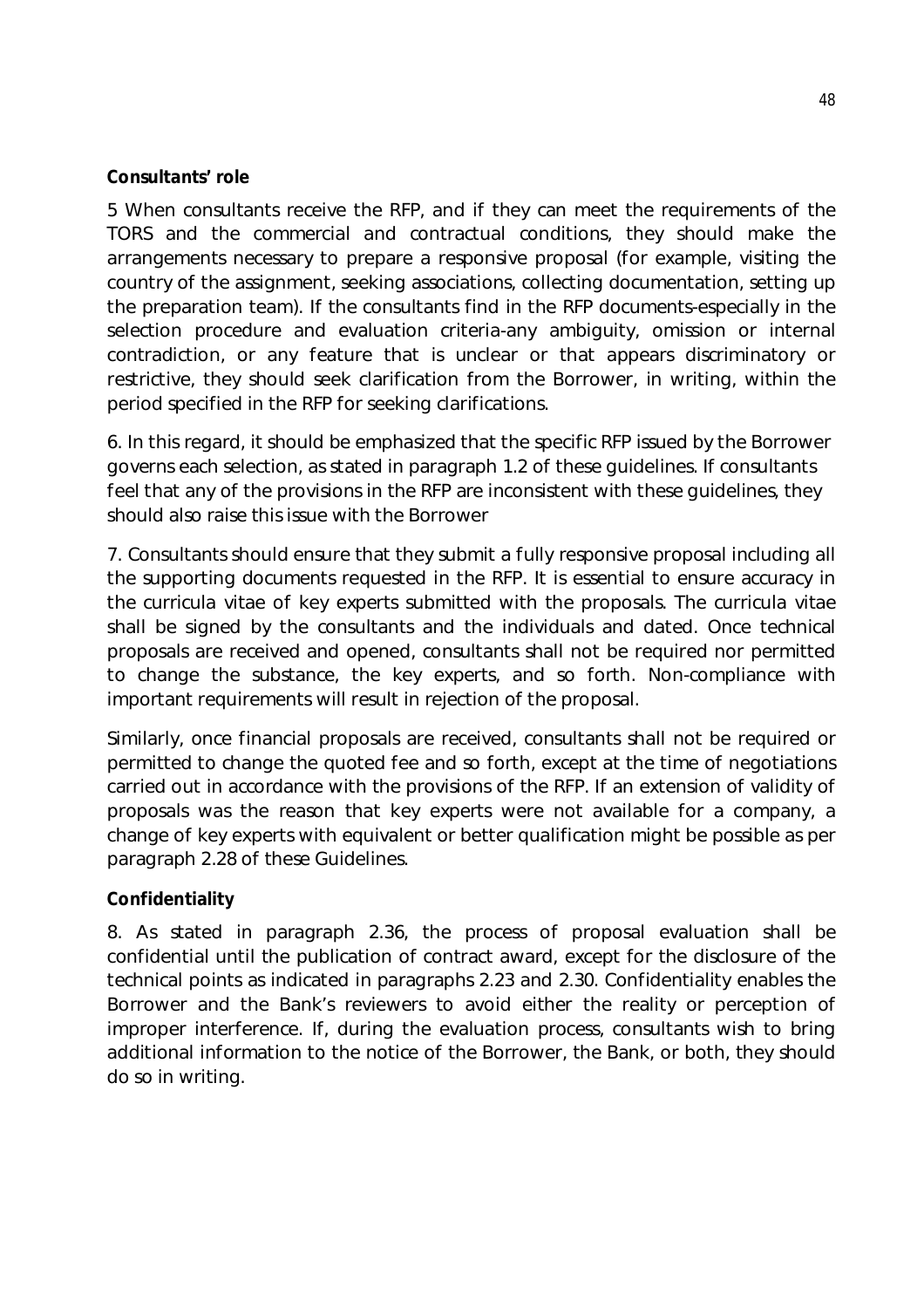**Consultants' role**

5 When consultants receive the RFP, and if they can meet the requirements of the TORS and the commercial and contractual conditions, they should make the arrangements necessary to prepare a responsive proposal (for example, visiting the country of the assignment, seeking associations, collecting documentation, setting up the preparation team). If the consultants find in the RFP documents-especially in the selection procedure and evaluation criteria-any ambiguity, omission or internal contradiction, or any feature that is unclear or that appears discriminatory or restrictive, they should seek clarification from the Borrower, in writing, within the period specified in the RFP for seeking clarifications.

6. In this regard, it should be emphasized that the specific RFP issued by the Borrower governs each selection, as stated in paragraph 1.2 of these guidelines. If consultants feel that any of the provisions in the RFP are inconsistent with these guidelines, they should also raise this issue with the Borrower

7. Consultants should ensure that they submit a fully responsive proposal including all the supporting documents requested in the RFP. It is essential to ensure accuracy in the curricula vitae of key experts submitted with the proposals. The curricula vitae shall be signed by the consultants and the individuals and dated. Once technical proposals are received and opened, consultants shall not be required nor permitted to change the substance, the key experts, and so forth. Non-compliance with important requirements will result in rejection of the proposal.

Similarly, once financial proposals are received, consultants shall not be required or permitted to change the quoted fee and so forth, except at the time of negotiations carried out in accordance with the provisions of the RFP. If an extension of validity of proposals was the reason that key experts were not available for a company, a change of key experts with equivalent or better qualification might be possible as per paragraph 2.28 of these Guidelines.

**Confidentiality**

8. As stated in paragraph 2.36, the process of proposal evaluation shall be confidential until the publication of contract award, except for the disclosure of the technical points as indicated in paragraphs 2.23 and 2.30. Confidentiality enables the Borrower and the Bank's reviewers to avoid either the reality or perception of improper interference. If, during the evaluation process, consultants wish to bring additional information to the notice of the Borrower, the Bank, or both, they should do so in writing.